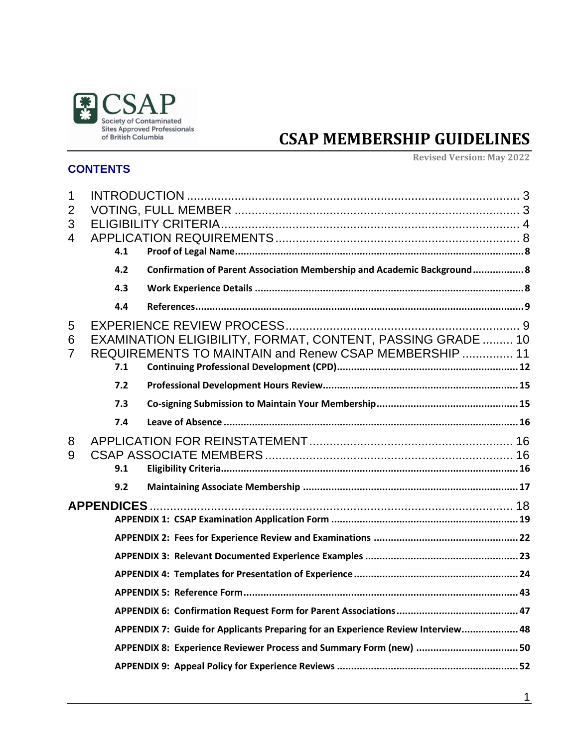CSAP

Society of Contaminated Sites Approved Professionals of British Columbia

# CSAP MEMBERSHIP GUIDELINES

**Revised Version: May 2022**

## CONTENTS

1 INTRODUCTION ..... 3
2 VOTING, FULL MEMBER ..... 3
3 ELIGIBILITY CRITERIA ..... 4
4 APPLICATION REQUIREMENTS ..... 8
  **4.1 Proof of Legal Name ..... 8**
  **4.2 Confirmation of Parent Association Membership and Academic Background ..... 8**
  **4.3 Work Experience Details ..... 8**
  **4.4 References ..... 9**
5 EXPERIENCE REVIEW PROCESS ..... 9
6 EXAMINATION ELIGIBILITY, FORMAT, CONTENT, PASSING GRADE ..... 10
7 REQUIREMENTS TO MAINTAIN and Renew CSAP MEMBERSHIP ..... 11
  **7.1 Continuing Professional Development (CPD) ..... 12**
  **7.2 Professional Development Hours Review ..... 15**
  **7.3 Co-signing Submission to Maintain Your Membership ..... 15**
  **7.4 Leave of Absence ..... 16**
8 APPLICATION FOR REINSTATEMENT ..... 16
9 CSAP ASSOCIATE MEMBERS ..... 16
  **9.1 Eligibility Criteria ..... 16**
  **9.2 Maintaining Associate Membership ..... 17**

**APPENDICES** ..... 18
  **APPENDIX 1: CSAP Examination Application Form ..... 19**
  **APPENDIX 2: Fees for Experience Review and Examinations ..... 22**
  **APPENDIX 3: Relevant Documented Experience Examples ..... 23**
  **APPENDIX 4: Templates for Presentation of Experience ..... 24**
  **APPENDIX 5: Reference Form ..... 43**
  **APPENDIX 6: Confirmation Request Form for Parent Associations ..... 47**
  **APPENDIX 7: Guide for Applicants Preparing for an Experience Review Interview ..... 48**
  **APPENDIX 8: Experience Reviewer Process and Summary Form (new) ..... 50**
  **APPENDIX 9: Appeal Policy for Experience Reviews ..... 52**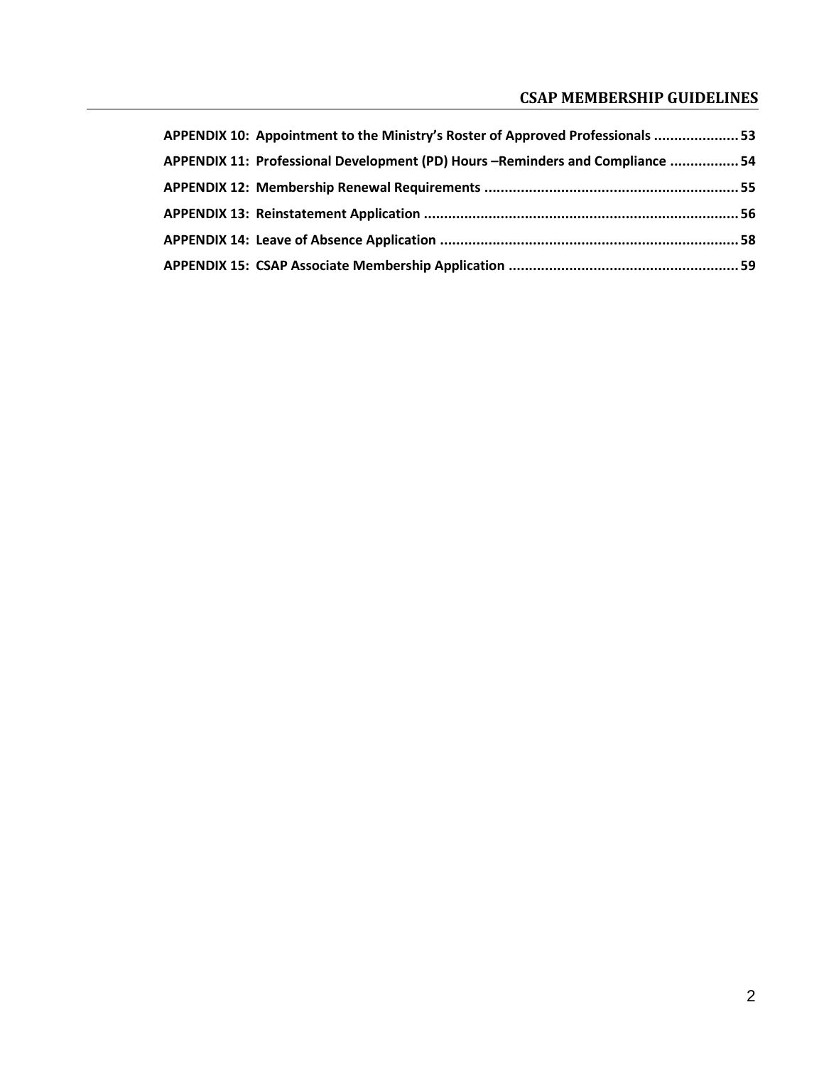**APPENDIX 10: Appointment to the Ministry's Roster of Approved Professionals ..................... 53**

**APPENDIX 11: Professional Development (PD) Hours –Reminders and Compliance ................. 54**

**APPENDIX 12: Membership Renewal Requirements .............................................................. 55**

**APPENDIX 13: Reinstatement Application ............................................................................. 56**

**APPENDIX 14: Leave of Absence Application ......................................................................... 58**

**APPENDIX 15: CSAP Associate Membership Application ......................................................... 59**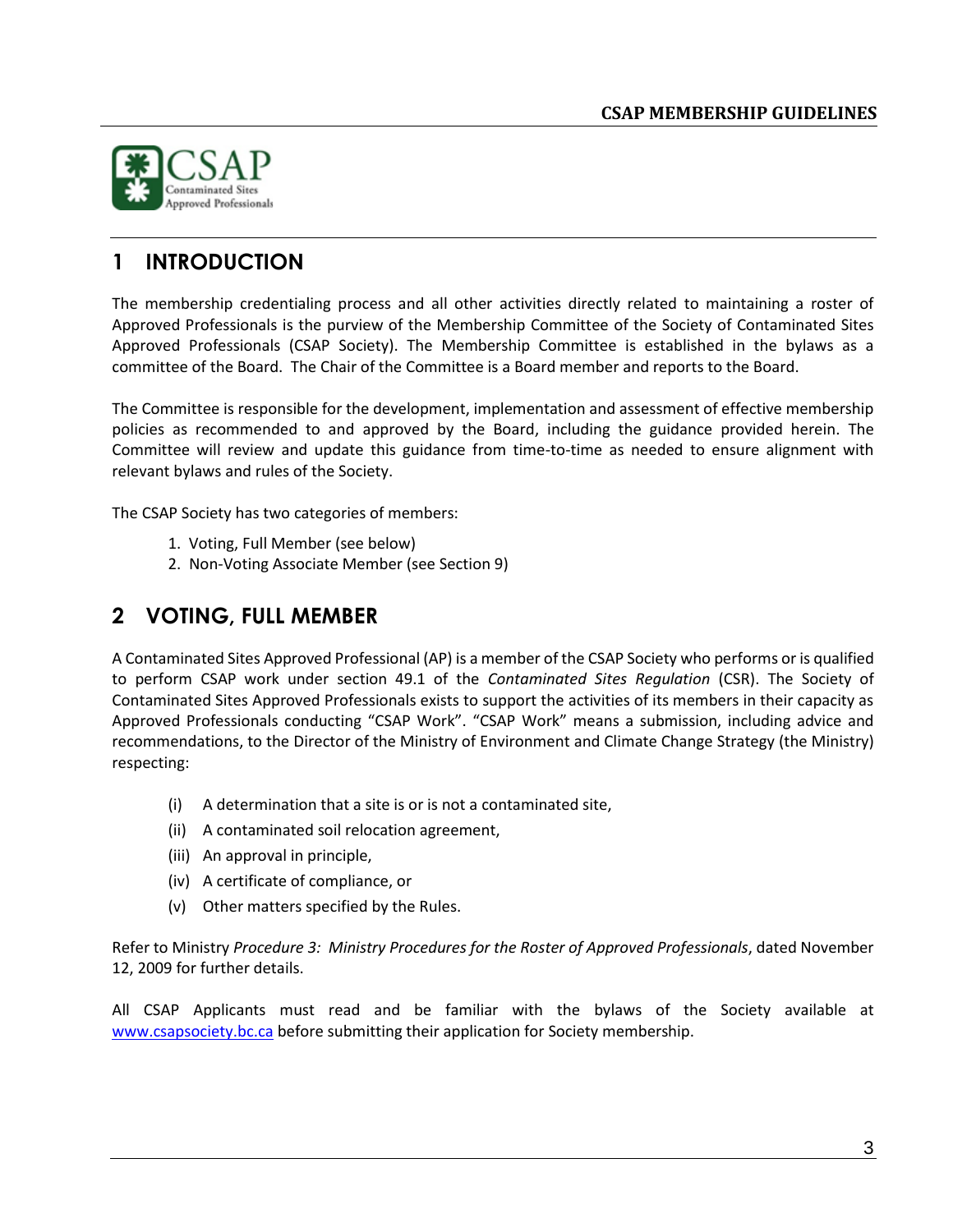# 1 INTRODUCTION

The membership credentialing process and all other activities directly related to maintaining a roster of Approved Professionals is the purview of the Membership Committee of the Society of Contaminated Sites Approved Professionals (CSAP Society). The Membership Committee is established in the bylaws as a committee of the Board. The Chair of the Committee is a Board member and reports to the Board.

The Committee is responsible for the development, implementation and assessment of effective membership policies as recommended to and approved by the Board, including the guidance provided herein. The Committee will review and update this guidance from time-to-time as needed to ensure alignment with relevant bylaws and rules of the Society.

The CSAP Society has two categories of members:

1. Voting, Full Member (see below)
2. Non-Voting Associate Member (see Section 9)

# 2 VOTING, FULL MEMBER

A Contaminated Sites Approved Professional (AP) is a member of the CSAP Society who performs or is qualified to perform CSAP work under section 49.1 of the *Contaminated Sites Regulation* (CSR). The Society of Contaminated Sites Approved Professionals exists to support the activities of its members in their capacity as Approved Professionals conducting "CSAP Work". "CSAP Work" means a submission, including advice and recommendations, to the Director of the Ministry of Environment and Climate Change Strategy (the Ministry) respecting:

(i) A determination that a site is or is not a contaminated site,

(ii) A contaminated soil relocation agreement,

(iii) An approval in principle,

(iv) A certificate of compliance, or

(v) Other matters specified by the Rules.

Refer to Ministry *Procedure 3: Ministry Procedures for the Roster of Approved Professionals*, dated November 12, 2009 for further details.

All CSAP Applicants must read and be familiar with the bylaws of the Society available at www.csapsociety.bc.ca before submitting their application for Society membership.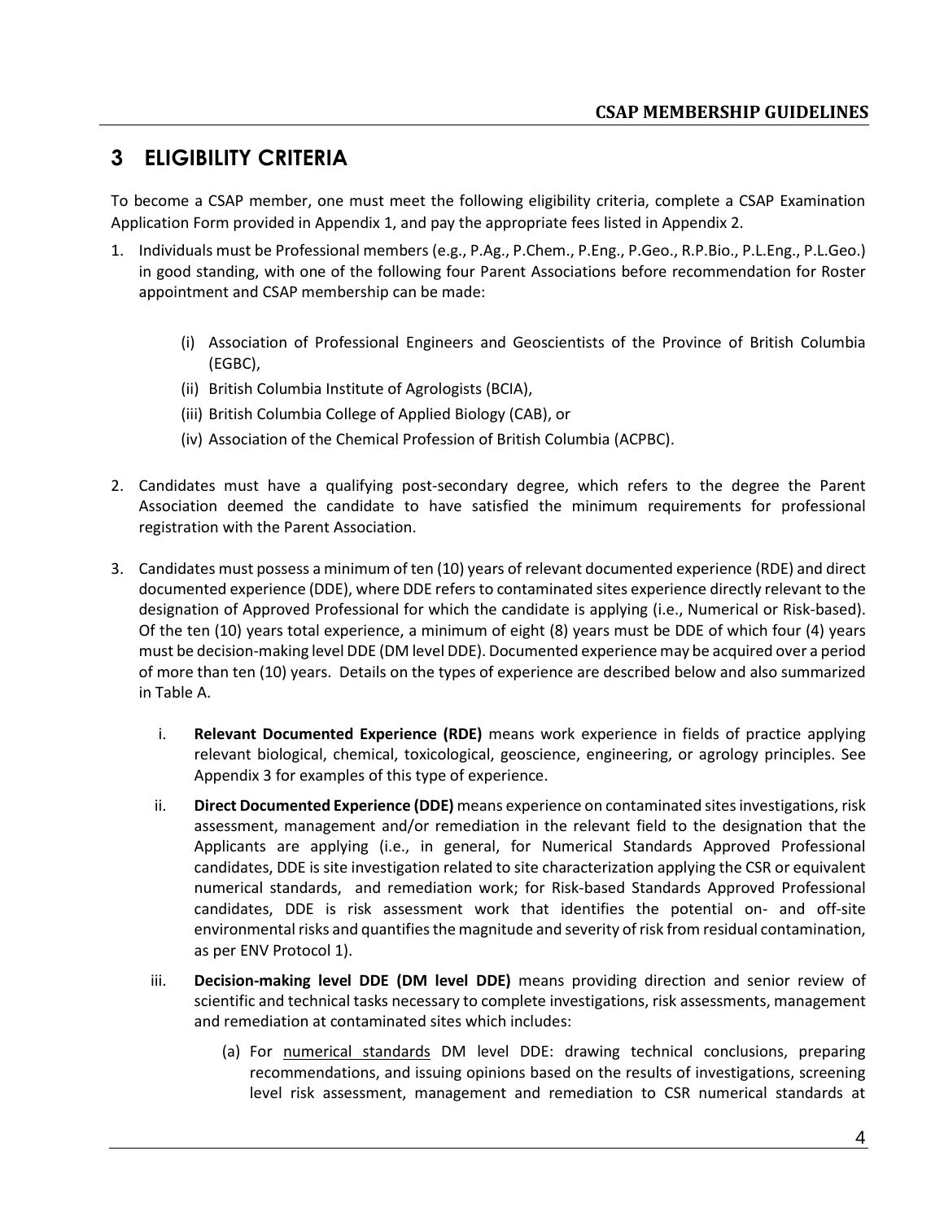# 3 ELIGIBILITY CRITERIA

To become a CSAP member, one must meet the following eligibility criteria, complete a CSAP Examination Application Form provided in Appendix 1, and pay the appropriate fees listed in Appendix 2.

1. Individuals must be Professional members (e.g., P.Ag., P.Chem., P.Eng., P.Geo., R.P.Bio., P.L.Eng., P.L.Geo.) in good standing, with one of the following four Parent Associations before recommendation for Roster appointment and CSAP membership can be made:

   (i) Association of Professional Engineers and Geoscientists of the Province of British Columbia (EGBC),
   (ii) British Columbia Institute of Agrologists (BCIA),
   (iii) British Columbia College of Applied Biology (CAB), or
   (iv) Association of the Chemical Profession of British Columbia (ACPBC).

2. Candidates must have a qualifying post-secondary degree, which refers to the degree the Parent Association deemed the candidate to have satisfied the minimum requirements for professional registration with the Parent Association.

3. Candidates must possess a minimum of ten (10) years of relevant documented experience (RDE) and direct documented experience (DDE), where DDE refers to contaminated sites experience directly relevant to the designation of Approved Professional for which the candidate is applying (i.e., Numerical or Risk-based). Of the ten (10) years total experience, a minimum of eight (8) years must be DDE of which four (4) years must be decision-making level DDE (DM level DDE). Documented experience may be acquired over a period of more than ten (10) years. Details on the types of experience are described below and also summarized in Table A.

   i. **Relevant Documented Experience (RDE)** means work experience in fields of practice applying relevant biological, chemical, toxicological, geoscience, engineering, or agrology principles. See Appendix 3 for examples of this type of experience.

   ii. **Direct Documented Experience (DDE)** means experience on contaminated sites investigations, risk assessment, management and/or remediation in the relevant field to the designation that the Applicants are applying (i.e., in general, for Numerical Standards Approved Professional candidates, DDE is site investigation related to site characterization applying the CSR or equivalent numerical standards, and remediation work; for Risk-based Standards Approved Professional candidates, DDE is risk assessment work that identifies the potential on- and off-site environmental risks and quantifies the magnitude and severity of risk from residual contamination, as per ENV Protocol 1).

   iii. **Decision-making level DDE (DM level DDE)** means providing direction and senior review of scientific and technical tasks necessary to complete investigations, risk assessments, management and remediation at contaminated sites which includes:

      (a) For numerical standards DM level DDE: drawing technical conclusions, preparing recommendations, and issuing opinions based on the results of investigations, screening level risk assessment, management and remediation to CSR numerical standards at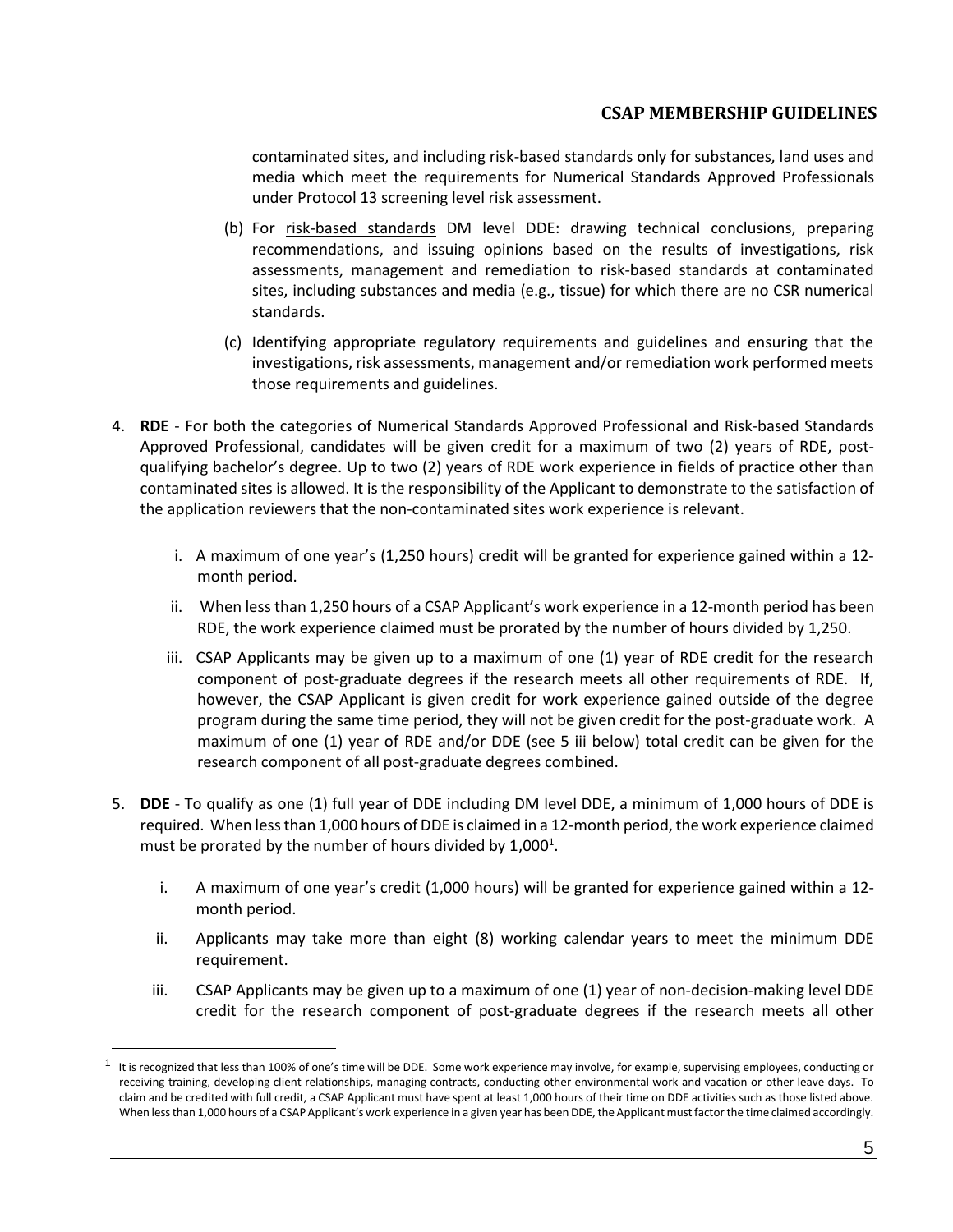contaminated sites, and including risk-based standards only for substances, land uses and media which meet the requirements for Numerical Standards Approved Professionals under Protocol 13 screening level risk assessment.

(b) For risk-based standards DM level DDE: drawing technical conclusions, preparing recommendations, and issuing opinions based on the results of investigations, risk assessments, management and remediation to risk-based standards at contaminated sites, including substances and media (e.g., tissue) for which there are no CSR numerical standards.

(c) Identifying appropriate regulatory requirements and guidelines and ensuring that the investigations, risk assessments, management and/or remediation work performed meets those requirements and guidelines.

4. **RDE** - For both the categories of Numerical Standards Approved Professional and Risk-based Standards Approved Professional, candidates will be given credit for a maximum of two (2) years of RDE, post-qualifying bachelor's degree. Up to two (2) years of RDE work experience in fields of practice other than contaminated sites is allowed. It is the responsibility of the Applicant to demonstrate to the satisfaction of the application reviewers that the non-contaminated sites work experience is relevant.

   i. A maximum of one year's (1,250 hours) credit will be granted for experience gained within a 12-month period.

   ii. When less than 1,250 hours of a CSAP Applicant's work experience in a 12-month period has been RDE, the work experience claimed must be prorated by the number of hours divided by 1,250.

   iii. CSAP Applicants may be given up to a maximum of one (1) year of RDE credit for the research component of post-graduate degrees if the research meets all other requirements of RDE. If, however, the CSAP Applicant is given credit for work experience gained outside of the degree program during the same time period, they will not be given credit for the post-graduate work. A maximum of one (1) year of RDE and/or DDE (see 5 iii below) total credit can be given for the research component of all post-graduate degrees combined.

5. **DDE** - To qualify as one (1) full year of DDE including DM level DDE, a minimum of 1,000 hours of DDE is required. When less than 1,000 hours of DDE is claimed in a 12-month period, the work experience claimed must be prorated by the number of hours divided by 1,000[1].

   i. A maximum of one year's credit (1,000 hours) will be granted for experience gained within a 12-month period.

   ii. Applicants may take more than eight (8) working calendar years to meet the minimum DDE requirement.

   iii. CSAP Applicants may be given up to a maximum of one (1) year of non-decision-making level DDE credit for the research component of post-graduate degrees if the research meets all other

[1] It is recognized that less than 100% of one's time will be DDE. Some work experience may involve, for example, supervising employees, conducting or receiving training, developing client relationships, managing contracts, conducting other environmental work and vacation or other leave days. To claim and be credited with full credit, a CSAP Applicant must have spent at least 1,000 hours of their time on DDE activities such as those listed above. When less than 1,000 hours of a CSAP Applicant's work experience in a given year has been DDE, the Applicant must factor the time claimed accordingly.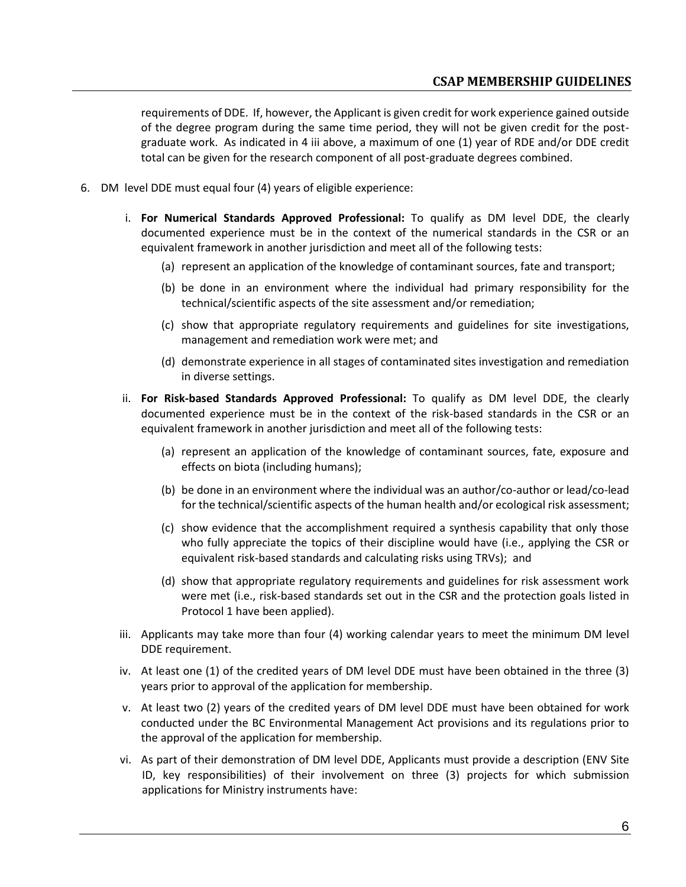requirements of DDE. If, however, the Applicant is given credit for work experience gained outside of the degree program during the same time period, they will not be given credit for the post-graduate work. As indicated in 4 iii above, a maximum of one (1) year of RDE and/or DDE credit total can be given for the research component of all post-graduate degrees combined.

6. DM level DDE must equal four (4) years of eligible experience:

   i. **For Numerical Standards Approved Professional:** To qualify as DM level DDE, the clearly documented experience must be in the context of the numerical standards in the CSR or an equivalent framework in another jurisdiction and meet all of the following tests:

      (a) represent an application of the knowledge of contaminant sources, fate and transport;

      (b) be done in an environment where the individual had primary responsibility for the technical/scientific aspects of the site assessment and/or remediation;

      (c) show that appropriate regulatory requirements and guidelines for site investigations, management and remediation work were met; and

      (d) demonstrate experience in all stages of contaminated sites investigation and remediation in diverse settings.

   ii. **For Risk-based Standards Approved Professional:** To qualify as DM level DDE, the clearly documented experience must be in the context of the risk-based standards in the CSR or an equivalent framework in another jurisdiction and meet all of the following tests:

      (a) represent an application of the knowledge of contaminant sources, fate, exposure and effects on biota (including humans);

      (b) be done in an environment where the individual was an author/co-author or lead/co-lead for the technical/scientific aspects of the human health and/or ecological risk assessment;

      (c) show evidence that the accomplishment required a synthesis capability that only those who fully appreciate the topics of their discipline would have (i.e., applying the CSR or equivalent risk-based standards and calculating risks using TRVs); and

      (d) show that appropriate regulatory requirements and guidelines for risk assessment work were met (i.e., risk-based standards set out in the CSR and the protection goals listed in Protocol 1 have been applied).

   iii. Applicants may take more than four (4) working calendar years to meet the minimum DM level DDE requirement.

   iv. At least one (1) of the credited years of DM level DDE must have been obtained in the three (3) years prior to approval of the application for membership.

   v. At least two (2) years of the credited years of DM level DDE must have been obtained for work conducted under the BC Environmental Management Act provisions and its regulations prior to the approval of the application for membership.

   vi. As part of their demonstration of DM level DDE, Applicants must provide a description (ENV Site ID, key responsibilities) of their involvement on three (3) projects for which submission applications for Ministry instruments have: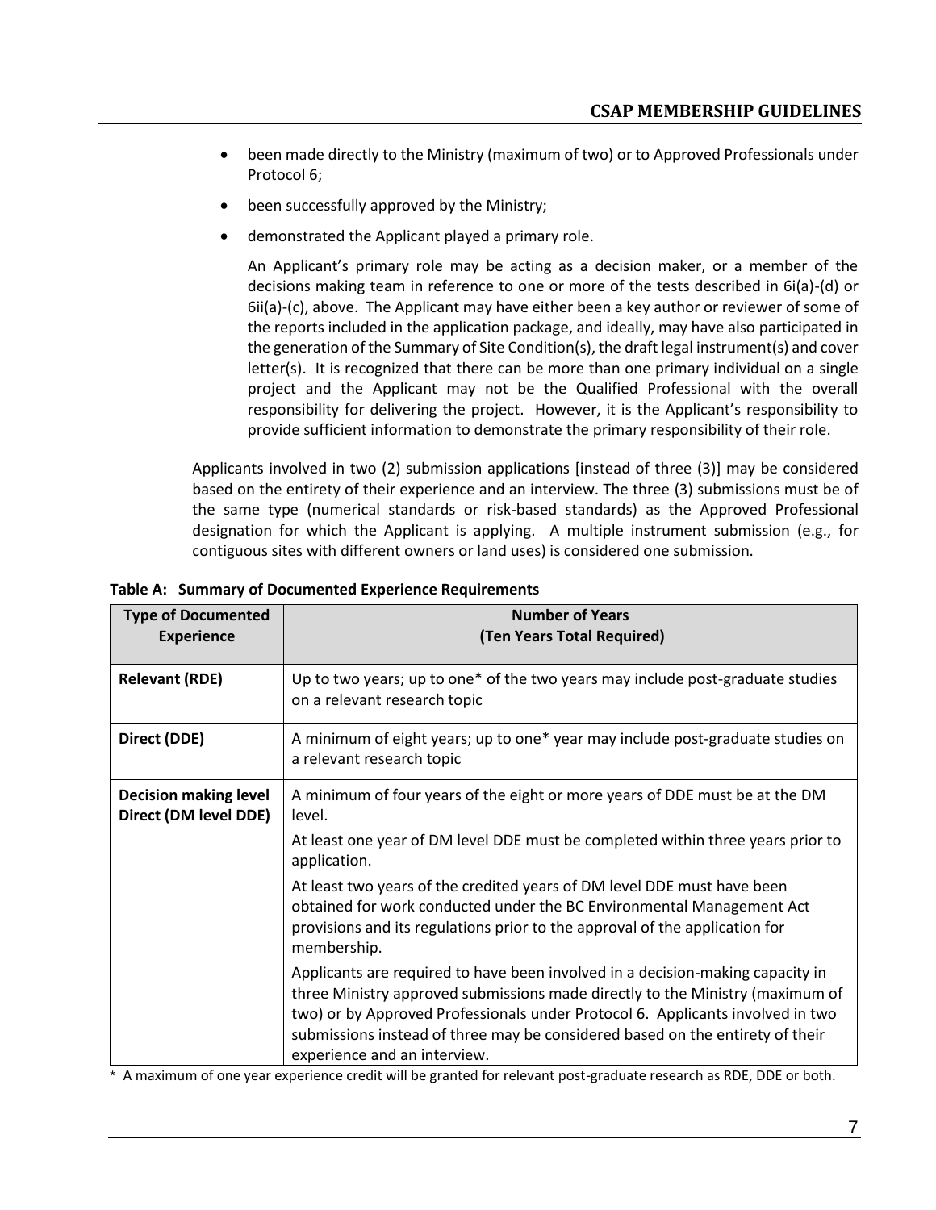- been made directly to the Ministry (maximum of two) or to Approved Professionals under Protocol 6;
- been successfully approved by the Ministry;
- demonstrated the Applicant played a primary role.

  An Applicant's primary role may be acting as a decision maker, or a member of the decisions making team in reference to one or more of the tests described in 6i(a)-(d) or 6ii(a)-(c), above. The Applicant may have either been a key author or reviewer of some of the reports included in the application package, and ideally, may have also participated in the generation of the Summary of Site Condition(s), the draft legal instrument(s) and cover letter(s). It is recognized that there can be more than one primary individual on a single project and the Applicant may not be the Qualified Professional with the overall responsibility for delivering the project. However, it is the Applicant's responsibility to provide sufficient information to demonstrate the primary responsibility of their role.

Applicants involved in two (2) submission applications [instead of three (3)] may be considered based on the entirety of their experience and an interview. The three (3) submissions must be of the same type (numerical standards or risk-based standards) as the Approved Professional designation for which the Applicant is applying. A multiple instrument submission (e.g., for contiguous sites with different owners or land uses) is considered one submission.

**Table A: Summary of Documented Experience Requirements**

| Type of Documented Experience | Number of Years (Ten Years Total Required) |
|---|---|
| **Relevant (RDE)** | Up to two years; up to one* of the two years may include post-graduate studies on a relevant research topic |
| **Direct (DDE)** | A minimum of eight years; up to one* year may include post-graduate studies on a relevant research topic |
| **Decision making level Direct (DM level DDE)** | A minimum of four years of the eight or more years of DDE must be at the DM level.<br>At least one year of DM level DDE must be completed within three years prior to application.<br>At least two years of the credited years of DM level DDE must have been obtained for work conducted under the BC Environmental Management Act provisions and its regulations prior to the approval of the application for membership.<br>Applicants are required to have been involved in a decision-making capacity in three Ministry approved submissions made directly to the Ministry (maximum of two) or by Approved Professionals under Protocol 6. Applicants involved in two submissions instead of three may be considered based on the entirety of their experience and an interview. |

\* A maximum of one year experience credit will be granted for relevant post-graduate research as RDE, DDE or both.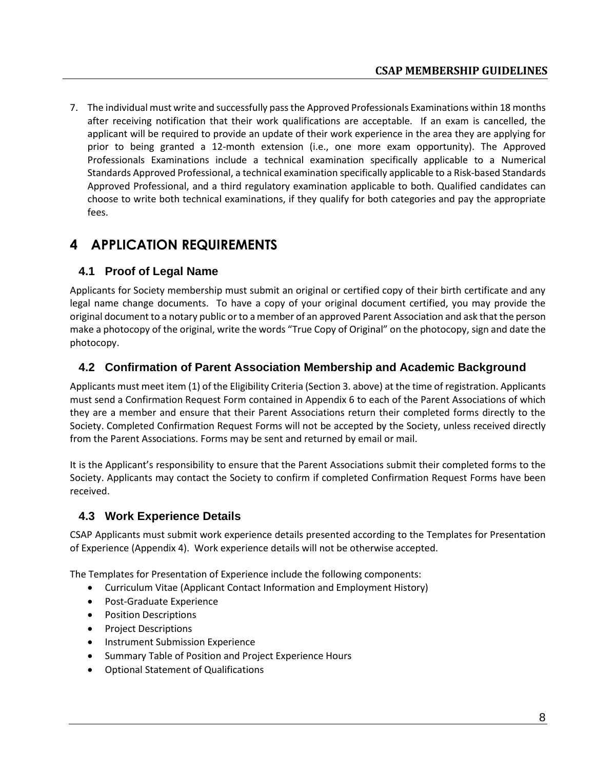7. The individual must write and successfully pass the Approved Professionals Examinations within 18 months after receiving notification that their work qualifications are acceptable. If an exam is cancelled, the applicant will be required to provide an update of their work experience in the area they are applying for prior to being granted a 12-month extension (i.e., one more exam opportunity). The Approved Professionals Examinations include a technical examination specifically applicable to a Numerical Standards Approved Professional, a technical examination specifically applicable to a Risk-based Standards Approved Professional, and a third regulatory examination applicable to both. Qualified candidates can choose to write both technical examinations, if they qualify for both categories and pay the appropriate fees.

# 4 APPLICATION REQUIREMENTS

## 4.1 Proof of Legal Name

Applicants for Society membership must submit an original or certified copy of their birth certificate and any legal name change documents. To have a copy of your original document certified, you may provide the original document to a notary public or to a member of an approved Parent Association and ask that the person make a photocopy of the original, write the words "True Copy of Original" on the photocopy, sign and date the photocopy.

## 4.2 Confirmation of Parent Association Membership and Academic Background

Applicants must meet item (1) of the Eligibility Criteria (Section 3. above) at the time of registration. Applicants must send a Confirmation Request Form contained in Appendix 6 to each of the Parent Associations of which they are a member and ensure that their Parent Associations return their completed forms directly to the Society. Completed Confirmation Request Forms will not be accepted by the Society, unless received directly from the Parent Associations. Forms may be sent and returned by email or mail.

It is the Applicant's responsibility to ensure that the Parent Associations submit their completed forms to the Society. Applicants may contact the Society to confirm if completed Confirmation Request Forms have been received.

## 4.3 Work Experience Details

CSAP Applicants must submit work experience details presented according to the Templates for Presentation of Experience (Appendix 4). Work experience details will not be otherwise accepted.

The Templates for Presentation of Experience include the following components:

- Curriculum Vitae (Applicant Contact Information and Employment History)
- Post-Graduate Experience
- Position Descriptions
- Project Descriptions
- Instrument Submission Experience
- Summary Table of Position and Project Experience Hours
- Optional Statement of Qualifications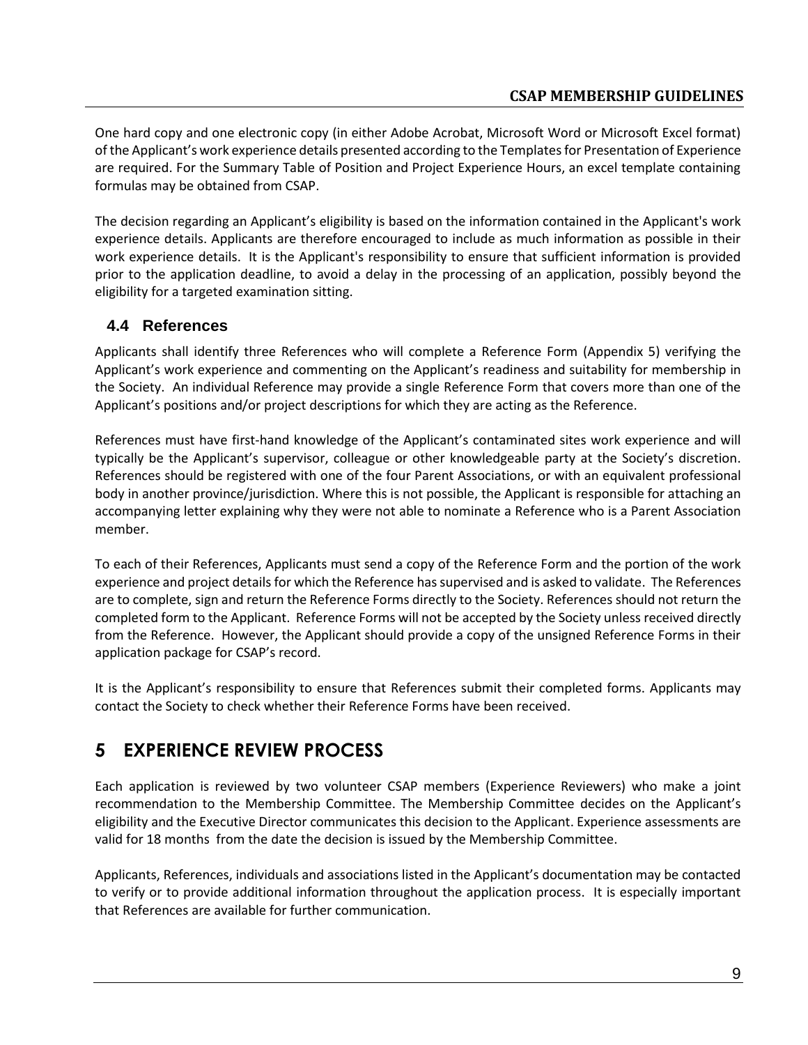One hard copy and one electronic copy (in either Adobe Acrobat, Microsoft Word or Microsoft Excel format) of the Applicant's work experience details presented according to the Templates for Presentation of Experience are required. For the Summary Table of Position and Project Experience Hours, an excel template containing formulas may be obtained from CSAP.

The decision regarding an Applicant's eligibility is based on the information contained in the Applicant's work experience details. Applicants are therefore encouraged to include as much information as possible in their work experience details. It is the Applicant's responsibility to ensure that sufficient information is provided prior to the application deadline, to avoid a delay in the processing of an application, possibly beyond the eligibility for a targeted examination sitting.

### 4.4 References

Applicants shall identify three References who will complete a Reference Form (Appendix 5) verifying the Applicant's work experience and commenting on the Applicant's readiness and suitability for membership in the Society. An individual Reference may provide a single Reference Form that covers more than one of the Applicant's positions and/or project descriptions for which they are acting as the Reference.

References must have first-hand knowledge of the Applicant's contaminated sites work experience and will typically be the Applicant's supervisor, colleague or other knowledgeable party at the Society's discretion. References should be registered with one of the four Parent Associations, or with an equivalent professional body in another province/jurisdiction. Where this is not possible, the Applicant is responsible for attaching an accompanying letter explaining why they were not able to nominate a Reference who is a Parent Association member.

To each of their References, Applicants must send a copy of the Reference Form and the portion of the work experience and project details for which the Reference has supervised and is asked to validate. The References are to complete, sign and return the Reference Forms directly to the Society. References should not return the completed form to the Applicant. Reference Forms will not be accepted by the Society unless received directly from the Reference. However, the Applicant should provide a copy of the unsigned Reference Forms in their application package for CSAP's record.

It is the Applicant's responsibility to ensure that References submit their completed forms. Applicants may contact the Society to check whether their Reference Forms have been received.

## 5 EXPERIENCE REVIEW PROCESS

Each application is reviewed by two volunteer CSAP members (Experience Reviewers) who make a joint recommendation to the Membership Committee. The Membership Committee decides on the Applicant's eligibility and the Executive Director communicates this decision to the Applicant. Experience assessments are valid for 18 months from the date the decision is issued by the Membership Committee.

Applicants, References, individuals and associations listed in the Applicant's documentation may be contacted to verify or to provide additional information throughout the application process. It is especially important that References are available for further communication.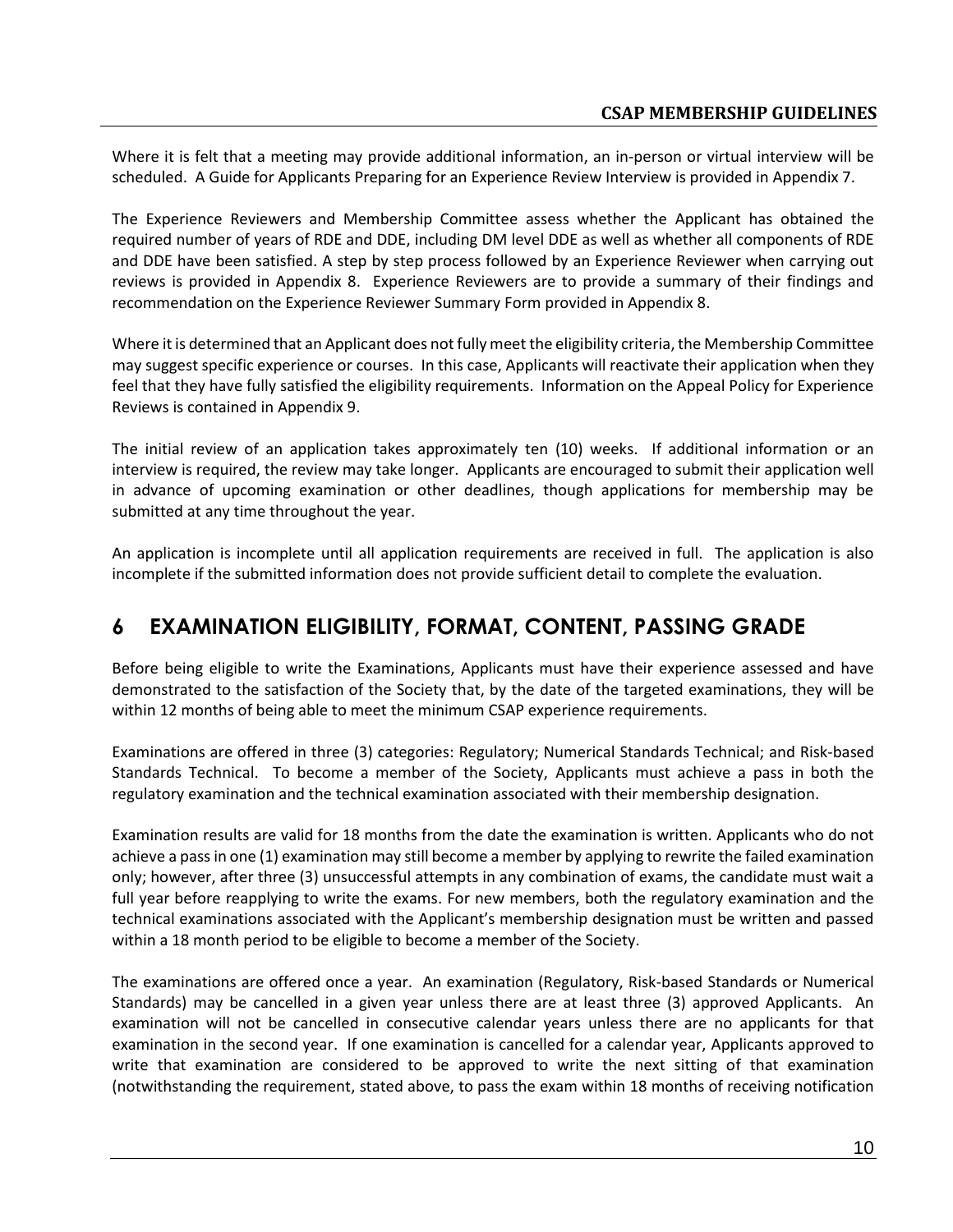Where it is felt that a meeting may provide additional information, an in-person or virtual interview will be scheduled. A Guide for Applicants Preparing for an Experience Review Interview is provided in Appendix 7.

The Experience Reviewers and Membership Committee assess whether the Applicant has obtained the required number of years of RDE and DDE, including DM level DDE as well as whether all components of RDE and DDE have been satisfied. A step by step process followed by an Experience Reviewer when carrying out reviews is provided in Appendix 8. Experience Reviewers are to provide a summary of their findings and recommendation on the Experience Reviewer Summary Form provided in Appendix 8.

Where it is determined that an Applicant does not fully meet the eligibility criteria, the Membership Committee may suggest specific experience or courses. In this case, Applicants will reactivate their application when they feel that they have fully satisfied the eligibility requirements. Information on the Appeal Policy for Experience Reviews is contained in Appendix 9.

The initial review of an application takes approximately ten (10) weeks. If additional information or an interview is required, the review may take longer. Applicants are encouraged to submit their application well in advance of upcoming examination or other deadlines, though applications for membership may be submitted at any time throughout the year.

An application is incomplete until all application requirements are received in full. The application is also incomplete if the submitted information does not provide sufficient detail to complete the evaluation.

# 6 EXAMINATION ELIGIBILITY, FORMAT, CONTENT, PASSING GRADE

Before being eligible to write the Examinations, Applicants must have their experience assessed and have demonstrated to the satisfaction of the Society that, by the date of the targeted examinations, they will be within 12 months of being able to meet the minimum CSAP experience requirements.

Examinations are offered in three (3) categories: Regulatory; Numerical Standards Technical; and Risk-based Standards Technical. To become a member of the Society, Applicants must achieve a pass in both the regulatory examination and the technical examination associated with their membership designation.

Examination results are valid for 18 months from the date the examination is written. Applicants who do not achieve a pass in one (1) examination may still become a member by applying to rewrite the failed examination only; however, after three (3) unsuccessful attempts in any combination of exams, the candidate must wait a full year before reapplying to write the exams. For new members, both the regulatory examination and the technical examinations associated with the Applicant's membership designation must be written and passed within a 18 month period to be eligible to become a member of the Society.

The examinations are offered once a year. An examination (Regulatory, Risk-based Standards or Numerical Standards) may be cancelled in a given year unless there are at least three (3) approved Applicants. An examination will not be cancelled in consecutive calendar years unless there are no applicants for that examination in the second year. If one examination is cancelled for a calendar year, Applicants approved to write that examination are considered to be approved to write the next sitting of that examination (notwithstanding the requirement, stated above, to pass the exam within 18 months of receiving notification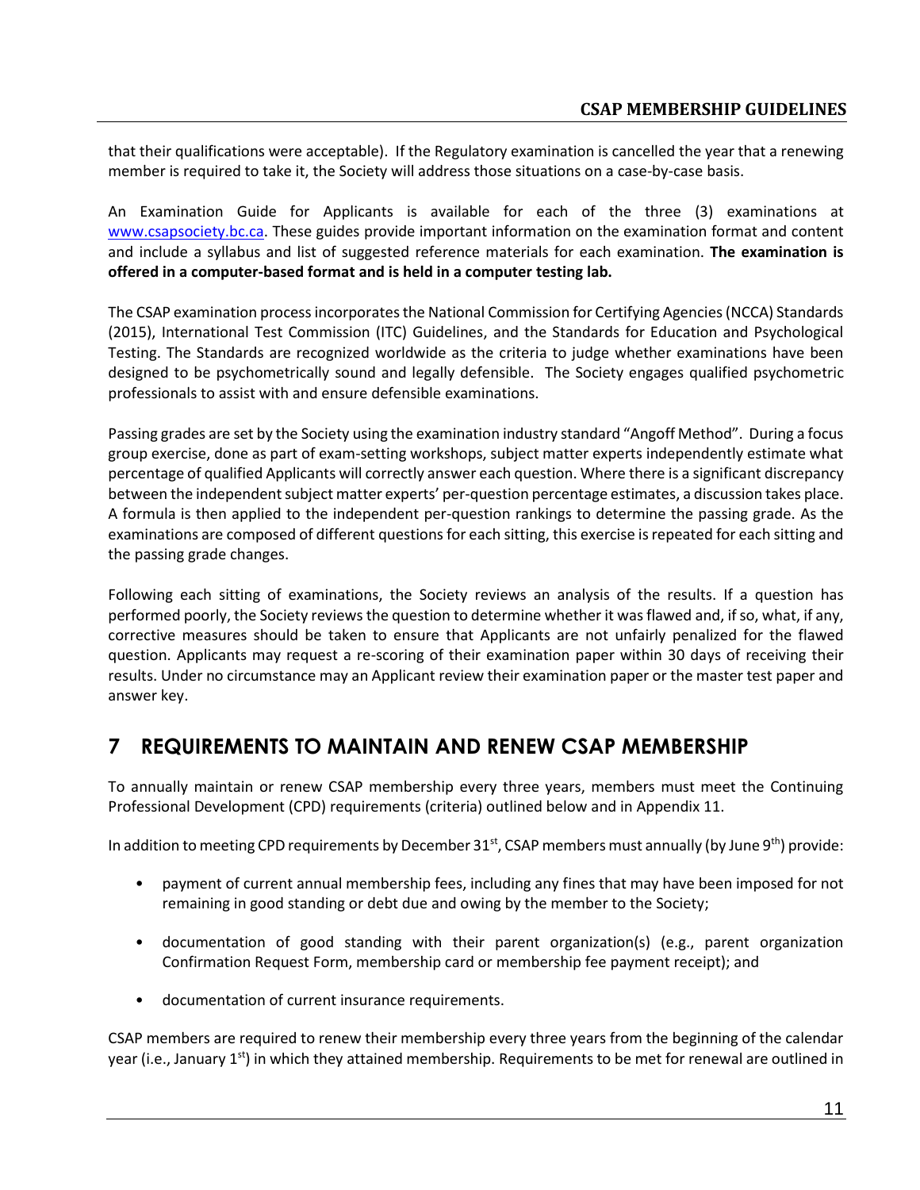that their qualifications were acceptable). If the Regulatory examination is cancelled the year that a renewing member is required to take it, the Society will address those situations on a case-by-case basis.

An Examination Guide for Applicants is available for each of the three (3) examinations at www.csapsociety.bc.ca. These guides provide important information on the examination format and content and include a syllabus and list of suggested reference materials for each examination. **The examination is offered in a computer-based format and is held in a computer testing lab.**

The CSAP examination process incorporates the National Commission for Certifying Agencies (NCCA) Standards (2015), International Test Commission (ITC) Guidelines, and the Standards for Education and Psychological Testing. The Standards are recognized worldwide as the criteria to judge whether examinations have been designed to be psychometrically sound and legally defensible. The Society engages qualified psychometric professionals to assist with and ensure defensible examinations.

Passing grades are set by the Society using the examination industry standard "Angoff Method". During a focus group exercise, done as part of exam-setting workshops, subject matter experts independently estimate what percentage of qualified Applicants will correctly answer each question. Where there is a significant discrepancy between the independent subject matter experts' per-question percentage estimates, a discussion takes place. A formula is then applied to the independent per-question rankings to determine the passing grade. As the examinations are composed of different questions for each sitting, this exercise is repeated for each sitting and the passing grade changes.

Following each sitting of examinations, the Society reviews an analysis of the results. If a question has performed poorly, the Society reviews the question to determine whether it was flawed and, if so, what, if any, corrective measures should be taken to ensure that Applicants are not unfairly penalized for the flawed question. Applicants may request a re-scoring of their examination paper within 30 days of receiving their results. Under no circumstance may an Applicant review their examination paper or the master test paper and answer key.

# 7 REQUIREMENTS TO MAINTAIN AND RENEW CSAP MEMBERSHIP

To annually maintain or renew CSAP membership every three years, members must meet the Continuing Professional Development (CPD) requirements (criteria) outlined below and in Appendix 11.

In addition to meeting CPD requirements by December 31st, CSAP members must annually (by June 9th) provide:

- payment of current annual membership fees, including any fines that may have been imposed for not remaining in good standing or debt due and owing by the member to the Society;
- documentation of good standing with their parent organization(s) (e.g., parent organization Confirmation Request Form, membership card or membership fee payment receipt); and
- documentation of current insurance requirements.

CSAP members are required to renew their membership every three years from the beginning of the calendar year (i.e., January 1st) in which they attained membership. Requirements to be met for renewal are outlined in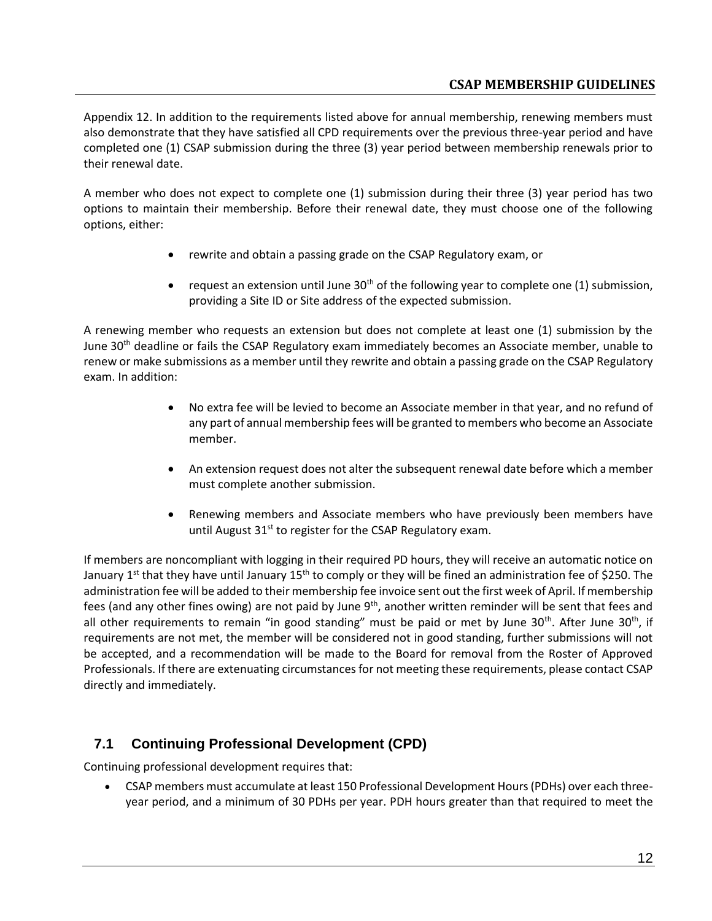Appendix 12. In addition to the requirements listed above for annual membership, renewing members must also demonstrate that they have satisfied all CPD requirements over the previous three-year period and have completed one (1) CSAP submission during the three (3) year period between membership renewals prior to their renewal date.

A member who does not expect to complete one (1) submission during their three (3) year period has two options to maintain their membership. Before their renewal date, they must choose one of the following options, either:

- rewrite and obtain a passing grade on the CSAP Regulatory exam, or
- request an extension until June 30th of the following year to complete one (1) submission, providing a Site ID or Site address of the expected submission.

A renewing member who requests an extension but does not complete at least one (1) submission by the June 30th deadline or fails the CSAP Regulatory exam immediately becomes an Associate member, unable to renew or make submissions as a member until they rewrite and obtain a passing grade on the CSAP Regulatory exam. In addition:

- No extra fee will be levied to become an Associate member in that year, and no refund of any part of annual membership fees will be granted to members who become an Associate member.
- An extension request does not alter the subsequent renewal date before which a member must complete another submission.
- Renewing members and Associate members who have previously been members have until August 31st to register for the CSAP Regulatory exam.

If members are noncompliant with logging in their required PD hours, they will receive an automatic notice on January 1st that they have until January 15th to comply or they will be fined an administration fee of $250. The administration fee will be added to their membership fee invoice sent out the first week of April. If membership fees (and any other fines owing) are not paid by June 9th, another written reminder will be sent that fees and all other requirements to remain "in good standing" must be paid or met by June 30th. After June 30th, if requirements are not met, the member will be considered not in good standing, further submissions will not be accepted, and a recommendation will be made to the Board for removal from the Roster of Approved Professionals. If there are extenuating circumstances for not meeting these requirements, please contact CSAP directly and immediately.

## 7.1 Continuing Professional Development (CPD)

Continuing professional development requires that:

- CSAP members must accumulate at least 150 Professional Development Hours (PDHs) over each three-year period, and a minimum of 30 PDHs per year. PDH hours greater than that required to meet the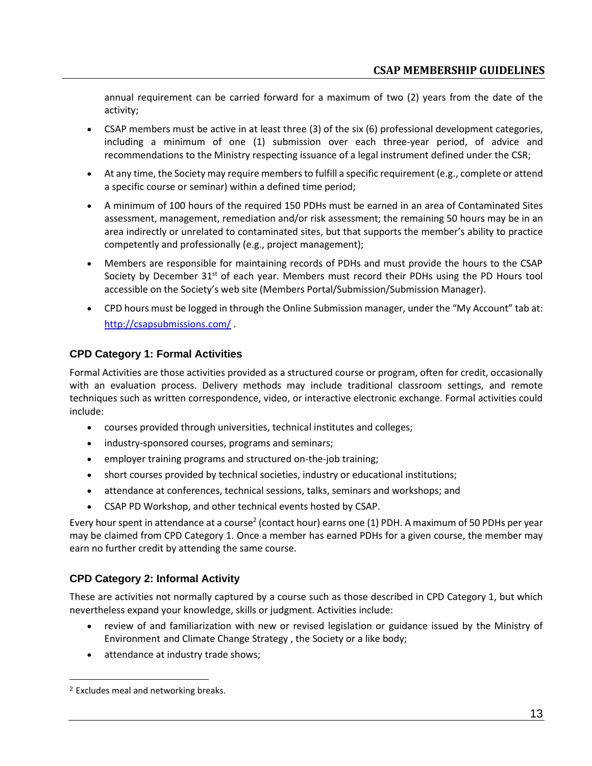annual requirement can be carried forward for a maximum of two (2) years from the date of the activity;

- CSAP members must be active in at least three (3) of the six (6) professional development categories, including a minimum of one (1) submission over each three-year period, of advice and recommendations to the Ministry respecting issuance of a legal instrument defined under the CSR;
- At any time, the Society may require members to fulfill a specific requirement (e.g., complete or attend a specific course or seminar) within a defined time period;
- A minimum of 100 hours of the required 150 PDHs must be earned in an area of Contaminated Sites assessment, management, remediation and/or risk assessment; the remaining 50 hours may be in an area indirectly or unrelated to contaminated sites, but that supports the member's ability to practice competently and professionally (e.g., project management);
- Members are responsible for maintaining records of PDHs and must provide the hours to the CSAP Society by December 31st of each year. Members must record their PDHs using the PD Hours tool accessible on the Society's web site (Members Portal/Submission/Submission Manager).
- CPD hours must be logged in through the Online Submission manager, under the "My Account" tab at: http://csapsubmissions.com/ .

### CPD Category 1: Formal Activities

Formal Activities are those activities provided as a structured course or program, often for credit, occasionally with an evaluation process. Delivery methods may include traditional classroom settings, and remote techniques such as written correspondence, video, or interactive electronic exchange. Formal activities could include:

- courses provided through universities, technical institutes and colleges;
- industry-sponsored courses, programs and seminars;
- employer training programs and structured on-the-job training;
- short courses provided by technical societies, industry or educational institutions;
- attendance at conferences, technical sessions, talks, seminars and workshops; and
- CSAP PD Workshop, and other technical events hosted by CSAP.

Every hour spent in attendance at a course[2] (contact hour) earns one (1) PDH. A maximum of 50 PDHs per year may be claimed from CPD Category 1. Once a member has earned PDHs for a given course, the member may earn no further credit by attending the same course.

### CPD Category 2: Informal Activity

These are activities not normally captured by a course such as those described in CPD Category 1, but which nevertheless expand your knowledge, skills or judgment. Activities include:

- review of and familiarization with new or revised legislation or guidance issued by the Ministry of Environment and Climate Change Strategy , the Society or a like body;
- attendance at industry trade shows;

[2] Excludes meal and networking breaks.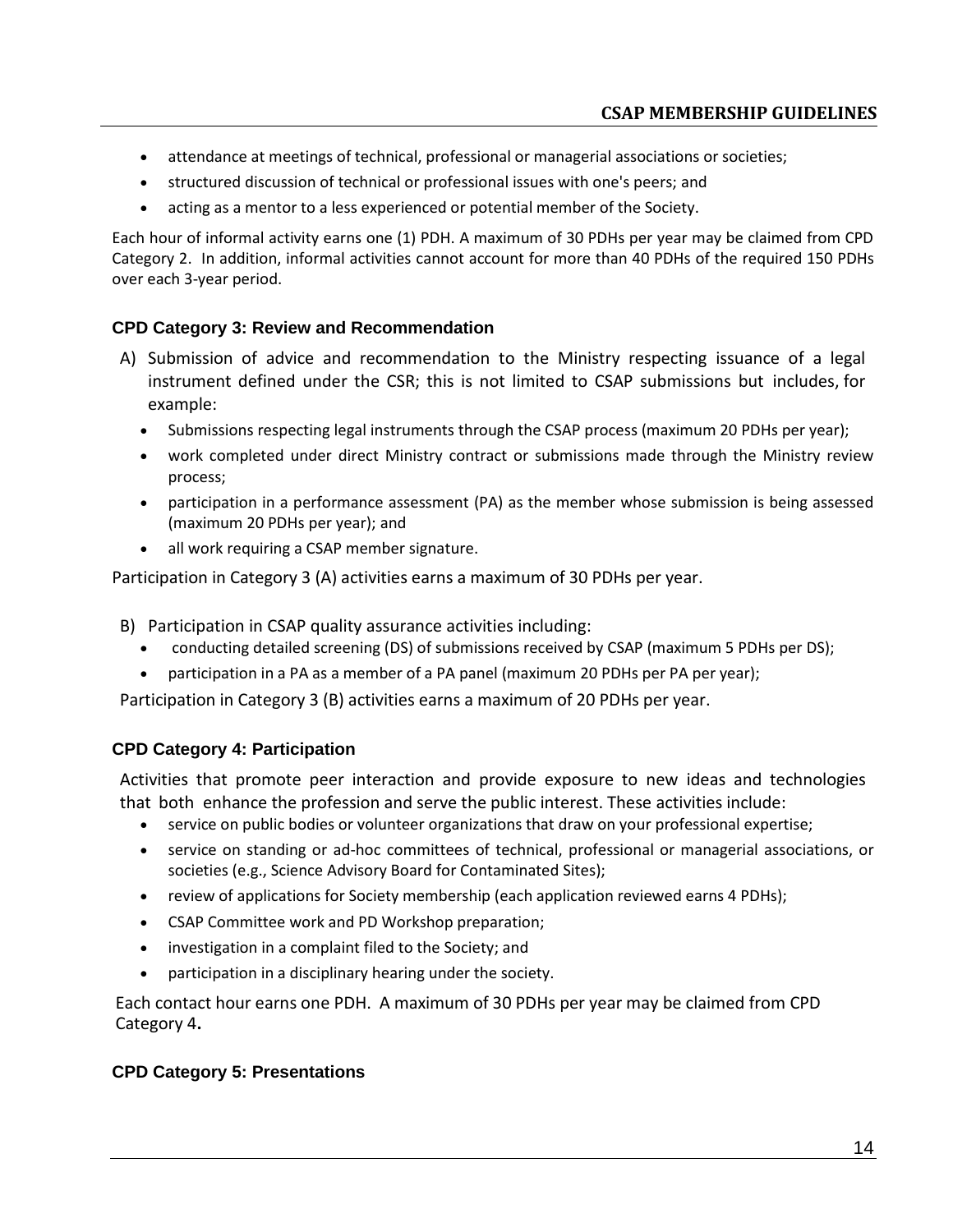- attendance at meetings of technical, professional or managerial associations or societies;
- structured discussion of technical or professional issues with one's peers; and
- acting as a mentor to a less experienced or potential member of the Society.

Each hour of informal activity earns one (1) PDH. A maximum of 30 PDHs per year may be claimed from CPD Category 2. In addition, informal activities cannot account for more than 40 PDHs of the required 150 PDHs over each 3-year period.

### CPD Category 3: Review and Recommendation

A) Submission of advice and recommendation to the Ministry respecting issuance of a legal instrument defined under the CSR; this is not limited to CSAP submissions but includes, for example:
   - Submissions respecting legal instruments through the CSAP process (maximum 20 PDHs per year);
   - work completed under direct Ministry contract or submissions made through the Ministry review process;
   - participation in a performance assessment (PA) as the member whose submission is being assessed (maximum 20 PDHs per year); and
   - all work requiring a CSAP member signature.

Participation in Category 3 (A) activities earns a maximum of 30 PDHs per year.

B) Participation in CSAP quality assurance activities including:
   - conducting detailed screening (DS) of submissions received by CSAP (maximum 5 PDHs per DS);
   - participation in a PA as a member of a PA panel (maximum 20 PDHs per PA per year);

Participation in Category 3 (B) activities earns a maximum of 20 PDHs per year.

### CPD Category 4: Participation

Activities that promote peer interaction and provide exposure to new ideas and technologies that both enhance the profession and serve the public interest. These activities include:

- service on public bodies or volunteer organizations that draw on your professional expertise;
- service on standing or ad-hoc committees of technical, professional or managerial associations, or societies (e.g., Science Advisory Board for Contaminated Sites);
- review of applications for Society membership (each application reviewed earns 4 PDHs);
- CSAP Committee work and PD Workshop preparation;
- investigation in a complaint filed to the Society; and
- participation in a disciplinary hearing under the society.

Each contact hour earns one PDH. A maximum of 30 PDHs per year may be claimed from CPD Category 4**.**

### CPD Category 5: Presentations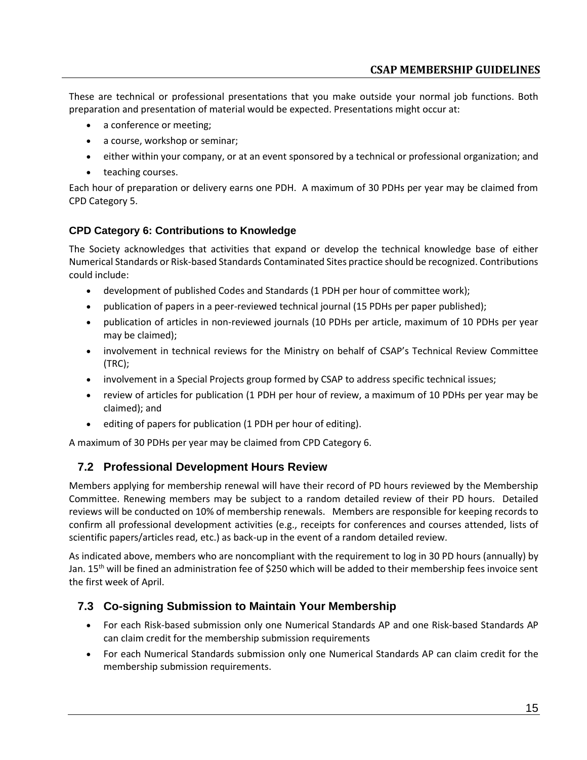These are technical or professional presentations that you make outside your normal job functions. Both preparation and presentation of material would be expected. Presentations might occur at:

- a conference or meeting;
- a course, workshop or seminar;
- either within your company, or at an event sponsored by a technical or professional organization; and
- teaching courses.

Each hour of preparation or delivery earns one PDH. A maximum of 30 PDHs per year may be claimed from CPD Category 5.

### CPD Category 6: Contributions to Knowledge

The Society acknowledges that activities that expand or develop the technical knowledge base of either Numerical Standards or Risk-based Standards Contaminated Sites practice should be recognized. Contributions could include:

- development of published Codes and Standards (1 PDH per hour of committee work);
- publication of papers in a peer-reviewed technical journal (15 PDHs per paper published);
- publication of articles in non-reviewed journals (10 PDHs per article, maximum of 10 PDHs per year may be claimed);
- involvement in technical reviews for the Ministry on behalf of CSAP's Technical Review Committee (TRC);
- involvement in a Special Projects group formed by CSAP to address specific technical issues;
- review of articles for publication (1 PDH per hour of review, a maximum of 10 PDHs per year may be claimed); and
- editing of papers for publication (1 PDH per hour of editing).

A maximum of 30 PDHs per year may be claimed from CPD Category 6.

## 7.2 Professional Development Hours Review

Members applying for membership renewal will have their record of PD hours reviewed by the Membership Committee. Renewing members may be subject to a random detailed review of their PD hours. Detailed reviews will be conducted on 10% of membership renewals. Members are responsible for keeping records to confirm all professional development activities (e.g., receipts for conferences and courses attended, lists of scientific papers/articles read, etc.) as back-up in the event of a random detailed review.

As indicated above, members who are noncompliant with the requirement to log in 30 PD hours (annually) by Jan. 15th will be fined an administration fee of $250 which will be added to their membership fees invoice sent the first week of April.

## 7.3 Co-signing Submission to Maintain Your Membership

- For each Risk-based submission only one Numerical Standards AP and one Risk-based Standards AP can claim credit for the membership submission requirements
- For each Numerical Standards submission only one Numerical Standards AP can claim credit for the membership submission requirements.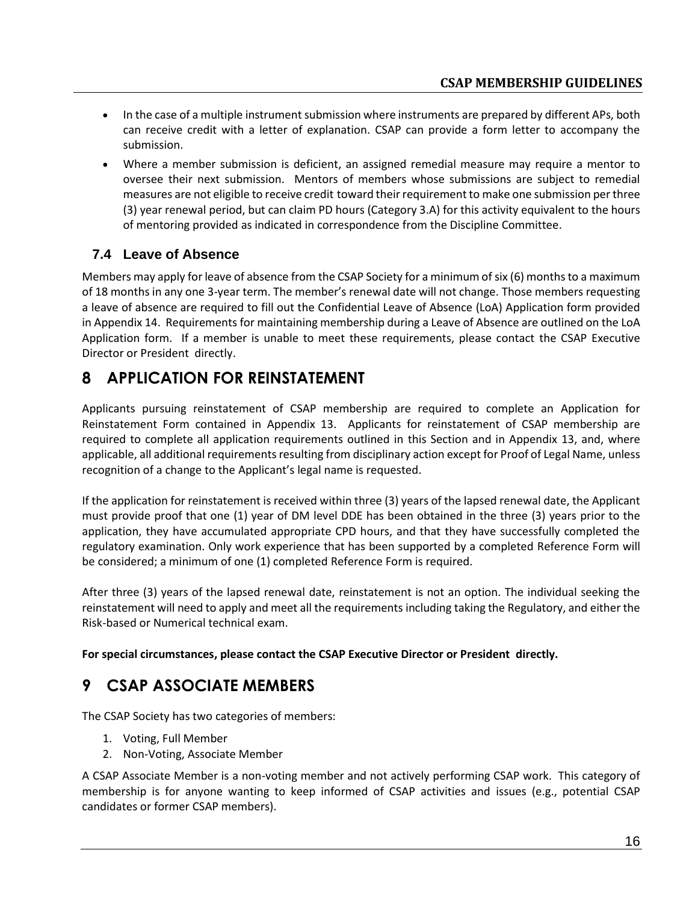- In the case of a multiple instrument submission where instruments are prepared by different APs, both can receive credit with a letter of explanation. CSAP can provide a form letter to accompany the submission.
- Where a member submission is deficient, an assigned remedial measure may require a mentor to oversee their next submission. Mentors of members whose submissions are subject to remedial measures are not eligible to receive credit toward their requirement to make one submission per three (3) year renewal period, but can claim PD hours (Category 3.A) for this activity equivalent to the hours of mentoring provided as indicated in correspondence from the Discipline Committee.

## 7.4 Leave of Absence

Members may apply for leave of absence from the CSAP Society for a minimum of six (6) months to a maximum of 18 months in any one 3-year term. The member's renewal date will not change. Those members requesting a leave of absence are required to fill out the Confidential Leave of Absence (LoA) Application form provided in Appendix 14. Requirements for maintaining membership during a Leave of Absence are outlined on the LoA Application form. If a member is unable to meet these requirements, please contact the CSAP Executive Director or President directly.

# 8 APPLICATION FOR REINSTATEMENT

Applicants pursuing reinstatement of CSAP membership are required to complete an Application for Reinstatement Form contained in Appendix 13. Applicants for reinstatement of CSAP membership are required to complete all application requirements outlined in this Section and in Appendix 13, and, where applicable, all additional requirements resulting from disciplinary action except for Proof of Legal Name, unless recognition of a change to the Applicant's legal name is requested.

If the application for reinstatement is received within three (3) years of the lapsed renewal date, the Applicant must provide proof that one (1) year of DM level DDE has been obtained in the three (3) years prior to the application, they have accumulated appropriate CPD hours, and that they have successfully completed the regulatory examination. Only work experience that has been supported by a completed Reference Form will be considered; a minimum of one (1) completed Reference Form is required.

After three (3) years of the lapsed renewal date, reinstatement is not an option. The individual seeking the reinstatement will need to apply and meet all the requirements including taking the Regulatory, and either the Risk-based or Numerical technical exam.

**For special circumstances, please contact the CSAP Executive Director or President directly.**

# 9 CSAP ASSOCIATE MEMBERS

The CSAP Society has two categories of members:

1. Voting, Full Member
2. Non-Voting, Associate Member

A CSAP Associate Member is a non-voting member and not actively performing CSAP work. This category of membership is for anyone wanting to keep informed of CSAP activities and issues (e.g., potential CSAP candidates or former CSAP members).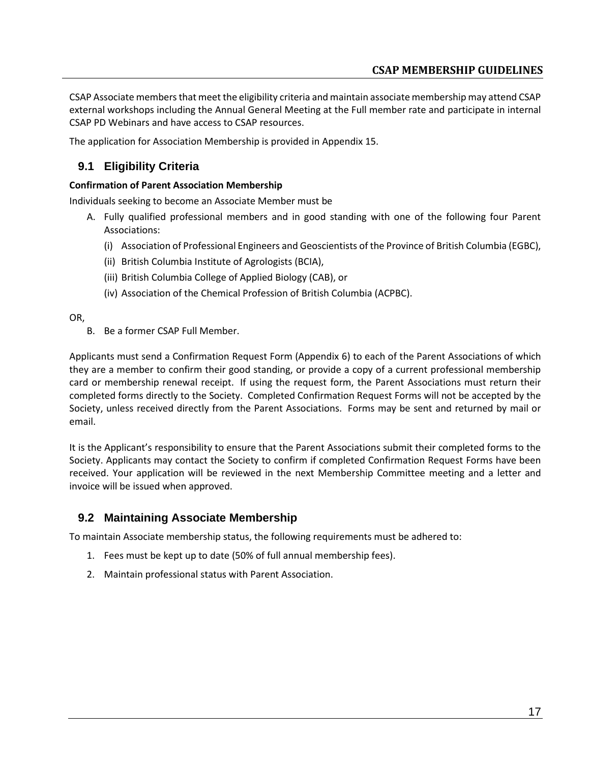CSAP Associate members that meet the eligibility criteria and maintain associate membership may attend CSAP external workshops including the Annual General Meeting at the Full member rate and participate in internal CSAP PD Webinars and have access to CSAP resources.

The application for Association Membership is provided in Appendix 15.

## 9.1 Eligibility Criteria

**Confirmation of Parent Association Membership**

Individuals seeking to become an Associate Member must be

A. Fully qualified professional members and in good standing with one of the following four Parent Associations:
   (i) Association of Professional Engineers and Geoscientists of the Province of British Columbia (EGBC),
   (ii) British Columbia Institute of Agrologists (BCIA),
   (iii) British Columbia College of Applied Biology (CAB), or
   (iv) Association of the Chemical Profession of British Columbia (ACPBC).

OR,

B. Be a former CSAP Full Member.

Applicants must send a Confirmation Request Form (Appendix 6) to each of the Parent Associations of which they are a member to confirm their good standing, or provide a copy of a current professional membership card or membership renewal receipt. If using the request form, the Parent Associations must return their completed forms directly to the Society. Completed Confirmation Request Forms will not be accepted by the Society, unless received directly from the Parent Associations. Forms may be sent and returned by mail or email.

It is the Applicant's responsibility to ensure that the Parent Associations submit their completed forms to the Society. Applicants may contact the Society to confirm if completed Confirmation Request Forms have been received. Your application will be reviewed in the next Membership Committee meeting and a letter and invoice will be issued when approved.

## 9.2 Maintaining Associate Membership

To maintain Associate membership status, the following requirements must be adhered to:

1. Fees must be kept up to date (50% of full annual membership fees).
2. Maintain professional status with Parent Association.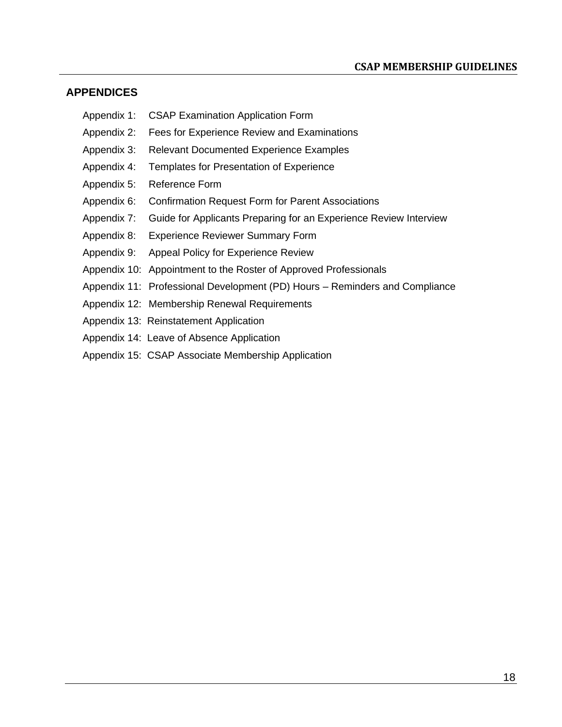## APPENDICES

Appendix 1: CSAP Examination Application Form

Appendix 2: Fees for Experience Review and Examinations

Appendix 3: Relevant Documented Experience Examples

Appendix 4: Templates for Presentation of Experience

Appendix 5: Reference Form

Appendix 6: Confirmation Request Form for Parent Associations

Appendix 7: Guide for Applicants Preparing for an Experience Review Interview

Appendix 8: Experience Reviewer Summary Form

Appendix 9: Appeal Policy for Experience Review

Appendix 10: Appointment to the Roster of Approved Professionals

Appendix 11: Professional Development (PD) Hours – Reminders and Compliance

Appendix 12: Membership Renewal Requirements

Appendix 13: Reinstatement Application

Appendix 14: Leave of Absence Application

Appendix 15: CSAP Associate Membership Application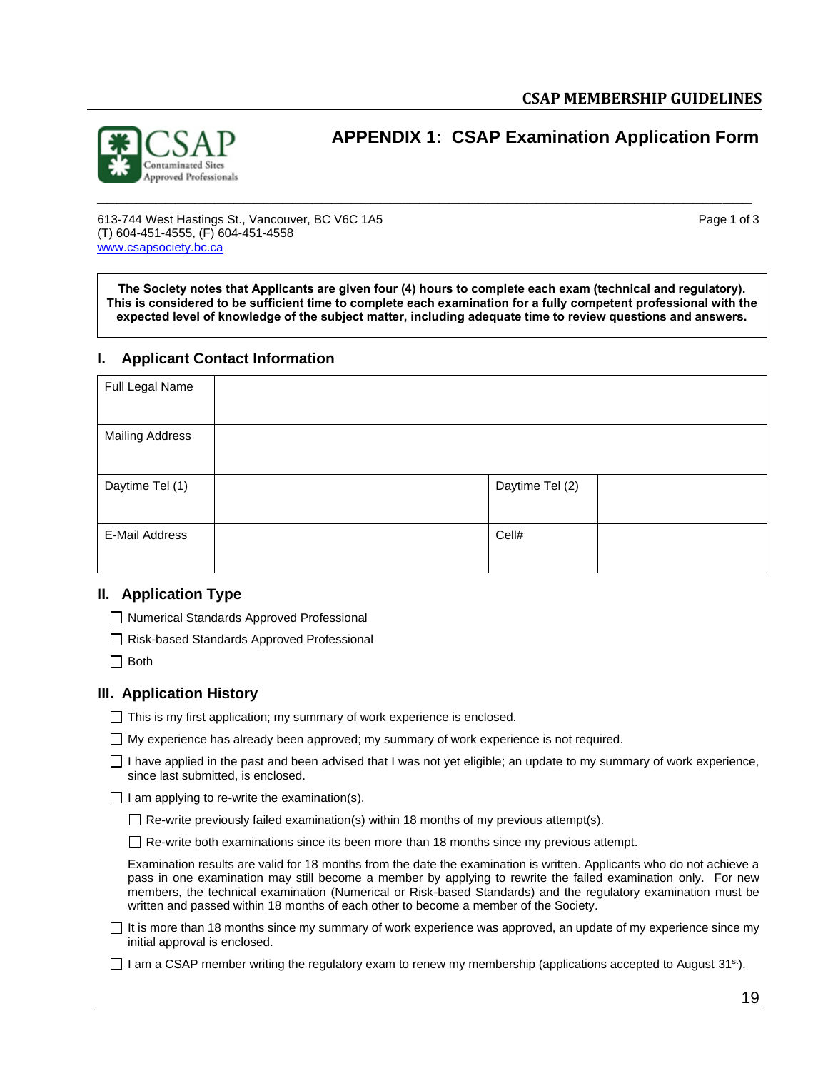# APPENDIX 1: CSAP Examination Application Form

613-744 West Hastings St., Vancouver, BC V6C 1A5
(T) 604-451-4555, (F) 604-451-4558
www.csapsociety.bc.ca

**The Society notes that Applicants are given four (4) hours to complete each exam (technical and regulatory). This is considered to be sufficient time to complete each examination for a fully competent professional with the expected level of knowledge of the subject matter, including adequate time to review questions and answers.**

## I. Applicant Contact Information

| Full Legal Name | | | |
|---|---|---|---|
| Mailing Address | | | |
| Daytime Tel (1) | | Daytime Tel (2) | |
| E-Mail Address | | Cell# | |

## II. Application Type

- ☐ Numerical Standards Approved Professional
- ☐ Risk-based Standards Approved Professional
- ☐ Both

## III. Application History

- ☐ This is my first application; my summary of work experience is enclosed.
- ☐ My experience has already been approved; my summary of work experience is not required.
- ☐ I have applied in the past and been advised that I was not yet eligible; an update to my summary of work experience, since last submitted, is enclosed.
- ☐ I am applying to re-write the examination(s).
  - ☐ Re-write previously failed examination(s) within 18 months of my previous attempt(s).
  - ☐ Re-write both examinations since its been more than 18 months since my previous attempt.

  Examination results are valid for 18 months from the date the examination is written. Applicants who do not achieve a pass in one examination may still become a member by applying to rewrite the failed examination only. For new members, the technical examination (Numerical or Risk-based Standards) and the regulatory examination must be written and passed within 18 months of each other to become a member of the Society.
- ☐ It is more than 18 months since my summary of work experience was approved, an update of my experience since my initial approval is enclosed.
- ☐ I am a CSAP member writing the regulatory exam to renew my membership (applications accepted to August 31st).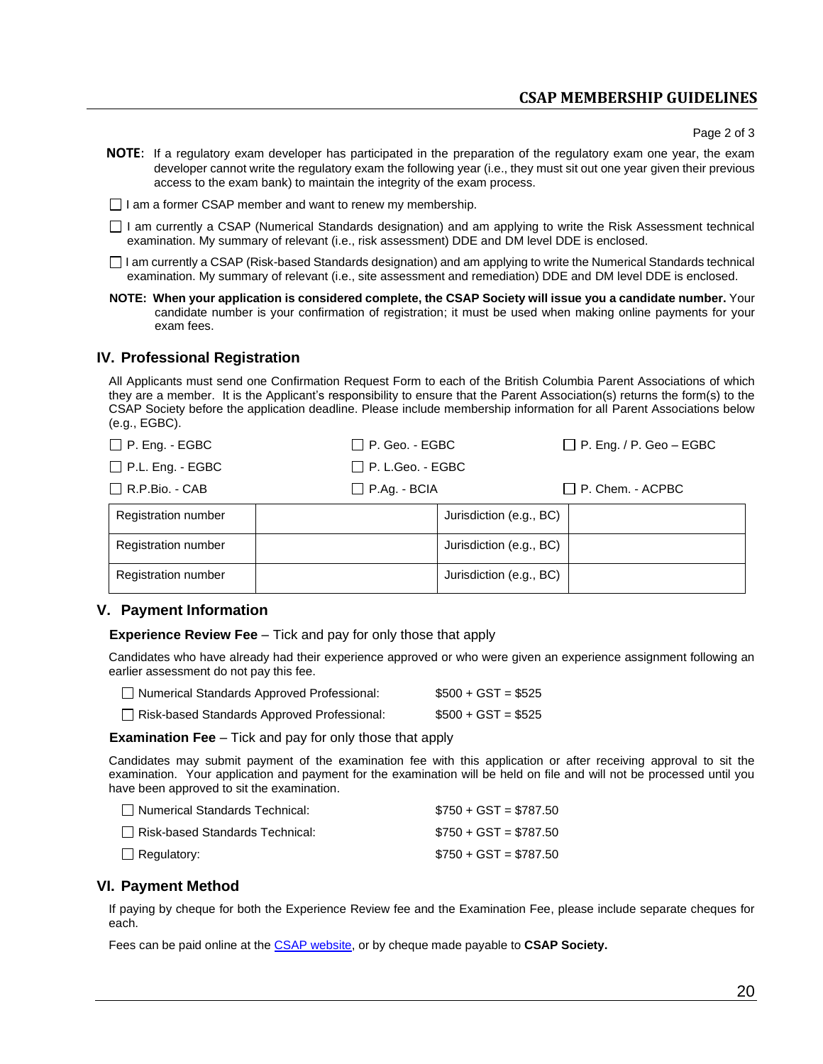**NOTE**: If a regulatory exam developer has participated in the preparation of the regulatory exam one year, the exam developer cannot write the regulatory exam the following year (i.e., they must sit out one year given their previous access to the exam bank) to maintain the integrity of the exam process.

☐ I am a former CSAP member and want to renew my membership.

☐ I am currently a CSAP (Numerical Standards designation) and am applying to write the Risk Assessment technical examination. My summary of relevant (i.e., risk assessment) DDE and DM level DDE is enclosed.

☐ I am currently a CSAP (Risk-based Standards designation) and am applying to write the Numerical Standards technical examination. My summary of relevant (i.e., site assessment and remediation) DDE and DM level DDE is enclosed.

**NOTE: When your application is considered complete, the CSAP Society will issue you a candidate number.** Your candidate number is your confirmation of registration; it must be used when making online payments for your exam fees.

## IV. Professional Registration

All Applicants must send one Confirmation Request Form to each of the British Columbia Parent Associations of which they are a member. It is the Applicant's responsibility to ensure that the Parent Association(s) returns the form(s) to the CSAP Society before the application deadline. Please include membership information for all Parent Associations below (e.g., EGBC).

☐ P. Eng. - EGBC ☐ P. Geo. - EGBC ☐ P. Eng. / P. Geo – EGBC

☐ P.L. Eng. - EGBC ☐ P. L.Geo. - EGBC

☐ R.P.Bio. - CAB ☐ P.Ag. - BCIA ☐ P. Chem. - ACPBC

| Registration number | | Jurisdiction (e.g., BC) | |
|---|---|---|---|
| Registration number | | Jurisdiction (e.g., BC) | |
| Registration number | | Jurisdiction (e.g., BC) | |

## V. Payment Information

**Experience Review Fee** – Tick and pay for only those that apply

Candidates who have already had their experience approved or who were given an experience assignment following an earlier assessment do not pay this fee.

☐ Numerical Standards Approved Professional: $500 + GST = $525

☐ Risk-based Standards Approved Professional: $500 + GST = $525

**Examination Fee** – Tick and pay for only those that apply

Candidates may submit payment of the examination fee with this application or after receiving approval to sit the examination. Your application and payment for the examination will be held on file and will not be processed until you have been approved to sit the examination.

☐ Numerical Standards Technical: $750 + GST = $787.50

☐ Risk-based Standards Technical: $750 + GST = $787.50

☐ Regulatory: $750 + GST = $787.50

## VI. Payment Method

If paying by cheque for both the Experience Review fee and the Examination Fee, please include separate cheques for each.

Fees can be paid online at the CSAP website, or by cheque made payable to **CSAP Society.**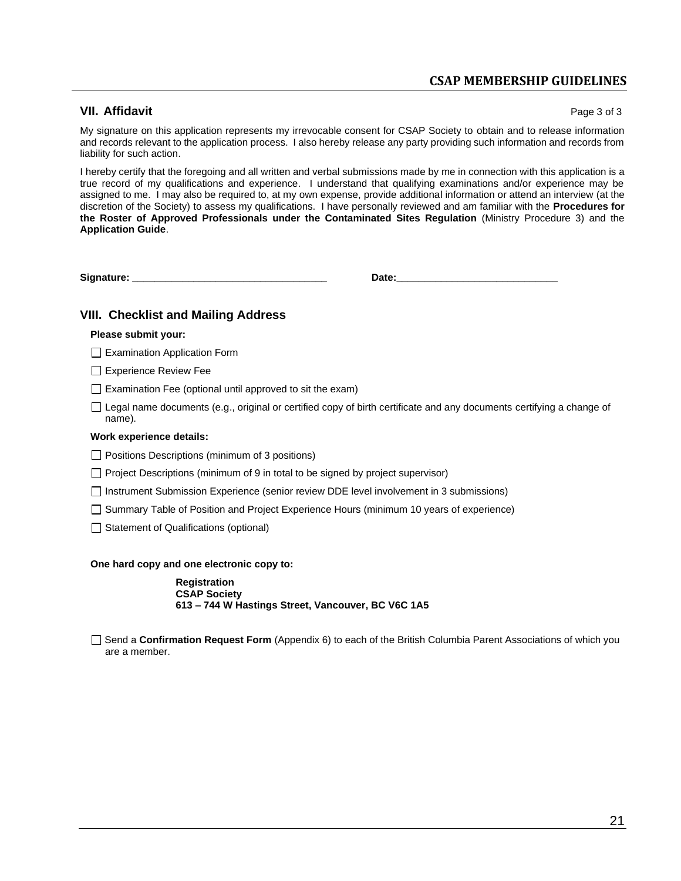## VII. Affidavit

Page 3 of 3

My signature on this application represents my irrevocable consent for CSAP Society to obtain and to release information and records relevant to the application process. I also hereby release any party providing such information and records from liability for such action.

I hereby certify that the foregoing and all written and verbal submissions made by me in connection with this application is a true record of my qualifications and experience. I understand that qualifying examinations and/or experience may be assigned to me. I may also be required to, at my own expense, provide additional information or attend an interview (at the discretion of the Society) to assess my qualifications. I have personally reviewed and am familiar with the **Procedures for the Roster of Approved Professionals under the Contaminated Sites Regulation** (Ministry Procedure 3) and the **Application Guide**.

**Signature:** ___________________________________ **Date:**_____________________________

## VIII. Checklist and Mailing Address

**Please submit your:**

- ☐ Examination Application Form
- ☐ Experience Review Fee
- ☐ Examination Fee (optional until approved to sit the exam)
- ☐ Legal name documents (e.g., original or certified copy of birth certificate and any documents certifying a change of name).

**Work experience details:**

- ☐ Positions Descriptions (minimum of 3 positions)
- ☐ Project Descriptions (minimum of 9 in total to be signed by project supervisor)
- ☐ Instrument Submission Experience (senior review DDE level involvement in 3 submissions)
- ☐ Summary Table of Position and Project Experience Hours (minimum 10 years of experience)
- ☐ Statement of Qualifications (optional)

**One hard copy and one electronic copy to:**

**Registration**
**CSAP Society**
**613 – 744 W Hastings Street, Vancouver, BC V6C 1A5**

- ☐ Send a **Confirmation Request Form** (Appendix 6) to each of the British Columbia Parent Associations of which you are a member.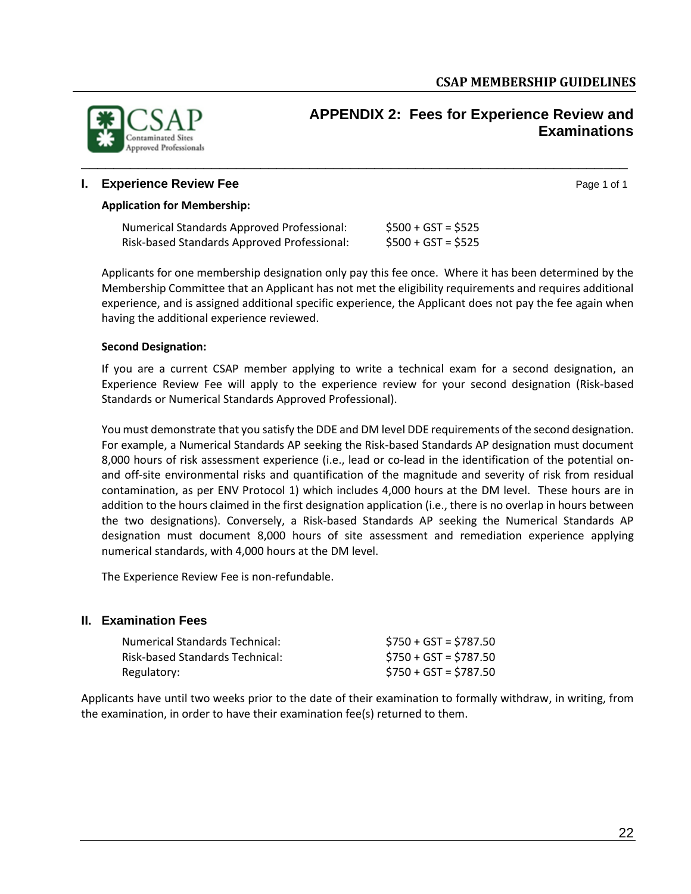## APPENDIX 2: Fees for Experience Review and Examinations

### I. Experience Review Fee

**Application for Membership:**

| | |
|---|---|
| Numerical Standards Approved Professional: | $500 + GST = $525 |
| Risk-based Standards Approved Professional: | $500 + GST = $525 |

Applicants for one membership designation only pay this fee once. Where it has been determined by the Membership Committee that an Applicant has not met the eligibility requirements and requires additional experience, and is assigned additional specific experience, the Applicant does not pay the fee again when having the additional experience reviewed.

**Second Designation:**

If you are a current CSAP member applying to write a technical exam for a second designation, an Experience Review Fee will apply to the experience review for your second designation (Risk-based Standards or Numerical Standards Approved Professional).

You must demonstrate that you satisfy the DDE and DM level DDE requirements of the second designation. For example, a Numerical Standards AP seeking the Risk-based Standards AP designation must document 8,000 hours of risk assessment experience (i.e., lead or co-lead in the identification of the potential on- and off-site environmental risks and quantification of the magnitude and severity of risk from residual contamination, as per ENV Protocol 1) which includes 4,000 hours at the DM level. These hours are in addition to the hours claimed in the first designation application (i.e., there is no overlap in hours between the two designations). Conversely, a Risk-based Standards AP seeking the Numerical Standards AP designation must document 8,000 hours of site assessment and remediation experience applying numerical standards, with 4,000 hours at the DM level.

The Experience Review Fee is non-refundable.

### II. Examination Fees

| | |
|---|---|
| Numerical Standards Technical: | $750 + GST = $787.50 |
| Risk-based Standards Technical: | $750 + GST = $787.50 |
| Regulatory: | $750 + GST = $787.50 |

Applicants have until two weeks prior to the date of their examination to formally withdraw, in writing, from the examination, in order to have their examination fee(s) returned to them.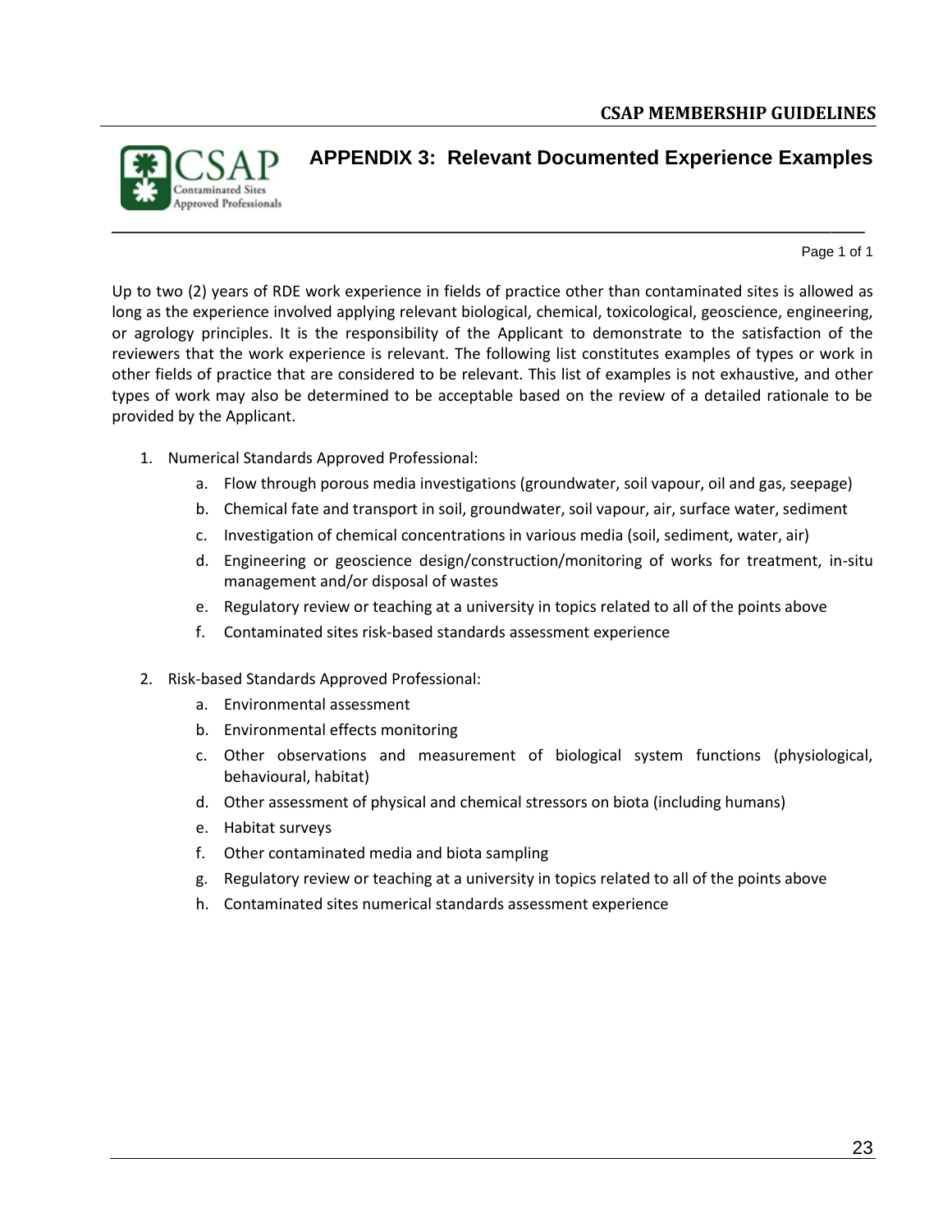# APPENDIX 3: Relevant Documented Experience Examples

Up to two (2) years of RDE work experience in fields of practice other than contaminated sites is allowed as long as the experience involved applying relevant biological, chemical, toxicological, geoscience, engineering, or agrology principles. It is the responsibility of the Applicant to demonstrate to the satisfaction of the reviewers that the work experience is relevant. The following list constitutes examples of types or work in other fields of practice that are considered to be relevant. This list of examples is not exhaustive, and other types of work may also be determined to be acceptable based on the review of a detailed rationale to be provided by the Applicant.

1. Numerical Standards Approved Professional:
   a. Flow through porous media investigations (groundwater, soil vapour, oil and gas, seepage)
   b. Chemical fate and transport in soil, groundwater, soil vapour, air, surface water, sediment
   c. Investigation of chemical concentrations in various media (soil, sediment, water, air)
   d. Engineering or geoscience design/construction/monitoring of works for treatment, in-situ management and/or disposal of wastes
   e. Regulatory review or teaching at a university in topics related to all of the points above
   f. Contaminated sites risk-based standards assessment experience

2. Risk-based Standards Approved Professional:
   a. Environmental assessment
   b. Environmental effects monitoring
   c. Other observations and measurement of biological system functions (physiological, behavioural, habitat)
   d. Other assessment of physical and chemical stressors on biota (including humans)
   e. Habitat surveys
   f. Other contaminated media and biota sampling
   g. Regulatory review or teaching at a university in topics related to all of the points above
   h. Contaminated sites numerical standards assessment experience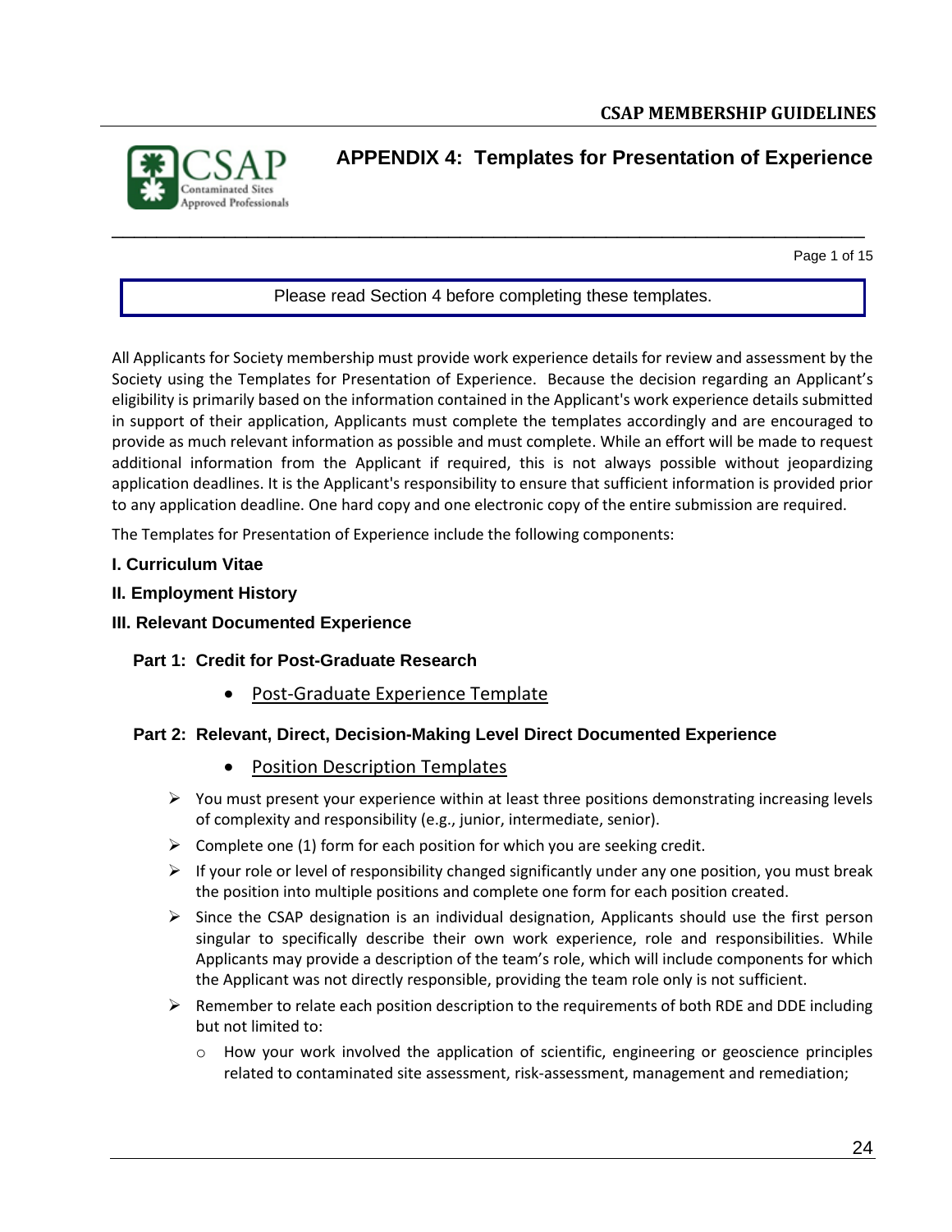# APPENDIX 4: Templates for Presentation of Experience

Please read Section 4 before completing these templates.

All Applicants for Society membership must provide work experience details for review and assessment by the Society using the Templates for Presentation of Experience. Because the decision regarding an Applicant's eligibility is primarily based on the information contained in the Applicant's work experience details submitted in support of their application, Applicants must complete the templates accordingly and are encouraged to provide as much relevant information as possible and must complete. While an effort will be made to request additional information from the Applicant if required, this is not always possible without jeopardizing application deadlines. It is the Applicant's responsibility to ensure that sufficient information is provided prior to any application deadline. One hard copy and one electronic copy of the entire submission are required.

The Templates for Presentation of Experience include the following components:

**I. Curriculum Vitae**

**II. Employment History**

**III. Relevant Documented Experience**

**Part 1: Credit for Post-Graduate Research**

- Post-Graduate Experience Template

**Part 2: Relevant, Direct, Decision-Making Level Direct Documented Experience**

- Position Description Templates

- You must present your experience within at least three positions demonstrating increasing levels of complexity and responsibility (e.g., junior, intermediate, senior).
- Complete one (1) form for each position for which you are seeking credit.
- If your role or level of responsibility changed significantly under any one position, you must break the position into multiple positions and complete one form for each position created.
- Since the CSAP designation is an individual designation, Applicants should use the first person singular to specifically describe their own work experience, role and responsibilities. While Applicants may provide a description of the team's role, which will include components for which the Applicant was not directly responsible, providing the team role only is not sufficient.
- Remember to relate each position description to the requirements of both RDE and DDE including but not limited to:
  - How your work involved the application of scientific, engineering or geoscience principles related to contaminated site assessment, risk-assessment, management and remediation;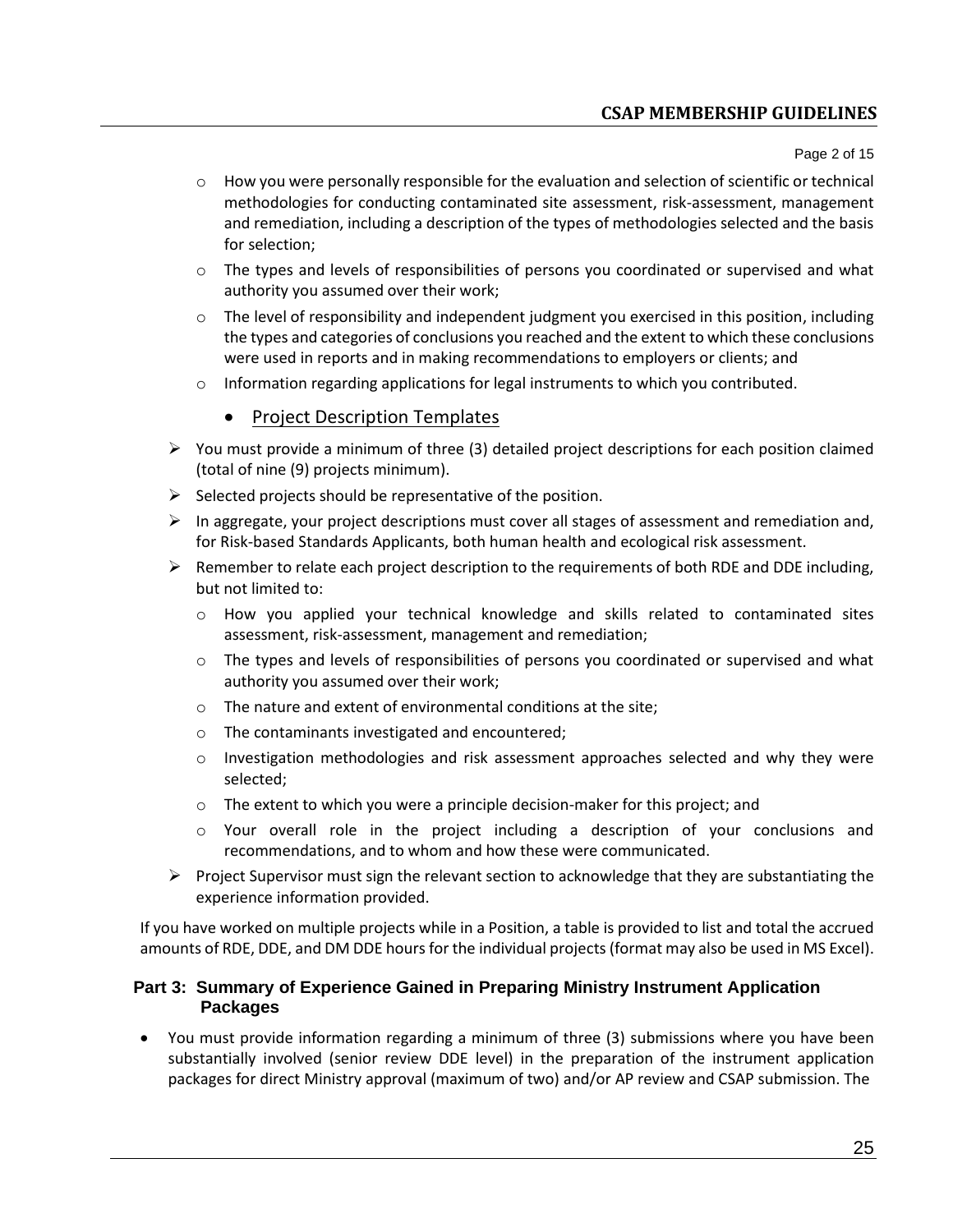- How you were personally responsible for the evaluation and selection of scientific or technical methodologies for conducting contaminated site assessment, risk-assessment, management and remediation, including a description of the types of methodologies selected and the basis for selection;
- The types and levels of responsibilities of persons you coordinated or supervised and what authority you assumed over their work;
- The level of responsibility and independent judgment you exercised in this position, including the types and categories of conclusions you reached and the extent to which these conclusions were used in reports and in making recommendations to employers or clients; and
- Information regarding applications for legal instruments to which you contributed.

- Project Description Templates

- You must provide a minimum of three (3) detailed project descriptions for each position claimed (total of nine (9) projects minimum).
- Selected projects should be representative of the position.
- In aggregate, your project descriptions must cover all stages of assessment and remediation and, for Risk-based Standards Applicants, both human health and ecological risk assessment.
- Remember to relate each project description to the requirements of both RDE and DDE including, but not limited to:
  - How you applied your technical knowledge and skills related to contaminated sites assessment, risk-assessment, management and remediation;
  - The types and levels of responsibilities of persons you coordinated or supervised and what authority you assumed over their work;
  - The nature and extent of environmental conditions at the site;
  - The contaminants investigated and encountered;
  - Investigation methodologies and risk assessment approaches selected and why they were selected;
  - The extent to which you were a principle decision-maker for this project; and
  - Your overall role in the project including a description of your conclusions and recommendations, and to whom and how these were communicated.
- Project Supervisor must sign the relevant section to acknowledge that they are substantiating the experience information provided.

If you have worked on multiple projects while in a Position, a table is provided to list and total the accrued amounts of RDE, DDE, and DM DDE hours for the individual projects (format may also be used in MS Excel).

### Part 3: Summary of Experience Gained in Preparing Ministry Instrument Application Packages

- You must provide information regarding a minimum of three (3) submissions where you have been substantially involved (senior review DDE level) in the preparation of the instrument application packages for direct Ministry approval (maximum of two) and/or AP review and CSAP submission. The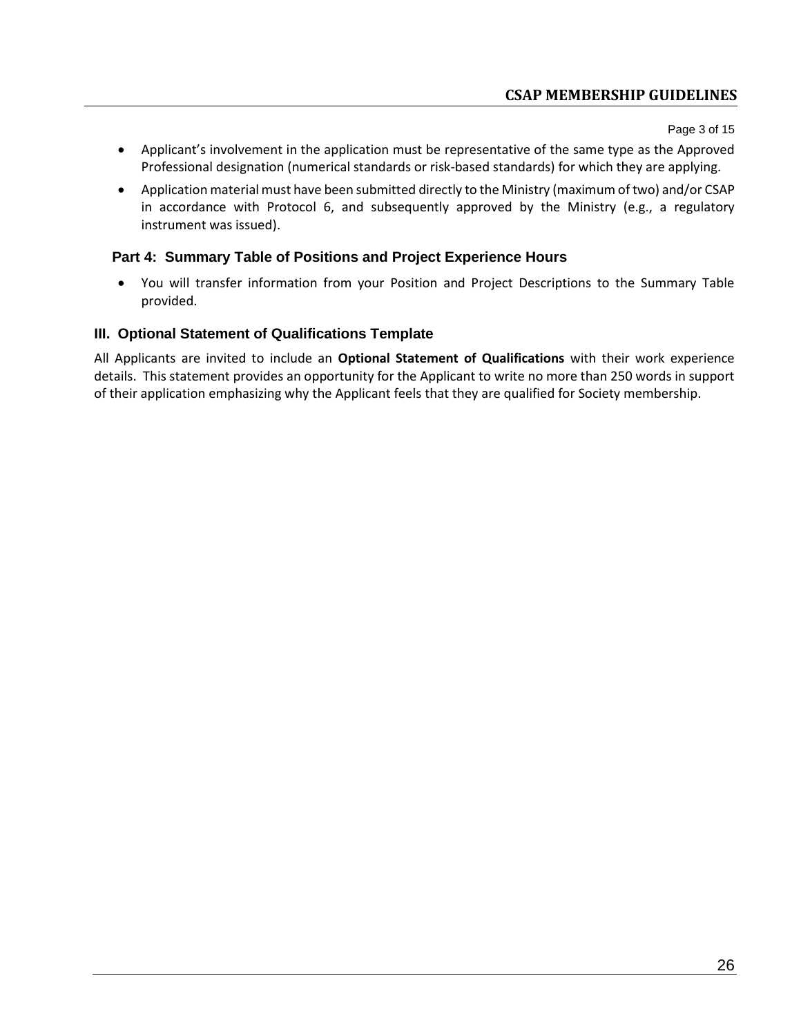- Applicant's involvement in the application must be representative of the same type as the Approved Professional designation (numerical standards or risk-based standards) for which they are applying.
- Application material must have been submitted directly to the Ministry (maximum of two) and/or CSAP in accordance with Protocol 6, and subsequently approved by the Ministry (e.g., a regulatory instrument was issued).

### Part 4: Summary Table of Positions and Project Experience Hours

- You will transfer information from your Position and Project Descriptions to the Summary Table provided.

## III. Optional Statement of Qualifications Template

All Applicants are invited to include an **Optional Statement of Qualifications** with their work experience details. This statement provides an opportunity for the Applicant to write no more than 250 words in support of their application emphasizing why the Applicant feels that they are qualified for Society membership.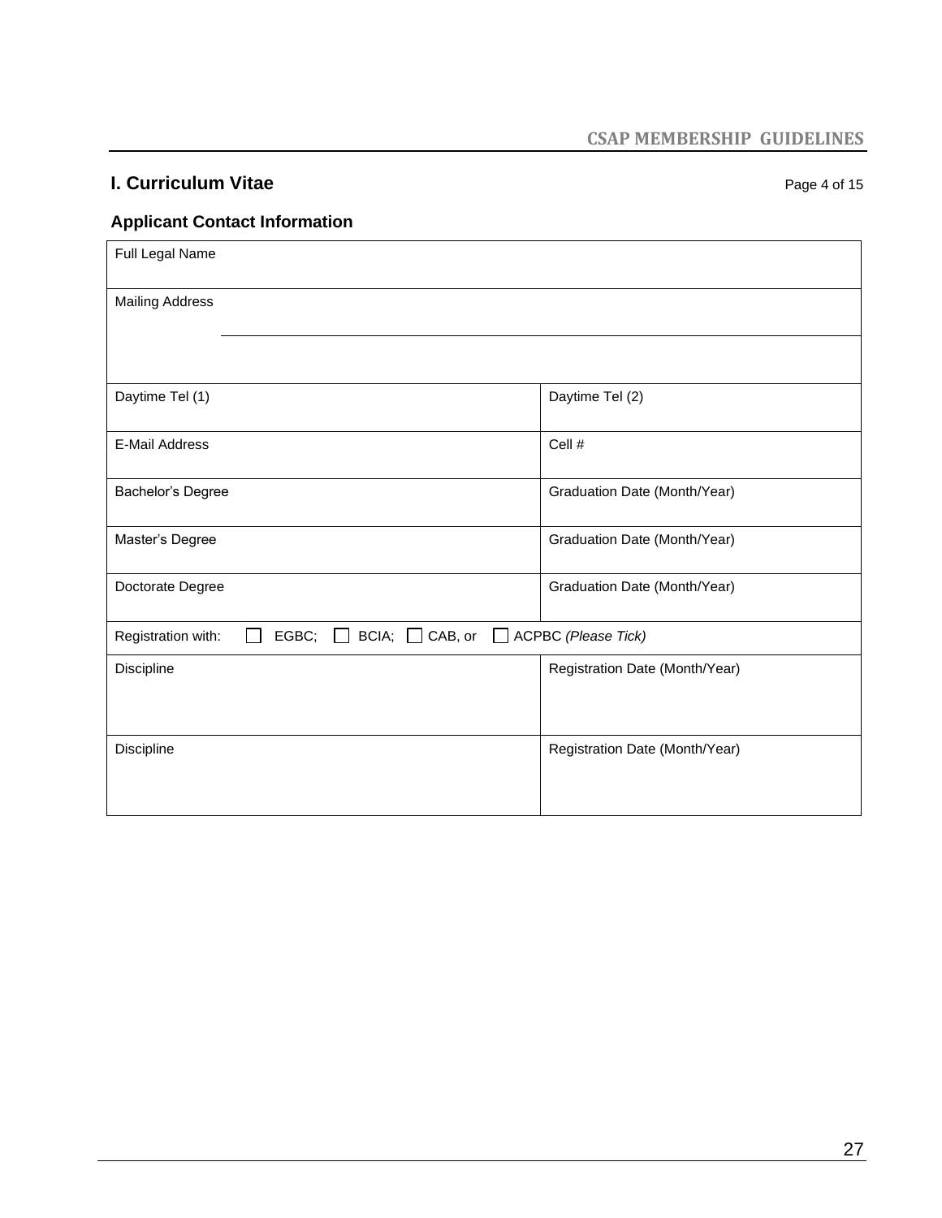## I. Curriculum Vitae

Page 4 of 15

### Applicant Contact Information

| Full Legal Name | |
|---|---|
| Mailing Address | |
| | |
| Daytime Tel (1) | Daytime Tel (2) |
| E-Mail Address | Cell # |
| Bachelor's Degree | Graduation Date (Month/Year) |
| Master's Degree | Graduation Date (Month/Year) |
| Doctorate Degree | Graduation Date (Month/Year) |
| Registration with: ☐ EGBC; ☐ BCIA; ☐ CAB, or ☐ ACPBC *(Please Tick)* | |
| Discipline | Registration Date (Month/Year) |
| Discipline | Registration Date (Month/Year) |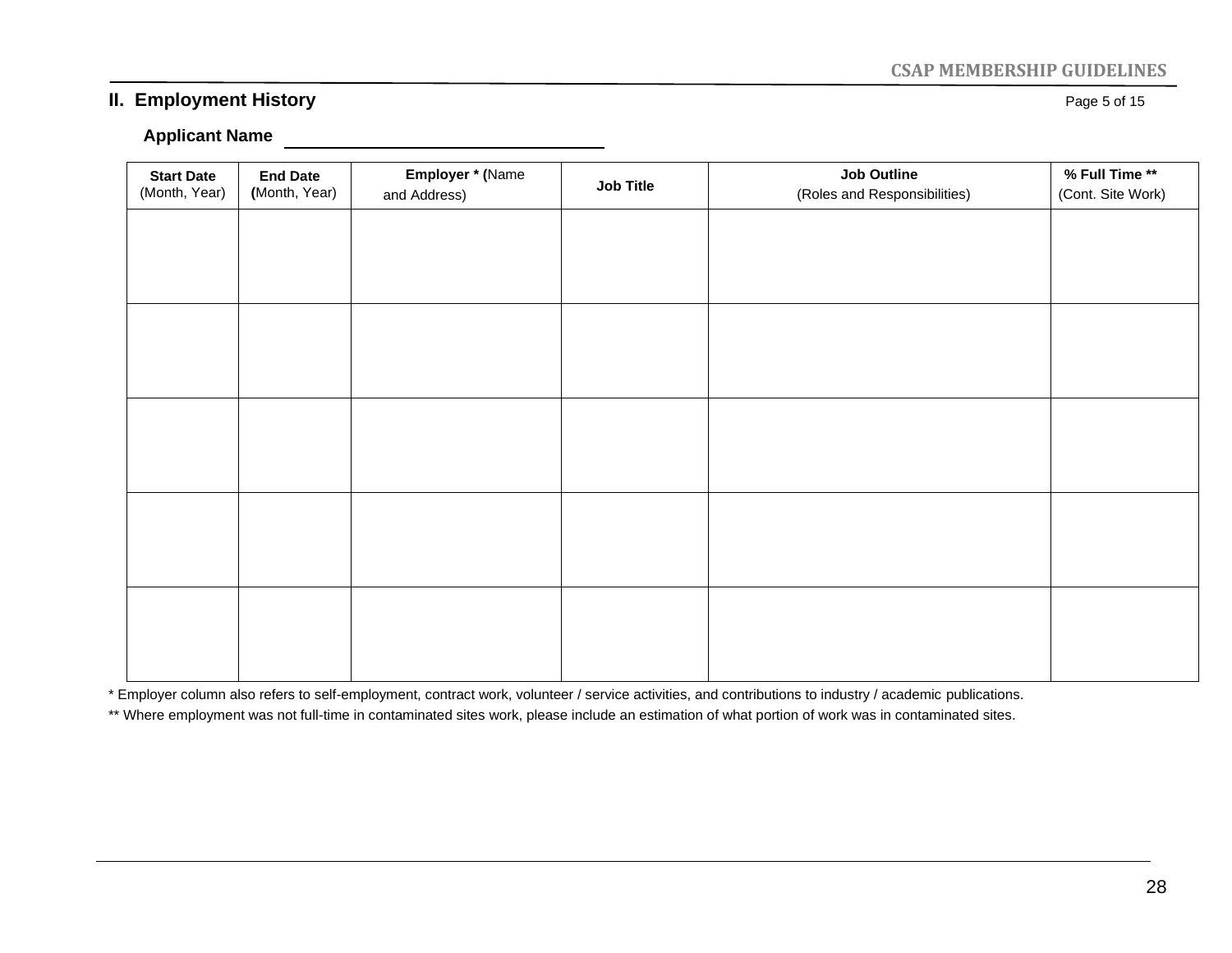## II. Employment History

Page 5 of 15

**Applicant Name** ______________________________

| **Start Date** (Month, Year) | **End Date** (Month, Year) | **Employer * (**Name and Address) | **Job Title** | **Job Outline** (Roles and Responsibilities) | **% Full Time **** (Cont. Site Work) |
|---|---|---|---|---|---|
| | | | | | |
| | | | | | |
| | | | | | |
| | | | | | |
| | | | | | |

* Employer column also refers to self-employment, contract work, volunteer / service activities, and contributions to industry / academic publications.

** Where employment was not full-time in contaminated sites work, please include an estimation of what portion of work was in contaminated sites.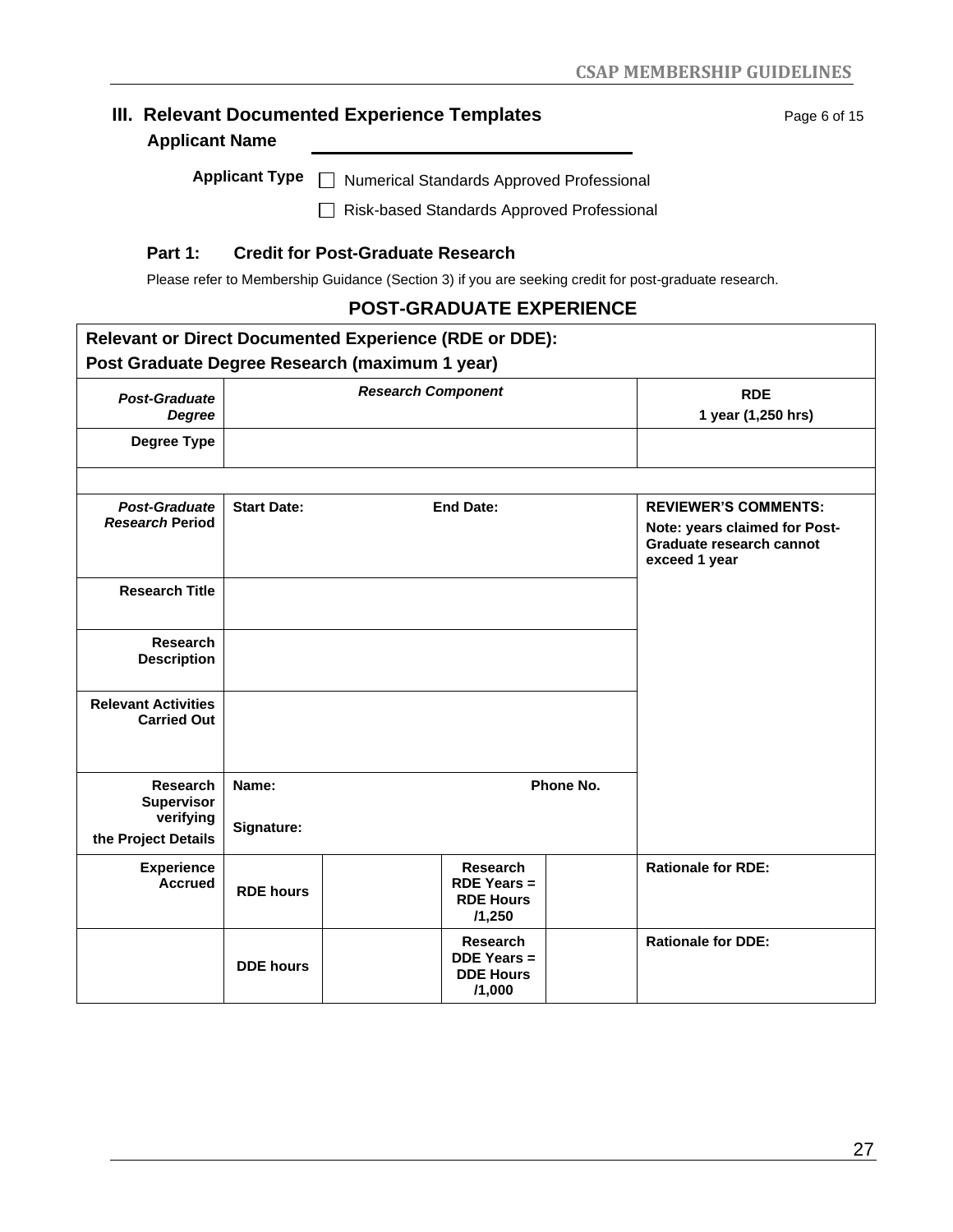## III. Relevant Documented Experience Templates

Page 6 of 15

**Applicant Name** ______________________________

**Applicant Type**
- ☐ Numerical Standards Approved Professional
- ☐ Risk-based Standards Approved Professional

### Part 1: Credit for Post-Graduate Research

Please refer to Membership Guidance (Section 3) if you are seeking credit for post-graduate research.

### POST-GRADUATE EXPERIENCE

| **Relevant or Direct Documented Experience (RDE or DDE): Post Graduate Degree Research (maximum 1 year)** | | | | | |
|---|---|---|---|---|---|
| ***Post-Graduate Degree*** | ***Research Component*** | | | | **RDE** **1 year (1,250 hrs)** |
| **Degree Type** | | | | | |
| | | | | | |
| ***Post-Graduate Research* Period** | **Start Date:** | | **End Date:** | | **REVIEWER'S COMMENTS:** **Note: years claimed for Post-Graduate research cannot exceed 1 year** |
| **Research Title** | | | | | |
| **Research Description** | | | | | |
| **Relevant Activities Carried Out** | | | | | |
| **Research Supervisor verifying the Project Details** | **Name:** **Signature:** | | | **Phone No.** | |
| **Experience Accrued** | **RDE hours** | | **Research RDE Years = RDE Hours /1,250** | | **Rationale for RDE:** |
| | **DDE hours** | | **Research DDE Years = DDE Hours /1,000** | | **Rationale for DDE:** |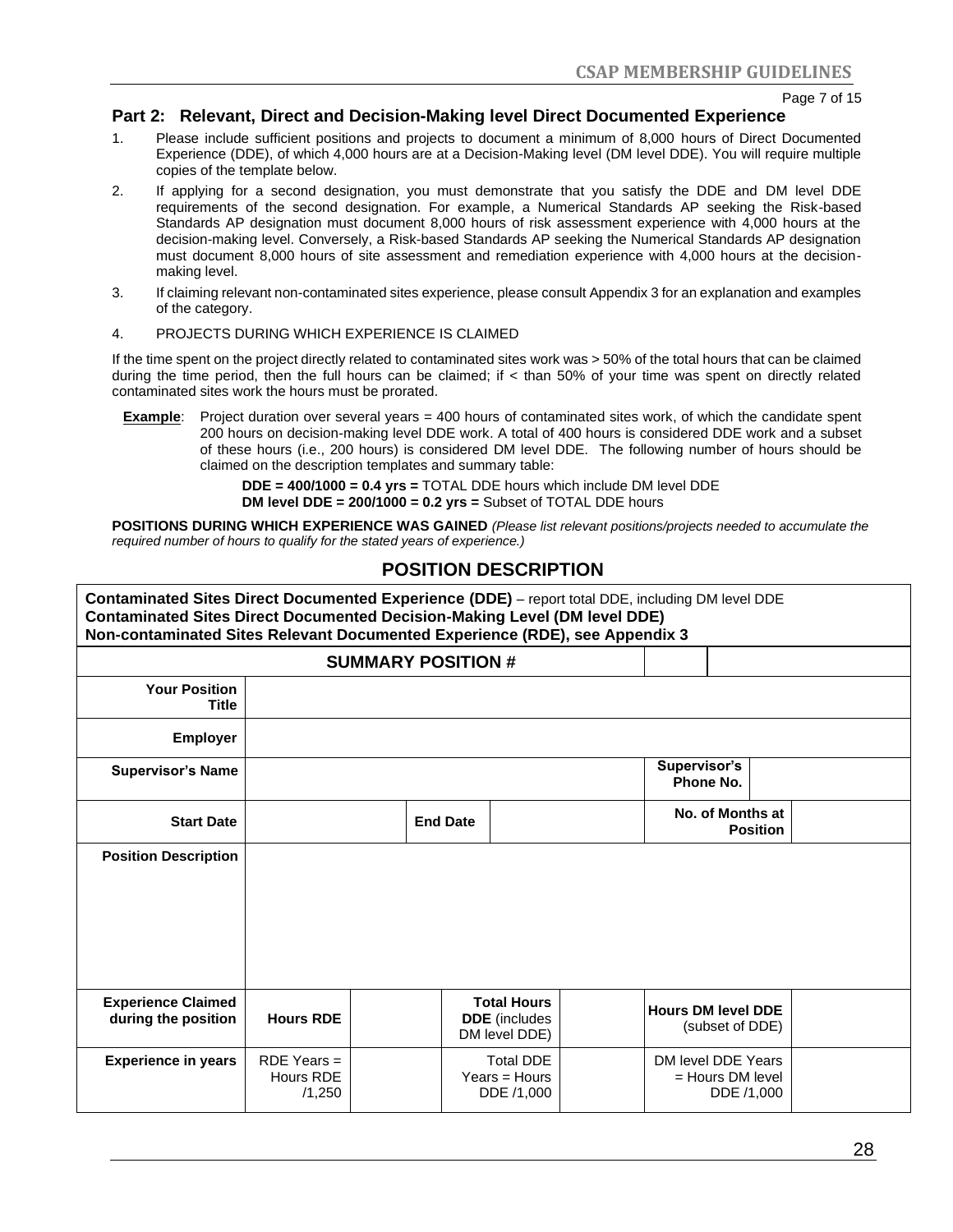## Part 2: Relevant, Direct and Decision-Making level Direct Documented Experience

1. Please include sufficient positions and projects to document a minimum of 8,000 hours of Direct Documented Experience (DDE), of which 4,000 hours are at a Decision-Making level (DM level DDE). You will require multiple copies of the template below.
2. If applying for a second designation, you must demonstrate that you satisfy the DDE and DM level DDE requirements of the second designation. For example, a Numerical Standards AP seeking the Risk-based Standards AP designation must document 8,000 hours of risk assessment experience with 4,000 hours at the decision-making level. Conversely, a Risk-based Standards AP seeking the Numerical Standards AP designation must document 8,000 hours of site assessment and remediation experience with 4,000 hours at the decision-making level.
3. If claiming relevant non-contaminated sites experience, please consult Appendix 3 for an explanation and examples of the category.
4. PROJECTS DURING WHICH EXPERIENCE IS CLAIMED

If the time spent on the project directly related to contaminated sites work was > 50% of the total hours that can be claimed during the time period, then the full hours can be claimed; if < than 50% of your time was spent on directly related contaminated sites work the hours must be prorated.

**Example**: Project duration over several years = 400 hours of contaminated sites work, of which the candidate spent 200 hours on decision-making level DDE work. A total of 400 hours is considered DDE work and a subset of these hours (i.e., 200 hours) is considered DM level DDE. The following number of hours should be claimed on the description templates and summary table:

> **DDE = 400/1000 = 0.4 yrs =** TOTAL DDE hours which include DM level DDE
> **DM level DDE = 200/1000 = 0.2 yrs =** Subset of TOTAL DDE hours

**POSITIONS DURING WHICH EXPERIENCE WAS GAINED** *(Please list relevant positions/projects needed to accumulate the required number of hours to qualify for the stated years of experience.)*

## POSITION DESCRIPTION

**Contaminated Sites Direct Documented Experience (DDE)** – report total DDE, including DM level DDE
**Contaminated Sites Direct Documented Decision-Making Level (DM level DDE)**
**Non-contaminated Sites Relevant Documented Experience (RDE), see Appendix 3**

| **SUMMARY POSITION #** | | | | | | | |
|---|---|---|---|---|---|---|---|
| **Your Position Title** | | | | | | | |
| **Employer** | | | | | | | |
| **Supervisor's Name** | | | | | **Supervisor's Phone No.** | | |
| **Start Date** | | | **End Date** | | **No. of Months at Position** | | |
| **Position Description** | | | | | | | |
| **Experience Claimed during the position** | **Hours RDE** | | **Total Hours DDE** (includes DM level DDE) | | **Hours DM level DDE** (subset of DDE) | | |
| **Experience in years** | RDE Years = Hours RDE /1,250 | | Total DDE Years = Hours DDE /1,000 | | DM level DDE Years = Hours DM level DDE /1,000 | | |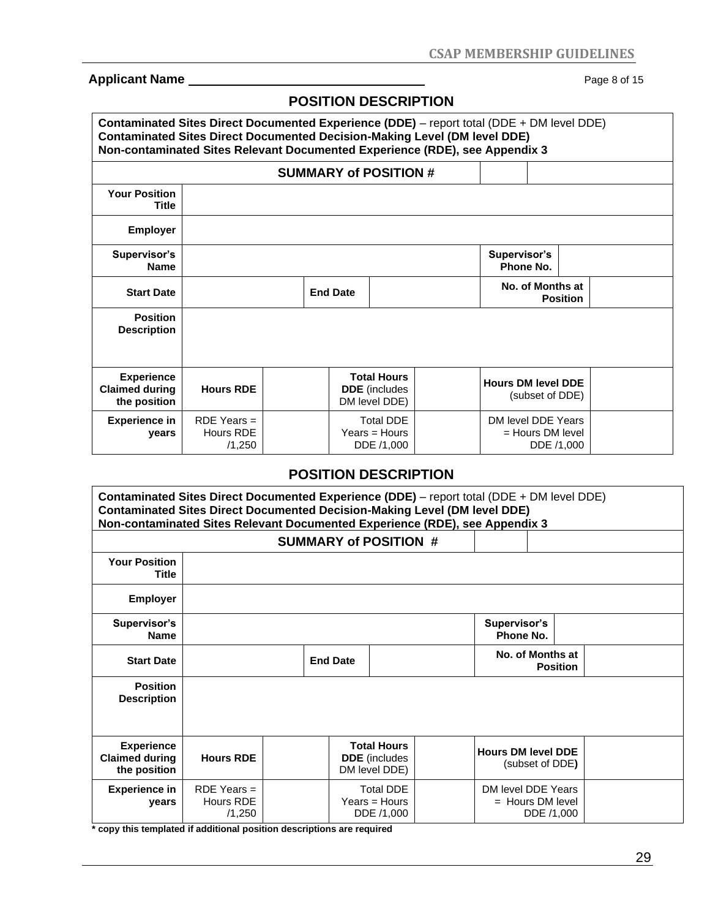**Applicant Name** ________________________________

## POSITION DESCRIPTION

**Contaminated Sites Direct Documented Experience (DDE)** – report total (DDE + DM level DDE)
**Contaminated Sites Direct Documented Decision-Making Level (DM level DDE)**
**Non-contaminated Sites Relevant Documented Experience (RDE), see Appendix 3**

| **SUMMARY of POSITION #** | | | | | | | |
|---|---|---|---|---|---|---|---|
| **Your Position Title** | | | | | | | |
| **Employer** | | | | | | | |
| **Supervisor's Name** | | | | | **Supervisor's Phone No.** | | |
| **Start Date** | | | **End Date** | | **No. of Months at Position** | | |
| **Position Description** | | | | | | | |
| **Experience Claimed during the position** | **Hours RDE** | | **Total Hours DDE** (includes DM level DDE) | | **Hours DM level DDE** (subset of DDE) | | |
| **Experience in years** | RDE Years = Hours RDE /1,250 | | Total DDE Years = Hours DDE /1,000 | | DM level DDE Years = Hours DM level DDE /1,000 | | |

## POSITION DESCRIPTION

**Contaminated Sites Direct Documented Experience (DDE)** – report total (DDE + DM level DDE)
**Contaminated Sites Direct Documented Decision-Making Level (DM level DDE)**
**Non-contaminated Sites Relevant Documented Experience (RDE), see Appendix 3**

| **SUMMARY of POSITION #** | | | | | | | |
|---|---|---|---|---|---|---|---|
| **Your Position Title** | | | | | | | |
| **Employer** | | | | | | | |
| **Supervisor's Name** | | | | | **Supervisor's Phone No.** | | |
| **Start Date** | | | **End Date** | | **No. of Months at Position** | | |
| **Position Description** | | | | | | | |
| **Experience Claimed during the position** | **Hours RDE** | | **Total Hours DDE** (includes DM level DDE) | | **Hours DM level DDE** (subset of DDE) | | |
| **Experience in years** | RDE Years = Hours RDE /1,250 | | Total DDE Years = Hours DDE /1,000 | | DM level DDE Years = Hours DM level DDE /1,000 | | |

**\* copy this templated if additional position descriptions are required**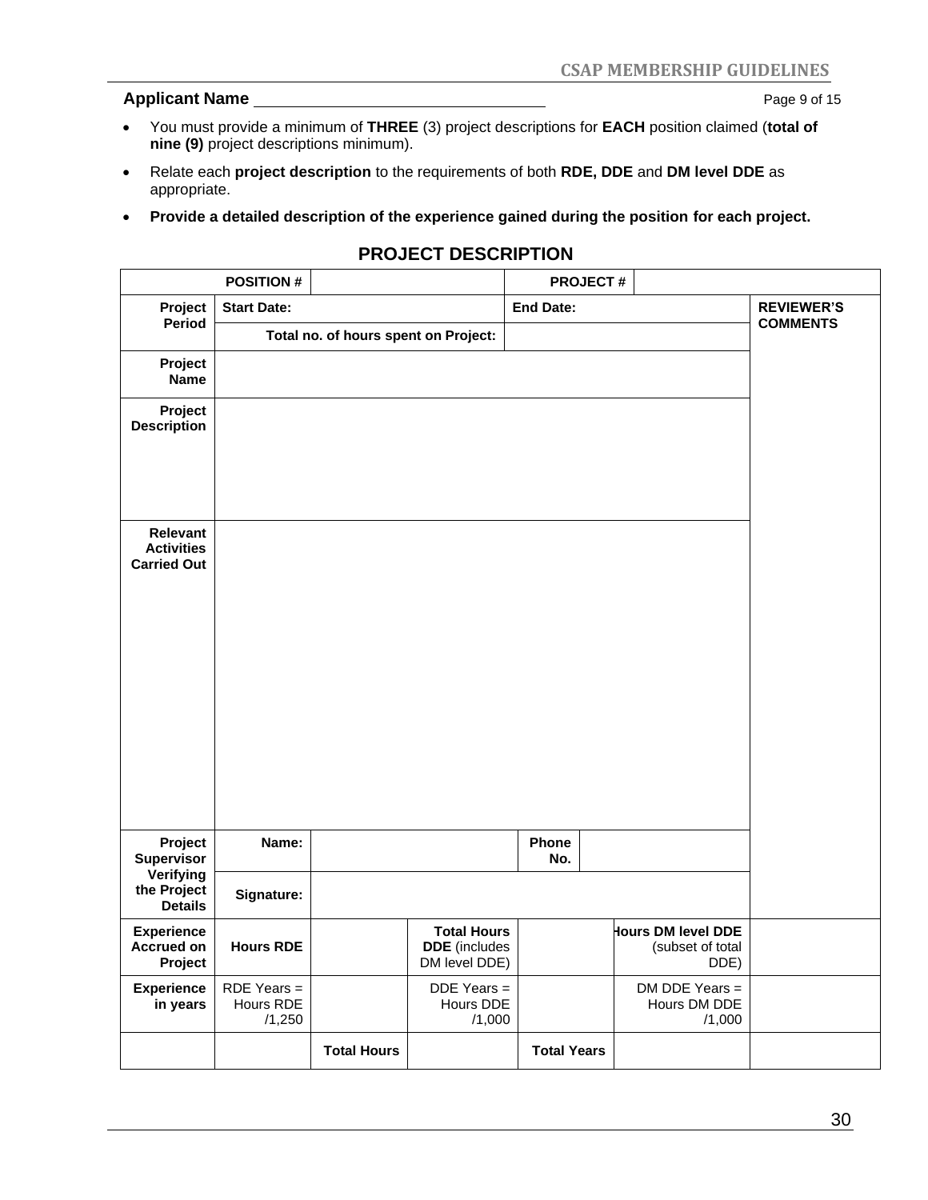**Applicant Name** ________________________________

- You must provide a minimum of **THREE** (3) project descriptions for **EACH** position claimed (**total of nine (9)** project descriptions minimum).
- Relate each **project description** to the requirements of both **RDE, DDE** and **DM level DDE** as appropriate.
- **Provide a detailed description of the experience gained during the position for each project.**

## PROJECT DESCRIPTION

| **POSITION #** | | | | **PROJECT #** | | | |
|---|---|---|---|---|---|---|---|
| **Project Period** | **Start Date:** | | | **End Date:** | | | **REVIEWER'S COMMENTS** |
| | **Total no. of hours spent on Project:** | | | | | | |
| **Project Name** | | | | | | | |
| **Project Description** | | | | | | | |
| **Relevant Activities Carried Out** | | | | | | | |
| **Project Supervisor Verifying the Project Details** | **Name:** | | | **Phone No.** | | | |
| | **Signature:** | | | | | | |
| **Experience Accrued on Project** | **Hours RDE** | | **Total Hours DDE** (includes DM level DDE) | | | **Hours DM level DDE** (subset of total DDE) | |
| **Experience in years** | RDE Years = Hours RDE /1,250 | | DDE Years = Hours DDE /1,000 | | | DM DDE Years = Hours DM DDE /1,000 | |
| | | **Total Hours** | | **Total Years** | | | |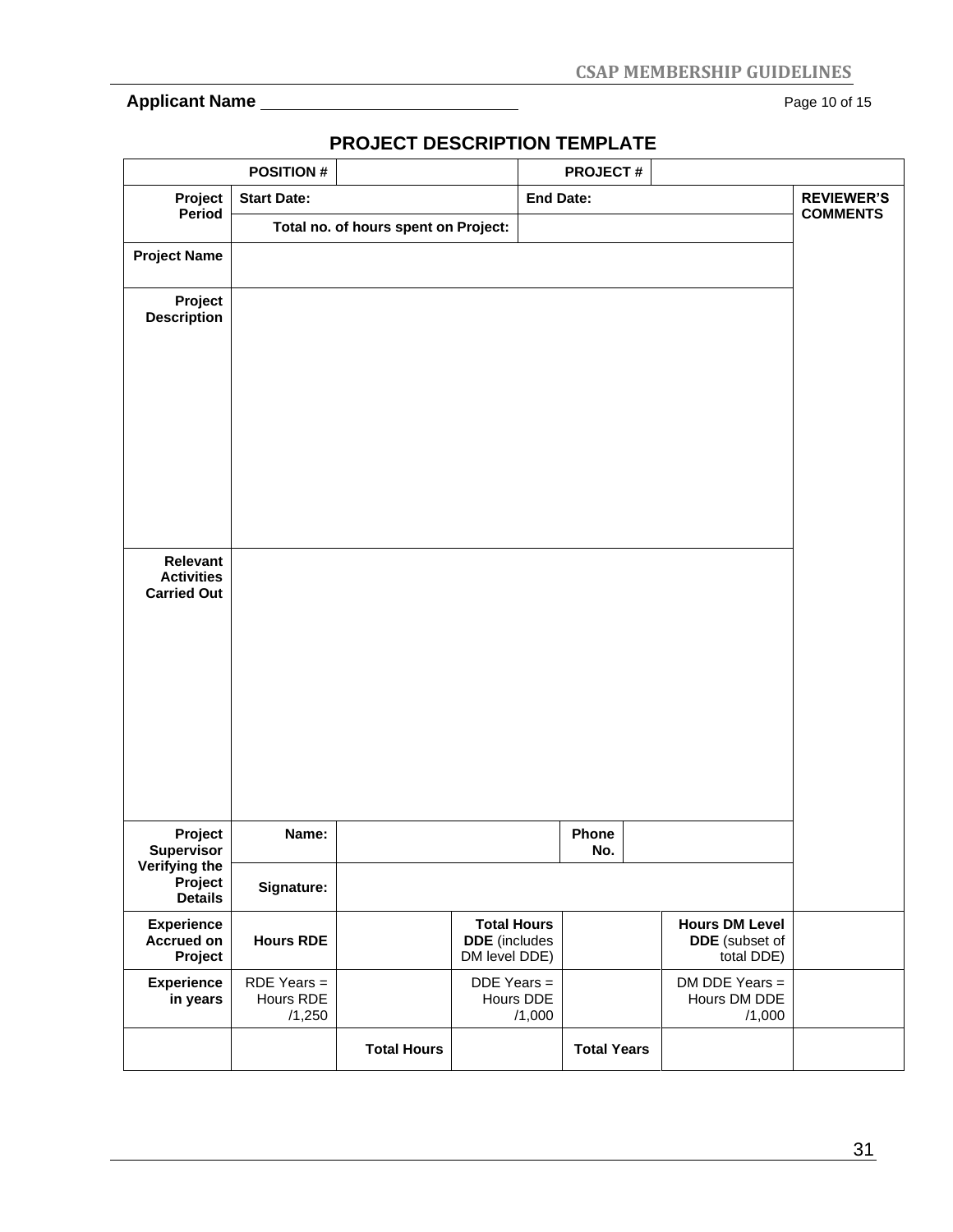Applicant Name ____________________________

## PROJECT DESCRIPTION TEMPLATE

| | POSITION # | | | PROJECT # | | | |
|---|---|---|---|---|---|---|---|
| Project Period | Start Date: | | | End Date: | | | REVIEWER'S COMMENTS |
| | Total no. of hours spent on Project: | | | | | | |
| Project Name | | | | | | | |
| Project Description | | | | | | | |
| Relevant Activities Carried Out | | | | | | | |
| Project Supervisor Verifying the Project Details | Name: | | | Phone No. | | | |
| | Signature: | | | | | | |
| Experience Accrued on Project | Hours RDE | | Total Hours DDE (includes DM level DDE) | | | Hours DM Level DDE (subset of total DDE) | |
| Experience in years | RDE Years = Hours RDE /1,250 | | DDE Years = Hours DDE /1,000 | | | DM DDE Years = Hours DM DDE /1,000 | |
| | | Total Hours | | Total Years | | | |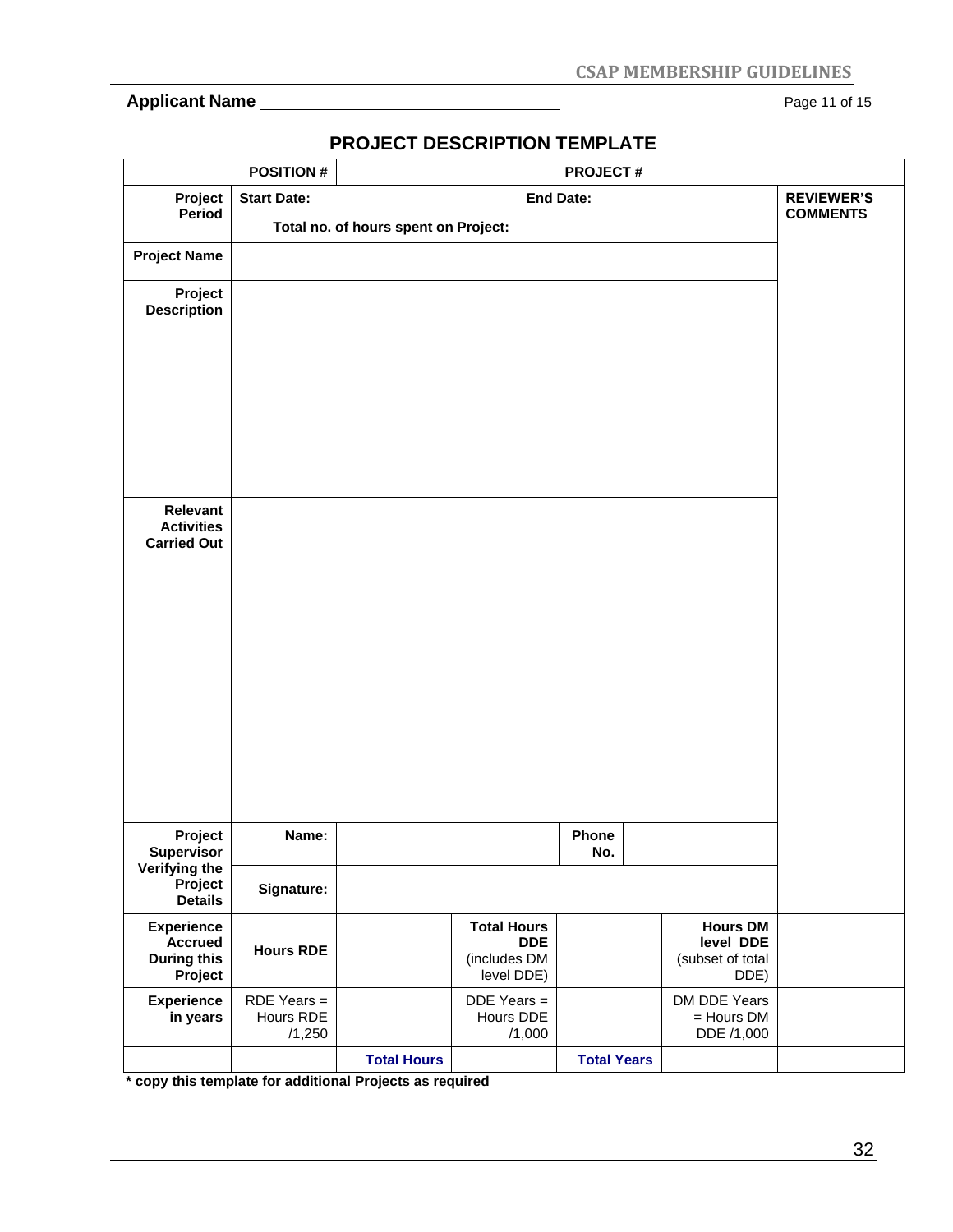**Applicant Name** ______________________________

## PROJECT DESCRIPTION TEMPLATE

| | | | | | | |
|---|---|---|---|---|---|---|
| **POSITION #** | | | **PROJECT #** | | | |
| **Project Period** | **Start Date:** | | **End Date:** | | | **REVIEWER'S COMMENTS** |
| | **Total no. of hours spent on Project:** | | | | | |
| **Project Name** | | | | | | |
| **Project Description** | | | | | | |
| **Relevant Activities Carried Out** | | | | | | |
| **Project Supervisor Verifying the Project Details** | **Name:** | | **Phone No.** | | | |
| | **Signature:** | | | | | |
| **Experience Accrued During this Project** | **Hours RDE** | | **Total Hours DDE** (includes DM level DDE) | | **Hours DM level DDE** (subset of total DDE) | |
| **Experience in years** | RDE Years = Hours RDE /1,250 | | DDE Years = Hours DDE /1,000 | | DM DDE Years = Hours DM DDE /1,000 | |
| | | **Total Hours** | | **Total Years** | | |

**\* copy this template for additional Projects as required**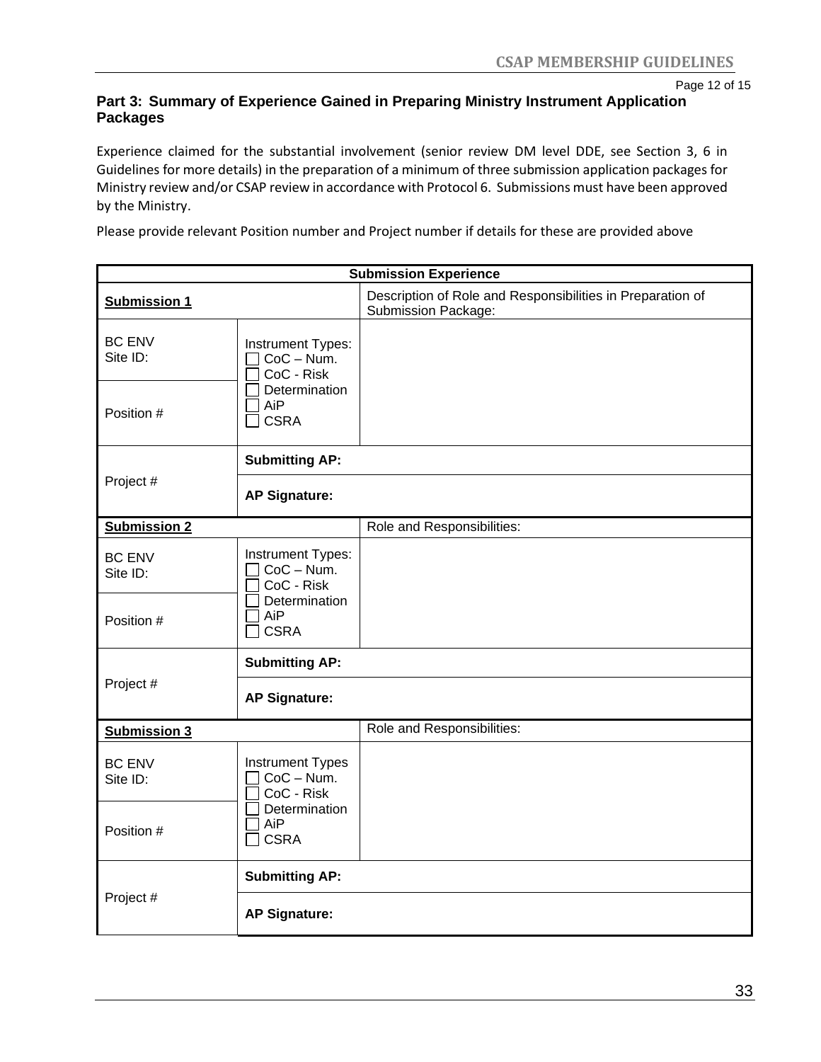## Part 3: Summary of Experience Gained in Preparing Ministry Instrument Application Packages

Experience claimed for the substantial involvement (senior review DM level DDE, see Section 3, 6 in Guidelines for more details) in the preparation of a minimum of three submission application packages for Ministry review and/or CSAP review in accordance with Protocol 6. Submissions must have been approved by the Ministry.

Please provide relevant Position number and Project number if details for these are provided above

| Submission Experience | | |
|---|---|---|
| **Submission 1** | | Description of Role and Responsibilities in Preparation of Submission Package: |
| BC ENV Site ID: | Instrument Types: ☐ CoC – Num. ☐ CoC - Risk ☐ Determination ☐ AiP ☐ CSRA | |
| Position # | | |
| Project # | **Submitting AP:** | |
| | **AP Signature:** | |
| **Submission 2** | | Role and Responsibilities: |
| BC ENV Site ID: | Instrument Types: ☐ CoC – Num. ☐ CoC - Risk ☐ Determination ☐ AiP ☐ CSRA | |
| Position # | | |
| Project # | **Submitting AP:** | |
| | **AP Signature:** | |
| **Submission 3** | | Role and Responsibilities: |
| BC ENV Site ID: | Instrument Types ☐ CoC – Num. ☐ CoC - Risk ☐ Determination ☐ AiP ☐ CSRA | |
| Position # | | |
| Project # | **Submitting AP:** | |
| | **AP Signature:** | |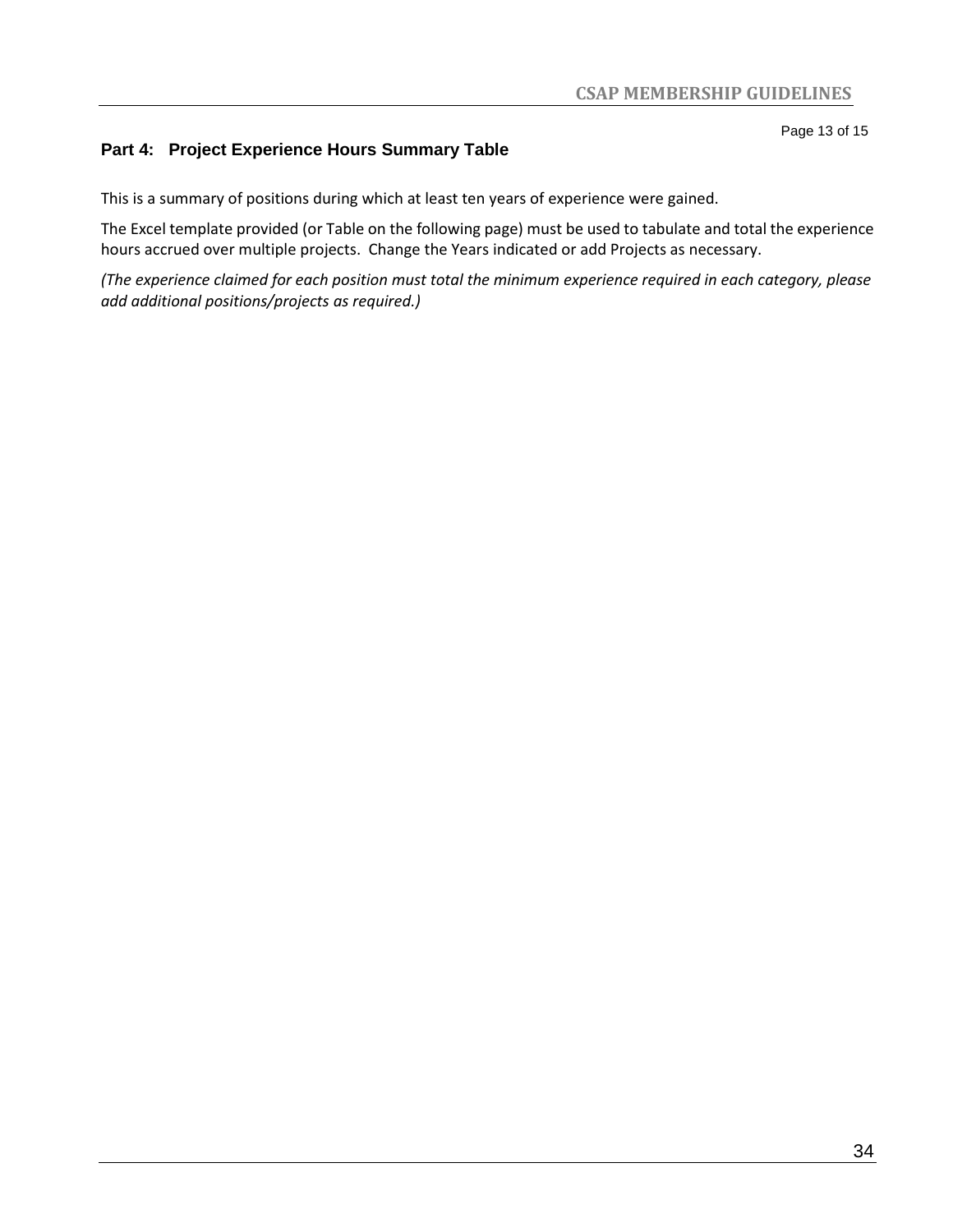## Part 4: Project Experience Hours Summary Table

This is a summary of positions during which at least ten years of experience were gained.

The Excel template provided (or Table on the following page) must be used to tabulate and total the experience hours accrued over multiple projects. Change the Years indicated or add Projects as necessary.

*(The experience claimed for each position must total the minimum experience required in each category, please add additional positions/projects as required.)*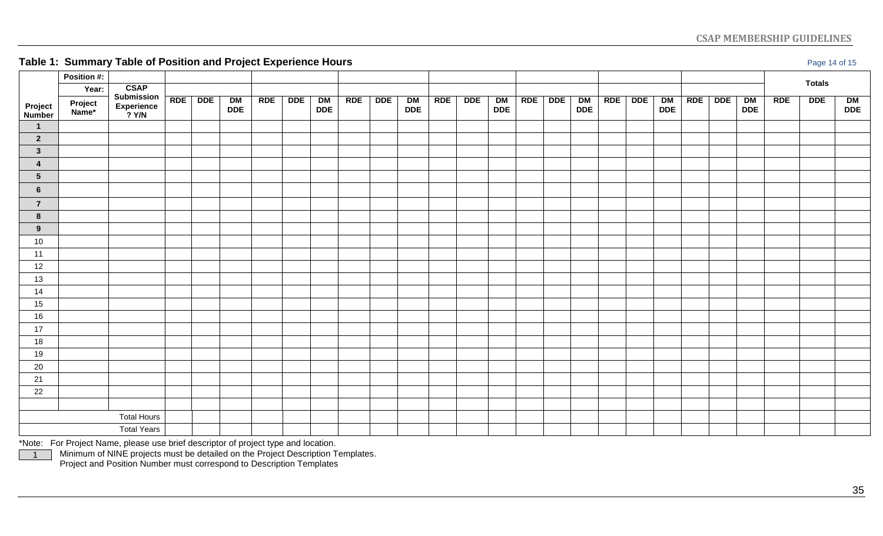## Table 1: Summary Table of Position and Project Experience Hours

| | Position #: | | | | | | | | | | | | | | | | | | | | | | | | | | | |
|---|---|---|---|---|---|---|---|---|---|---|---|---|---|---|---|---|---|---|---|---|---|---|---|---|---|---|---|---|
| | Year: | CSAP Submission Experience ? Y/N | | | | | | | | | | | | | | | | | | | | | | | Totals | | |
| Project Number | Project Name* | | RDE | DDE | DM DDE | RDE | DDE | DM DDE | RDE | DDE | DM DDE | RDE | DDE | DM DDE | RDE | DDE | DM DDE | RDE | DDE | DM DDE | RDE | DDE | DM DDE | RDE | DDE | DM DDE |
| 1 | | | | | | | | | | | | | | | | | | | | | | | | | | |
| 2 | | | | | | | | | | | | | | | | | | | | | | | | | | |
| 3 | | | | | | | | | | | | | | | | | | | | | | | | | | |
| 4 | | | | | | | | | | | | | | | | | | | | | | | | | | |
| 5 | | | | | | | | | | | | | | | | | | | | | | | | | | |
| 6 | | | | | | | | | | | | | | | | | | | | | | | | | | |
| 7 | | | | | | | | | | | | | | | | | | | | | | | | | | |
| 8 | | | | | | | | | | | | | | | | | | | | | | | | | | |
| 9 | | | | | | | | | | | | | | | | | | | | | | | | | | |
| 10 | | | | | | | | | | | | | | | | | | | | | | | | | | |
| 11 | | | | | | | | | | | | | | | | | | | | | | | | | | |
| 12 | | | | | | | | | | | | | | | | | | | | | | | | | | |
| 13 | | | | | | | | | | | | | | | | | | | | | | | | | | |
| 14 | | | | | | | | | | | | | | | | | | | | | | | | | | |
| 15 | | | | | | | | | | | | | | | | | | | | | | | | | | |
| 16 | | | | | | | | | | | | | | | | | | | | | | | | | | |
| 17 | | | | | | | | | | | | | | | | | | | | | | | | | | |
| 18 | | | | | | | | | | | | | | | | | | | | | | | | | | |
| 19 | | | | | | | | | | | | | | | | | | | | | | | | | | |
| 20 | | | | | | | | | | | | | | | | | | | | | | | | | | |
| 21 | | | | | | | | | | | | | | | | | | | | | | | | | | |
| 22 | | | | | | | | | | | | | | | | | | | | | | | | | | |
| | | | | | | | | | | | | | | | | | | | | | | | | | | |
| | | Total Hours | | | | | | | | | | | | | | | | | | | | | | | | |
| | | Total Years | | | | | | | | | | | | | | | | | | | | | | | | |

*Note: For Project Name, please use brief descriptor of project type and location.

1 Minimum of NINE projects must be detailed on the Project Description Templates.
Project and Position Number must correspond to Description Templates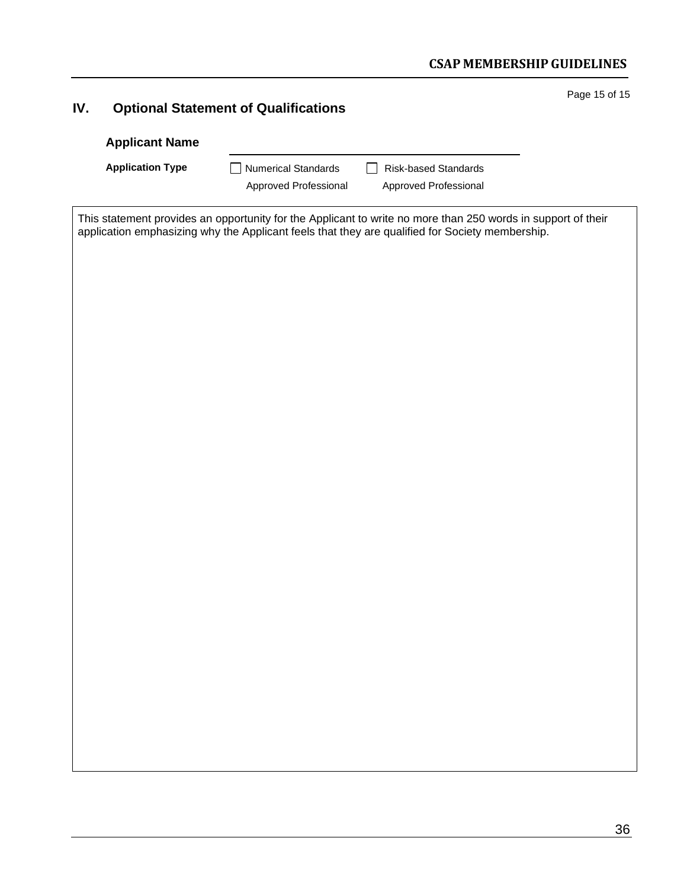## IV. Optional Statement of Qualifications

**Applicant Name** ______________________________

**Application Type**

☐ Numerical Standards Approved Professional

☐ Risk-based Standards Approved Professional

This statement provides an opportunity for the Applicant to write no more than 250 words in support of their application emphasizing why the Applicant feels that they are qualified for Society membership.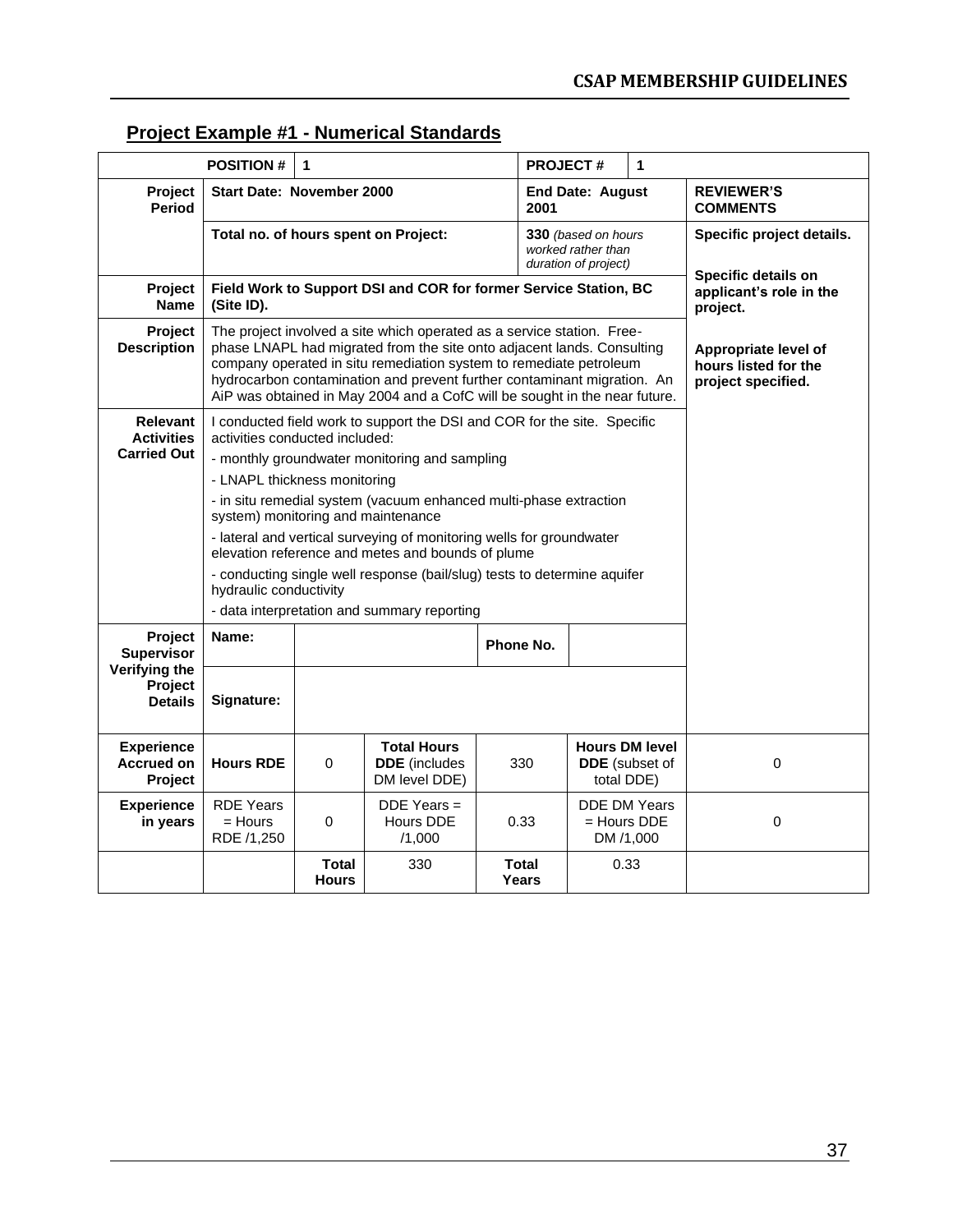## Project Example #1 - Numerical Standards

| | **POSITION #** | **1** | | **PROJECT #** | **1** | |
|---|---|---|---|---|---|---|
| **Project Period** | **Start Date: November 2000** | | | **End Date: August 2001** | | **REVIEWER'S COMMENTS** |
| | **Total no. of hours spent on Project:** | | | **330** *(based on hours worked rather than duration of project)* | | **Specific project details.** <br><br> **Specific details on applicant's role in the project.** <br><br> **Appropriate level of hours listed for the project specified.** |
| **Project Name** | **Field Work to Support DSI and COR for former Service Station, BC (Site ID).** | | | | | |
| **Project Description** | The project involved a site which operated as a service station. Free-phase LNAPL had migrated from the site onto adjacent lands. Consulting company operated in situ remediation system to remediate petroleum hydrocarbon contamination and prevent further contaminant migration. An AiP was obtained in May 2004 and a CofC will be sought in the near future. | | | | | |
| **Relevant Activities Carried Out** | I conducted field work to support the DSI and COR for the site. Specific activities conducted included: <br> - monthly groundwater monitoring and sampling <br> - LNAPL thickness monitoring <br> - in situ remedial system (vacuum enhanced multi-phase extraction system) monitoring and maintenance <br> - lateral and vertical surveying of monitoring wells for groundwater elevation reference and metes and bounds of plume <br> - conducting single well response (bail/slug) tests to determine aquifer hydraulic conductivity <br> - data interpretation and summary reporting | | | | | |
| **Project Supervisor Verifying the Project Details** | **Name:** | | | **Phone No.** | | |
| | **Signature:** | | | | | |
| **Experience Accrued on Project** | **Hours RDE** | 0 | **Total Hours DDE** (includes DM level DDE) | 330 | **Hours DM level DDE** (subset of total DDE) | 0 |
| **Experience in years** | RDE Years = Hours RDE /1,250 | 0 | DDE Years = Hours DDE /1,000 | 0.33 | DDE DM Years = Hours DDE DM /1,000 | 0 |
| | | **Total Hours** | 330 | **Total Years** | 0.33 | |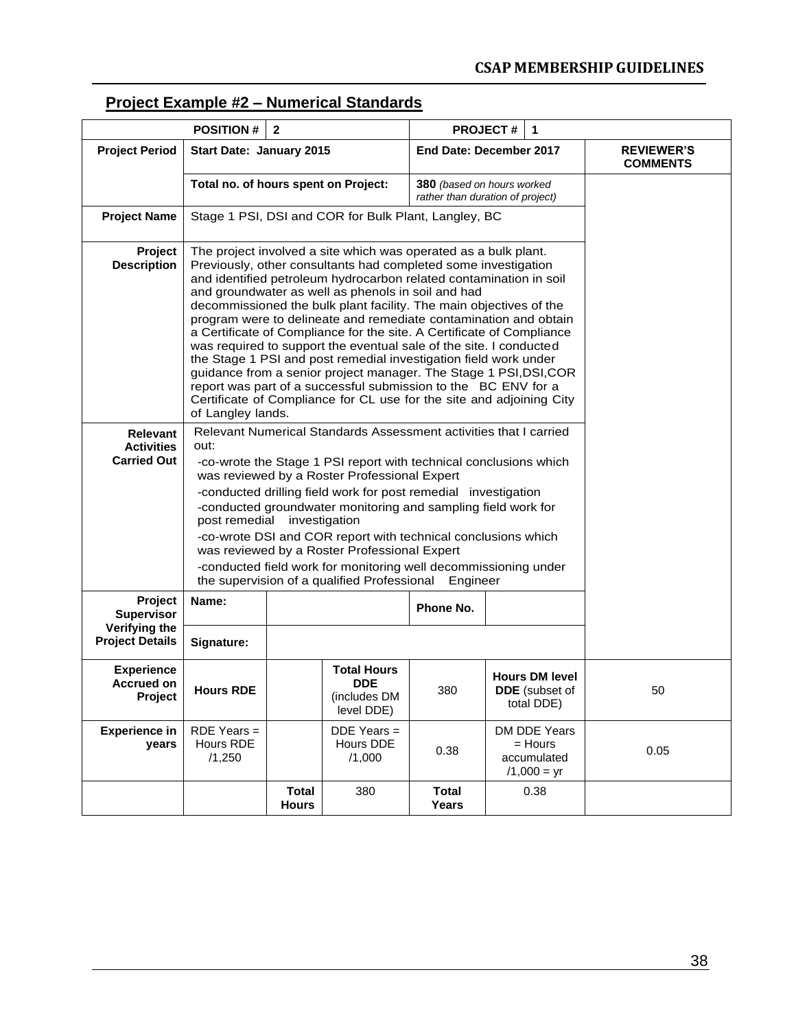## Project Example #2 – Numerical Standards

| | | | | | | |
|---|---|---|---|---|---|---|
| | **POSITION #** | **2** | | **PROJECT #** | **1** | |
| **Project Period** | **Start Date: January 2015** | | | **End Date: December 2017** | | **REVIEWER'S COMMENTS** |
| | **Total no. of hours spent on Project:** | | | **380** *(based on hours worked rather than duration of project)* | | |
| **Project Name** | Stage 1 PSI, DSI and COR for Bulk Plant, Langley, BC | | | | | |
| **Project Description** | The project involved a site which was operated as a bulk plant. Previously, other consultants had completed some investigation and identified petroleum hydrocarbon related contamination in soil and groundwater as well as phenols in soil and had decommissioned the bulk plant facility. The main objectives of the program were to delineate and remediate contamination and obtain a Certificate of Compliance for the site. A Certificate of Compliance was required to support the eventual sale of the site. I conducted the Stage 1 PSI and post remedial investigation field work under guidance from a senior project manager. The Stage 1 PSI,DSI,COR report was part of a successful submission to the BC ENV for a Certificate of Compliance for CL use for the site and adjoining City of Langley lands. | | | | | |
| **Relevant Activities Carried Out** | Relevant Numerical Standards Assessment activities that I carried out:<br>-co-wrote the Stage 1 PSI report with technical conclusions which was reviewed by a Roster Professional Expert<br>-conducted drilling field work for post remedial investigation<br>-conducted groundwater monitoring and sampling field work for post remedial investigation<br>-co-wrote DSI and COR report with technical conclusions which was reviewed by a Roster Professional Expert<br>-conducted field work for monitoring well decommissioning under the supervision of a qualified Professional Engineer | | | | | |
| **Project Supervisor Verifying the Project Details** | **Name:** | | | **Phone No.** | | |
| | **Signature:** | | | | | |
| **Experience Accrued on Project** | **Hours RDE** | | **Total Hours DDE** (includes DM level DDE) | 380 | **Hours DM level DDE** (subset of total DDE) | 50 |
| **Experience in years** | RDE Years = Hours RDE /1,250 | | DDE Years = Hours DDE /1,000 | 0.38 | DM DDE Years = Hours accumulated /1,000 = yr | 0.05 |
| | | **Total Hours** | 380 | **Total Years** | 0.38 | |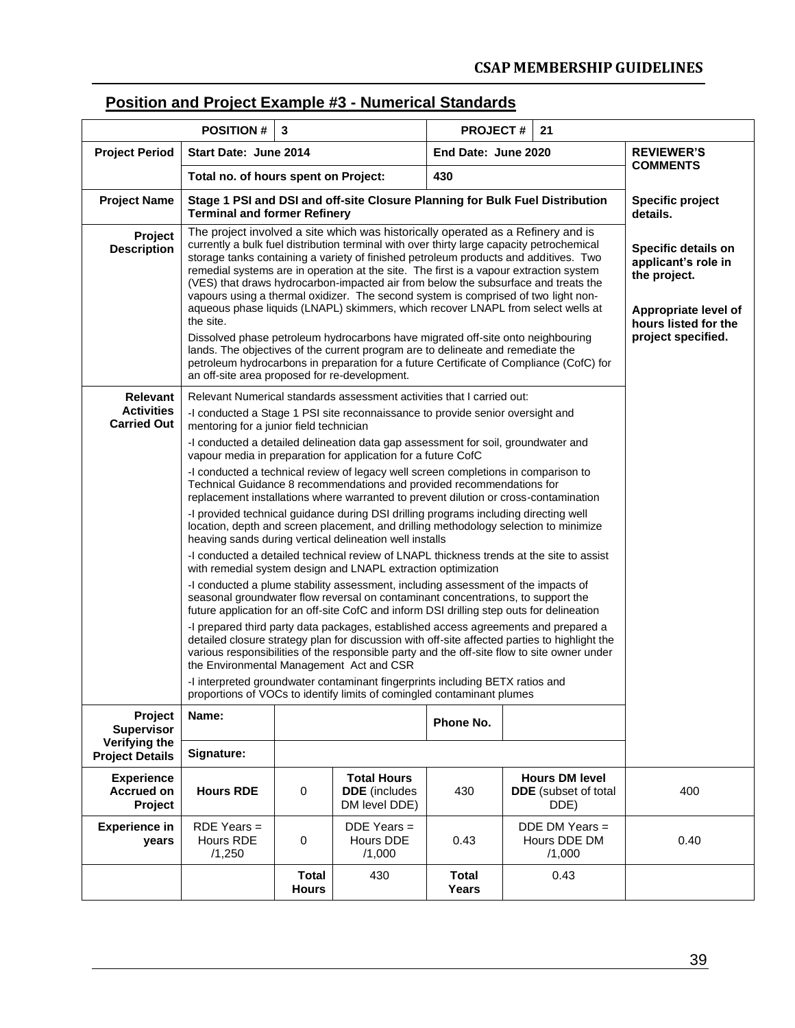## Position and Project Example #3 - Numerical Standards

| POSITION # | 3 | | PROJECT # | 21 | | |
|---|---|---|---|---|---|---|
| **Project Period** | **Start Date: June 2014** | | **End Date: June 2020** | | | **REVIEWER'S COMMENTS** |
| | **Total no. of hours spent on Project:** | | **430** | | | |
| **Project Name** | **Stage 1 PSI and DSI and off-site Closure Planning for Bulk Fuel Distribution Terminal and former Refinery** | | | | | **Specific project details.** |
| **Project Description** | The project involved a site which was historically operated as a Refinery and is currently a bulk fuel distribution terminal with over thirty large capacity petrochemical storage tanks containing a variety of finished petroleum products and additives. Two remedial systems are in operation at the site. The first is a vapour extraction system (VES) that draws hydrocarbon-impacted air from below the subsurface and treats the vapours using a thermal oxidizer. The second system is comprised of two light non-aqueous phase liquids (LNAPL) skimmers, which recover LNAPL from select wells at the site.<br><br>Dissolved phase petroleum hydrocarbons have migrated off-site onto neighbouring lands. The objectives of the current program are to delineate and remediate the petroleum hydrocarbons in preparation for a future Certificate of Compliance (CofC) for an off-site area proposed for re-development. | | | | | **Specific details on applicant's role in the project.**<br><br>**Appropriate level of hours listed for the project specified.** |
| **Relevant Activities Carried Out** | Relevant Numerical standards assessment activities that I carried out:<br><br>-I conducted a Stage 1 PSI site reconnaissance to provide senior oversight and mentoring for a junior field technician<br><br>-I conducted a detailed delineation data gap assessment for soil, groundwater and vapour media in preparation for application for a future CofC<br><br>-I conducted a technical review of legacy well screen completions in comparison to Technical Guidance 8 recommendations and provided recommendations for replacement installations where warranted to prevent dilution or cross-contamination<br><br>-I provided technical guidance during DSI drilling programs including directing well location, depth and screen placement, and drilling methodology selection to minimize heaving sands during vertical delineation well installs<br><br>-I conducted a detailed technical review of LNAPL thickness trends at the site to assist with remedial system design and LNAPL extraction optimization<br><br>-I conducted a plume stability assessment, including assessment of the impacts of seasonal groundwater flow reversal on contaminant concentrations, to support the future application for an off-site CofC and inform DSI drilling step outs for delineation<br><br>-I prepared third party data packages, established access agreements and prepared a detailed closure strategy plan for discussion with off-site affected parties to highlight the various responsibilities of the responsible party and the off-site flow to site owner under the Environmental Management Act and CSR<br><br>-I interpreted groundwater contaminant fingerprints including BETX ratios and proportions of VOCs to identify limits of comingled contaminant plumes | | | | | |
| **Project Supervisor Verifying the Project Details** | Name: | | Phone No. | | | |
| | Signature: | | | | | |
| **Experience Accrued on Project** | **Hours RDE** | 0 | **Total Hours DDE** (includes DM level DDE) | 430 | **Hours DM level DDE** (subset of total DDE) | 400 |
| **Experience in years** | RDE Years = Hours RDE /1,250 | 0 | DDE Years = Hours DDE /1,000 | 0.43 | DDE DM Years = Hours DDE DM /1,000 | 0.40 |
| | | **Total Hours** | 430 | **Total Years** | 0.43 | |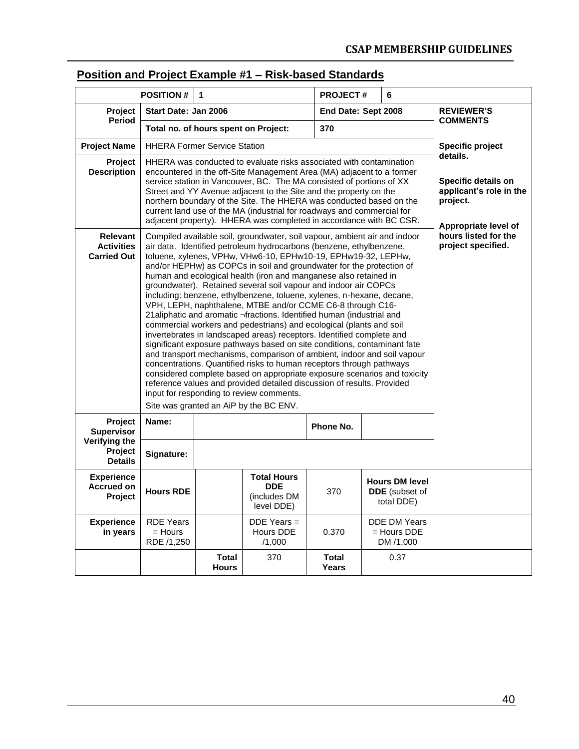## Position and Project Example #1 – Risk-based Standards

| | | | | | | |
|---|---|---|---|---|---|---|
| **POSITION #** | **1** | | | **PROJECT #** | **6** | |
| **Project Period** | **Start Date: Jan 2006** | | | **End Date: Sept 2008** | | **REVIEWER'S COMMENTS** |
| | **Total no. of hours spent on Project:** | | | **370** | | |
| **Project Name** | HHERA Former Service Station | | | | | **Specific project details.**<br><br>**Specific details on applicant's role in the project.**<br><br>**Appropriate level of hours listed for the project specified.** |
| **Project Description** | HHERA was conducted to evaluate risks associated with contamination encountered in the off-Site Management Area (MA) adjacent to a former service station in Vancouver, BC. The MA consisted of portions of XX Street and YY Avenue adjacent to the Site and the property on the northern boundary of the Site. The HHERA was conducted based on the current land use of the MA (industrial for roadways and commercial for adjacent property). HHERA was completed in accordance with BC CSR. | | | | | |
| **Relevant Activities Carried Out** | Compiled available soil, groundwater, soil vapour, ambient air and indoor air data. Identified petroleum hydrocarbons (benzene, ethylbenzene, toluene, xylenes, VPHw, VHw6-10, EPHw10-19, EPHw19-32, LEPHw, and/or HEPHw) as COPCs in soil and groundwater for the protection of human and ecological health (iron and manganese also retained in groundwater). Retained several soil vapour and indoor air COPCs including: benzene, ethylbenzene, toluene, xylenes, n-hexane, decane, VPH, LEPH, naphthalene, MTBE and/or CCME C6-8 through C16-21aliphatic and aromatic ¬fractions. Identified human (industrial and commercial workers and pedestrians) and ecological (plants and soil invertebrates in landscaped areas) receptors. Identified complete and significant exposure pathways based on site conditions, contaminant fate and transport mechanisms, comparison of ambient, indoor and soil vapour concentrations. Quantified risks to human receptors through pathways considered complete based on appropriate exposure scenarios and toxicity reference values and provided detailed discussion of results. Provided input for responding to review comments.<br><br>Site was granted an AiP by the BC ENV. | | | | | |
| **Project Supervisor Verifying the Project Details** | **Name:** | | | **Phone No.** | | |
| | **Signature:** | | | | | |
| **Experience Accrued on Project** | **Hours RDE** | | **Total Hours DDE** (includes DM level DDE) | 370 | **Hours DM level DDE** (subset of total DDE) | |
| **Experience in years** | RDE Years = Hours RDE /1,250 | | DDE Years = Hours DDE /1,000 | 0.370 | DDE DM Years = Hours DDE DM /1,000 | |
| | | **Total Hours** | 370 | **Total Years** | 0.37 | |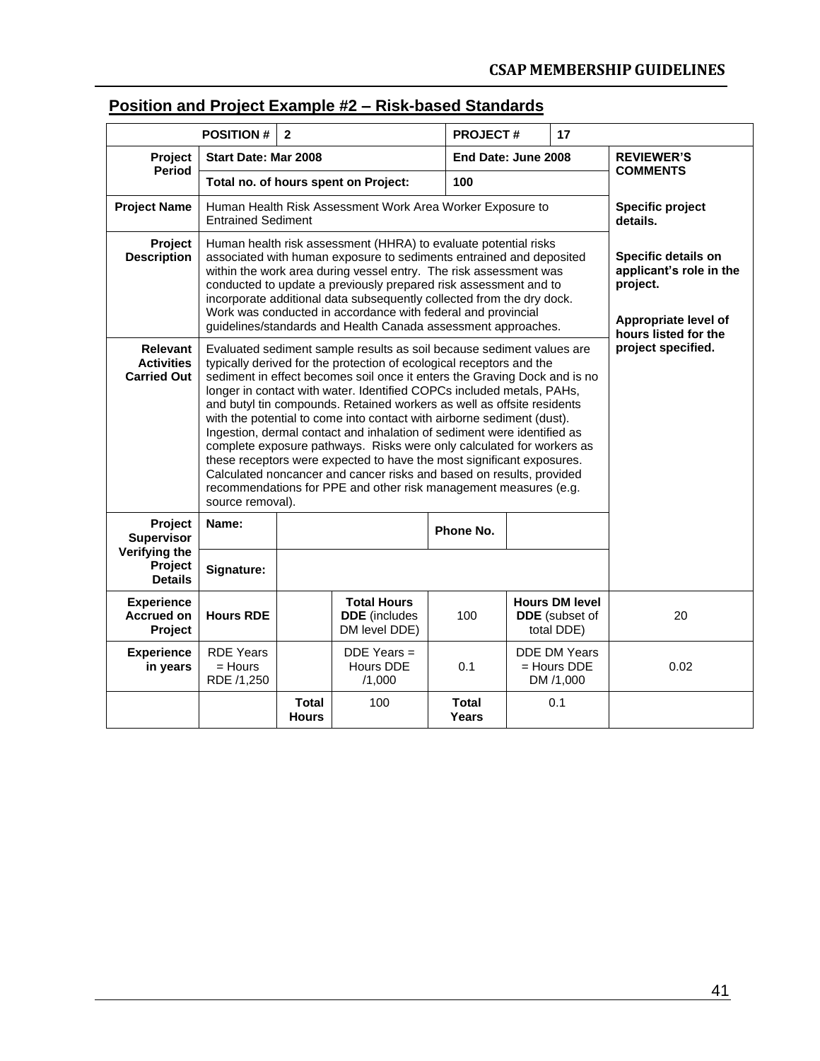## Position and Project Example #2 – Risk-based Standards

| | | | | | | |
|---|---|---|---|---|---|---|
| **POSITION #** | **2** | | | **PROJECT #** | **17** | |
| **Project Period** | **Start Date: Mar 2008** | | | **End Date: June 2008** | | **REVIEWER'S COMMENTS** |
| | **Total no. of hours spent on Project:** | | | **100** | | |
| **Project Name** | Human Health Risk Assessment Work Area Worker Exposure to Entrained Sediment | | | | | **Specific project details.** |
| **Project Description** | Human health risk assessment (HHRA) to evaluate potential risks associated with human exposure to sediments entrained and deposited within the work area during vessel entry. The risk assessment was conducted to update a previously prepared risk assessment and to incorporate additional data subsequently collected from the dry dock. Work was conducted in accordance with federal and provincial guidelines/standards and Health Canada assessment approaches. | | | | | **Specific details on applicant's role in the project.** **Appropriate level of hours listed for the project specified.** |
| **Relevant Activities Carried Out** | Evaluated sediment sample results as soil because sediment values are typically derived for the protection of ecological receptors and the sediment in effect becomes soil once it enters the Graving Dock and is no longer in contact with water. Identified COPCs included metals, PAHs, and butyl tin compounds. Retained workers as well as offsite residents with the potential to come into contact with airborne sediment (dust). Ingestion, dermal contact and inhalation of sediment were identified as complete exposure pathways. Risks were only calculated for workers as these receptors were expected to have the most significant exposures. Calculated noncancer and cancer risks and based on results, provided recommendations for PPE and other risk management measures (e.g. source removal). | | | | | |
| **Project Supervisor Verifying the Project Details** | **Name:** | | | **Phone No.** | | |
| | **Signature:** | | | | | |
| **Experience Accrued on Project** | **Hours RDE** | | **Total Hours DDE** (includes DM level DDE) | 100 | **Hours DM level DDE** (subset of total DDE) | 20 |
| **Experience in years** | RDE Years = Hours RDE /1,250 | | DDE Years = Hours DDE /1,000 | 0.1 | DDE DM Years = Hours DDE DM /1,000 | 0.02 |
| | | **Total Hours** | 100 | **Total Years** | 0.1 | |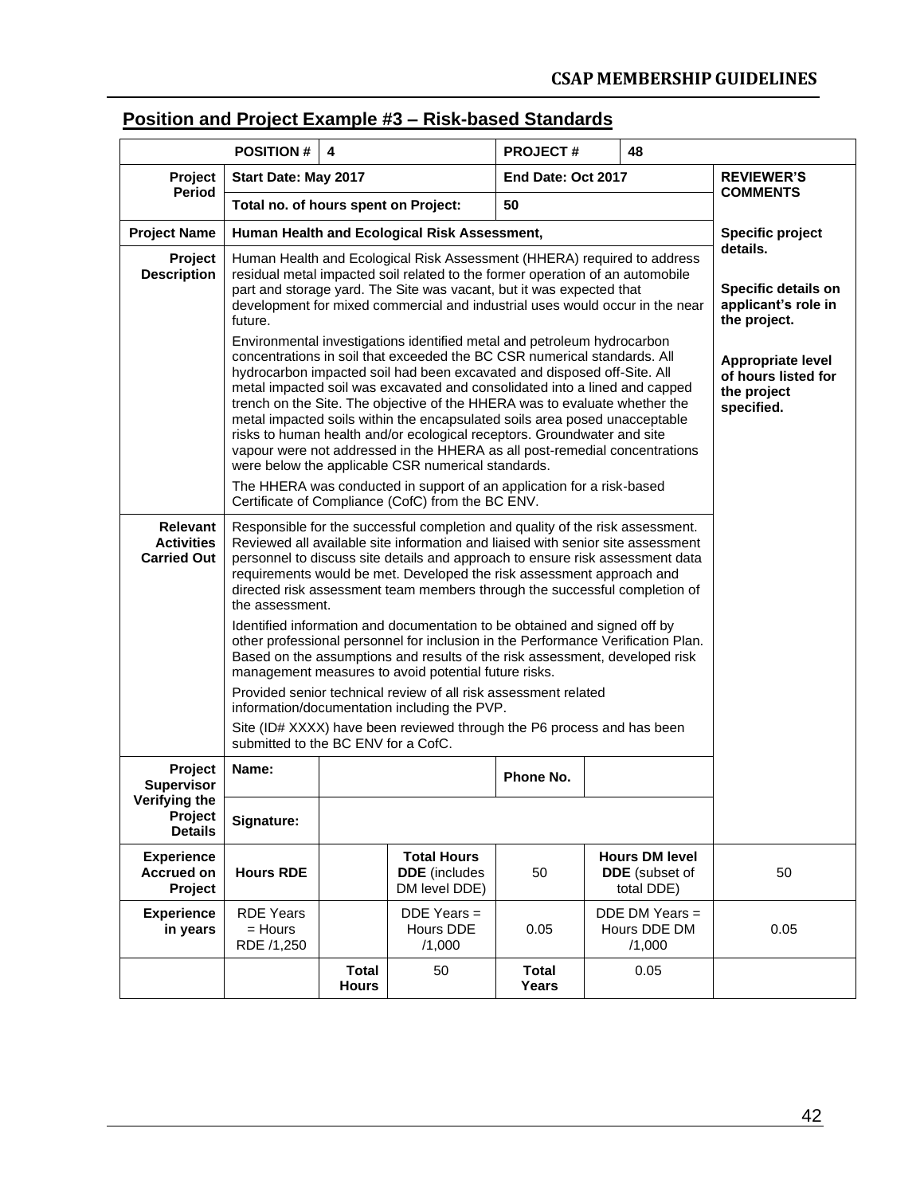## Position and Project Example #3 – Risk-based Standards

| | | | | | | |
|---|---|---|---|---|---|---|
| **POSITION #** | 4 | | **PROJECT #** | 48 | | |
| **Project Period** | **Start Date: May 2017** | | **End Date: Oct 2017** | | | **REVIEWER'S COMMENTS** |
| | **Total no. of hours spent on Project:** | | 50 | | | |
| **Project Name** | **Human Health and Ecological Risk Assessment,** | | | | | **Specific project details.**<br><br>**Specific details on applicant's role in the project.**<br><br>**Appropriate level of hours listed for the project specified.** |
| **Project Description** | Human Health and Ecological Risk Assessment (HHERA) required to address residual metal impacted soil related to the former operation of an automobile part and storage yard. The Site was vacant, but it was expected that development for mixed commercial and industrial uses would occur in the near future.<br><br>Environmental investigations identified metal and petroleum hydrocarbon concentrations in soil that exceeded the BC CSR numerical standards. All hydrocarbon impacted soil had been excavated and disposed off-Site. All metal impacted soil was excavated and consolidated into a lined and capped trench on the Site. The objective of the HHERA was to evaluate whether the metal impacted soils within the encapsulated soils area posed unacceptable risks to human health and/or ecological receptors. Groundwater and site vapour were not addressed in the HHERA as all post-remedial concentrations were below the applicable CSR numerical standards.<br><br>The HHERA was conducted in support of an application for a risk-based Certificate of Compliance (CofC) from the BC ENV. | | | | | |
| **Relevant Activities Carried Out** | Responsible for the successful completion and quality of the risk assessment. Reviewed all available site information and liaised with senior site assessment personnel to discuss site details and approach to ensure risk assessment data requirements would be met. Developed the risk assessment approach and directed risk assessment team members through the successful completion of the assessment.<br><br>Identified information and documentation to be obtained and signed off by other professional personnel for inclusion in the Performance Verification Plan. Based on the assumptions and results of the risk assessment, developed risk management measures to avoid potential future risks.<br><br>Provided senior technical review of all risk assessment related information/documentation including the PVP.<br><br>Site (ID# XXXX) have been reviewed through the P6 process and has been submitted to the BC ENV for a CofC. | | | | | |
| **Project Supervisor Verifying the Project Details** | **Name:** | | **Phone No.** | | | |
| | **Signature:** | | | | | |
| **Experience Accrued on Project** | **Hours RDE** | | **Total Hours DDE** (includes DM level DDE) | 50 | **Hours DM level DDE** (subset of total DDE) | 50 |
| **Experience in years** | RDE Years = Hours RDE /1,250 | | DDE Years = Hours DDE /1,000 | 0.05 | DDE DM Years = Hours DDE DM /1,000 | 0.05 |
| | | **Total Hours** | 50 | **Total Years** | 0.05 | |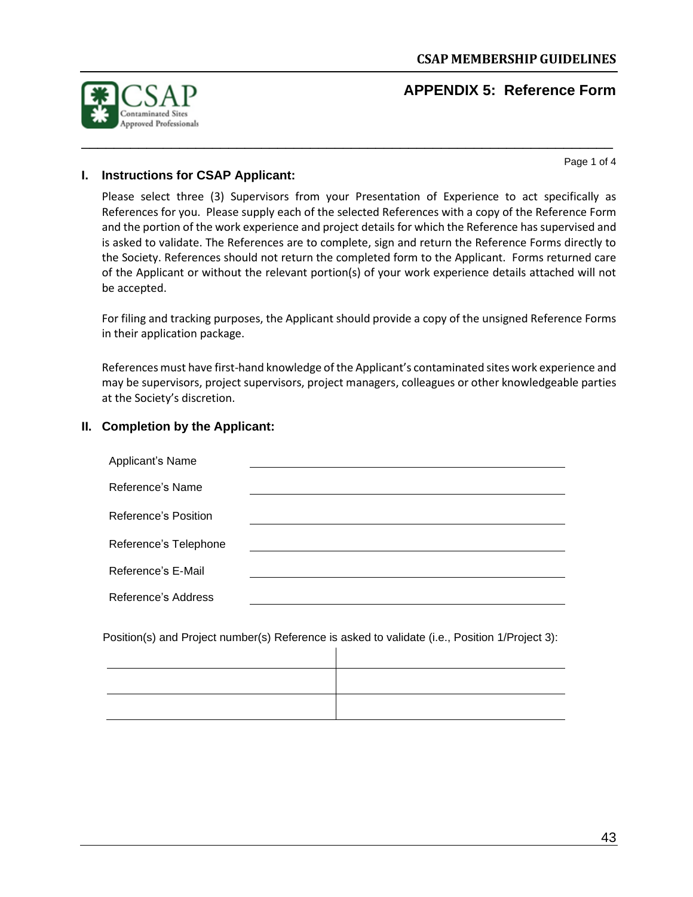## APPENDIX 5: Reference Form

### I. Instructions for CSAP Applicant:

Please select three (3) Supervisors from your Presentation of Experience to act specifically as References for you. Please supply each of the selected References with a copy of the Reference Form and the portion of the work experience and project details for which the Reference has supervised and is asked to validate. The References are to complete, sign and return the Reference Forms directly to the Society. References should not return the completed form to the Applicant. Forms returned care of the Applicant or without the relevant portion(s) of your work experience details attached will not be accepted.

For filing and tracking purposes, the Applicant should provide a copy of the unsigned Reference Forms in their application package.

References must have first-hand knowledge of the Applicant's contaminated sites work experience and may be supervisors, project supervisors, project managers, colleagues or other knowledgeable parties at the Society's discretion.

### II. Completion by the Applicant:

Applicant's Name ______________________________

Reference's Name ______________________________

Reference's Position ______________________________

Reference's Telephone ______________________________

Reference's E-Mail ______________________________

Reference's Address ______________________________

Position(s) and Project number(s) Reference is asked to validate (i.e., Position 1/Project 3):

| | |
|---|---|
| | |
| | |
| | |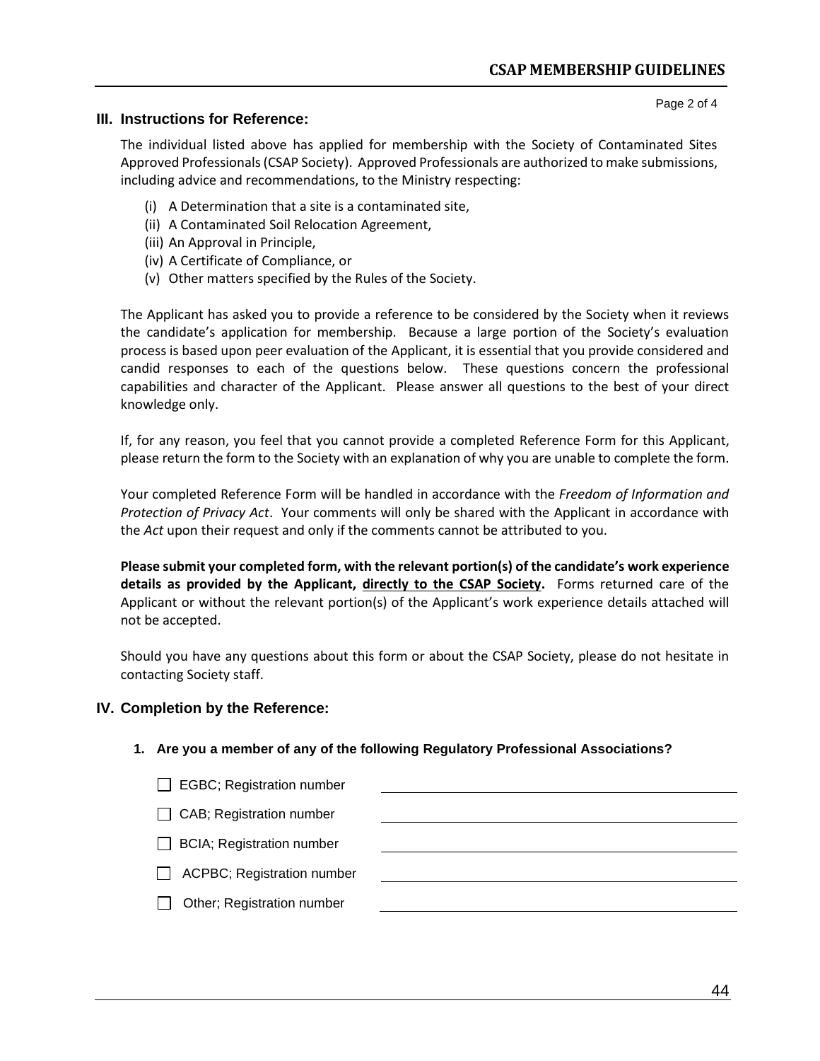## III. Instructions for Reference:

The individual listed above has applied for membership with the Society of Contaminated Sites Approved Professionals (CSAP Society). Approved Professionals are authorized to make submissions, including advice and recommendations, to the Ministry respecting:

(i) A Determination that a site is a contaminated site,
(ii) A Contaminated Soil Relocation Agreement,
(iii) An Approval in Principle,
(iv) A Certificate of Compliance, or
(v) Other matters specified by the Rules of the Society.

The Applicant has asked you to provide a reference to be considered by the Society when it reviews the candidate's application for membership. Because a large portion of the Society's evaluation process is based upon peer evaluation of the Applicant, it is essential that you provide considered and candid responses to each of the questions below. These questions concern the professional capabilities and character of the Applicant. Please answer all questions to the best of your direct knowledge only.

If, for any reason, you feel that you cannot provide a completed Reference Form for this Applicant, please return the form to the Society with an explanation of why you are unable to complete the form.

Your completed Reference Form will be handled in accordance with the *Freedom of Information and Protection of Privacy Act*. Your comments will only be shared with the Applicant in accordance with the *Act* upon their request and only if the comments cannot be attributed to you.

**Please submit your completed form, with the relevant portion(s) of the candidate's work experience details as provided by the Applicant, <u>directly to the CSAP Society</u>.** Forms returned care of the Applicant or without the relevant portion(s) of the Applicant's work experience details attached will not be accepted.

Should you have any questions about this form or about the CSAP Society, please do not hesitate in contacting Society staff.

## IV. Completion by the Reference:

**1. Are you a member of any of the following Regulatory Professional Associations?**

- ☐ EGBC; Registration number ____________________
- ☐ CAB; Registration number ____________________
- ☐ BCIA; Registration number ____________________
- ☐ ACPBC; Registration number ____________________
- ☐ Other; Registration number ____________________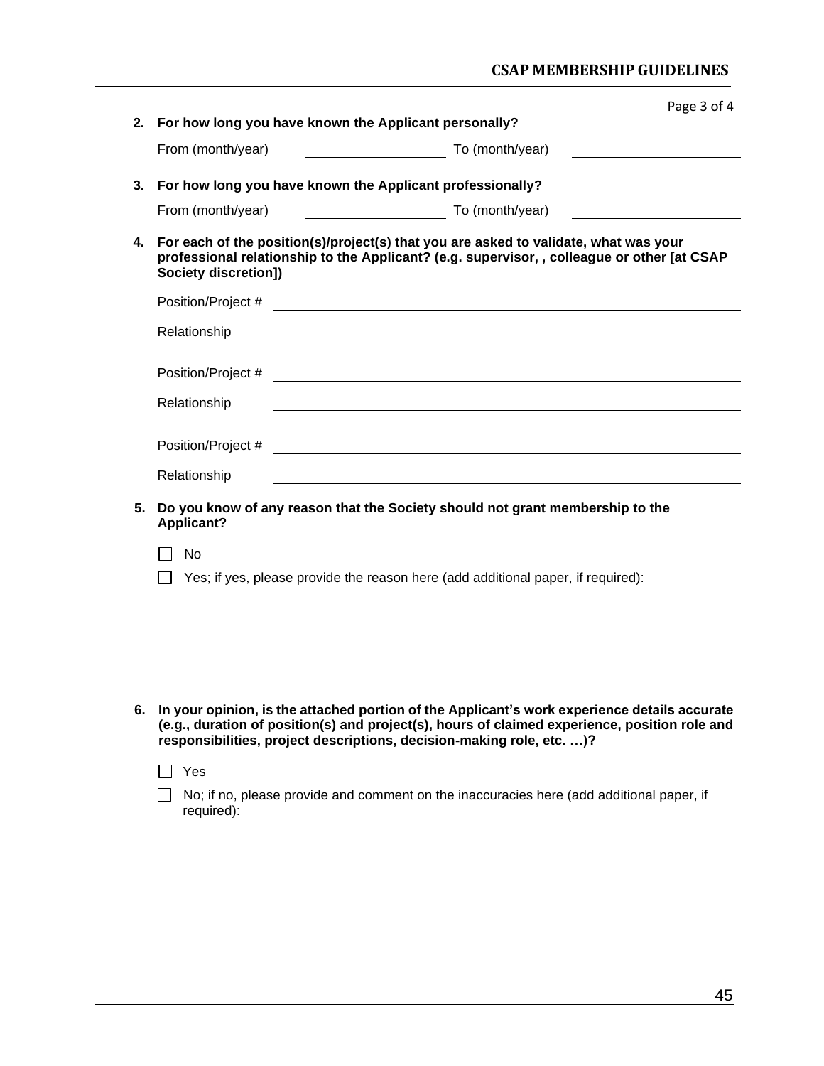**2. For how long you have known the Applicant personally?**

From (month/year) \_\_\_\_\_\_\_\_\_\_\_\_\_\_\_\_\_\_ To (month/year) \_\_\_\_\_\_\_\_\_\_\_\_\_\_\_\_\_\_

**3. For how long you have known the Applicant professionally?**

From (month/year) \_\_\_\_\_\_\_\_\_\_\_\_\_\_\_\_\_\_ To (month/year) \_\_\_\_\_\_\_\_\_\_\_\_\_\_\_\_\_\_

**4. For each of the position(s)/project(s) that you are asked to validate, what was your professional relationship to the Applicant? (e.g. supervisor, , colleague or other [at CSAP Society discretion])**

Position/Project # \_\_\_\_\_\_\_\_\_\_\_\_\_\_\_\_\_\_\_\_\_\_\_\_\_\_\_\_\_\_\_\_\_\_\_\_\_\_\_\_

Relationship \_\_\_\_\_\_\_\_\_\_\_\_\_\_\_\_\_\_\_\_\_\_\_\_\_\_\_\_\_\_\_\_\_\_\_\_\_\_\_\_

Position/Project # \_\_\_\_\_\_\_\_\_\_\_\_\_\_\_\_\_\_\_\_\_\_\_\_\_\_\_\_\_\_\_\_\_\_\_\_\_\_\_\_

Relationship \_\_\_\_\_\_\_\_\_\_\_\_\_\_\_\_\_\_\_\_\_\_\_\_\_\_\_\_\_\_\_\_\_\_\_\_\_\_\_\_

Position/Project # \_\_\_\_\_\_\_\_\_\_\_\_\_\_\_\_\_\_\_\_\_\_\_\_\_\_\_\_\_\_\_\_\_\_\_\_\_\_\_\_

Relationship \_\_\_\_\_\_\_\_\_\_\_\_\_\_\_\_\_\_\_\_\_\_\_\_\_\_\_\_\_\_\_\_\_\_\_\_\_\_\_\_

**5. Do you know of any reason that the Society should not grant membership to the Applicant?**

☐ No

☐ Yes; if yes, please provide the reason here (add additional paper, if required):

**6. In your opinion, is the attached portion of the Applicant's work experience details accurate (e.g., duration of position(s) and project(s), hours of claimed experience, position role and responsibilities, project descriptions, decision-making role, etc. …)?**

☐ Yes

☐ No; if no, please provide and comment on the inaccuracies here (add additional paper, if required):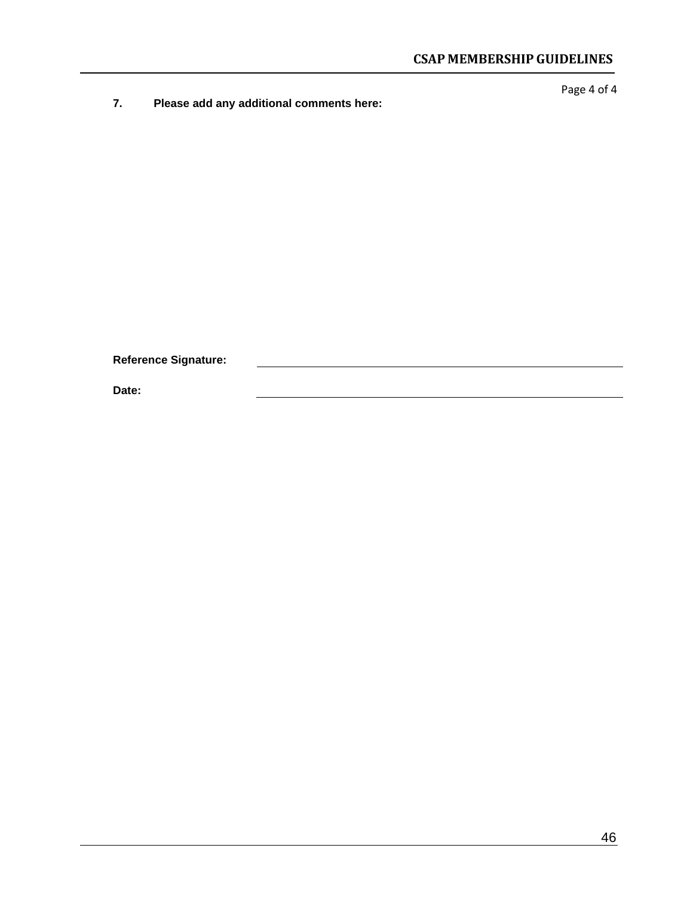**7. Please add any additional comments here:**

**Reference Signature:** \_\_\_\_\_\_\_\_\_\_\_\_\_\_\_\_\_\_\_\_\_\_\_\_\_\_\_\_\_\_\_\_\_\_\_\_\_\_\_\_

**Date:** \_\_\_\_\_\_\_\_\_\_\_\_\_\_\_\_\_\_\_\_\_\_\_\_\_\_\_\_\_\_\_\_\_\_\_\_\_\_\_\_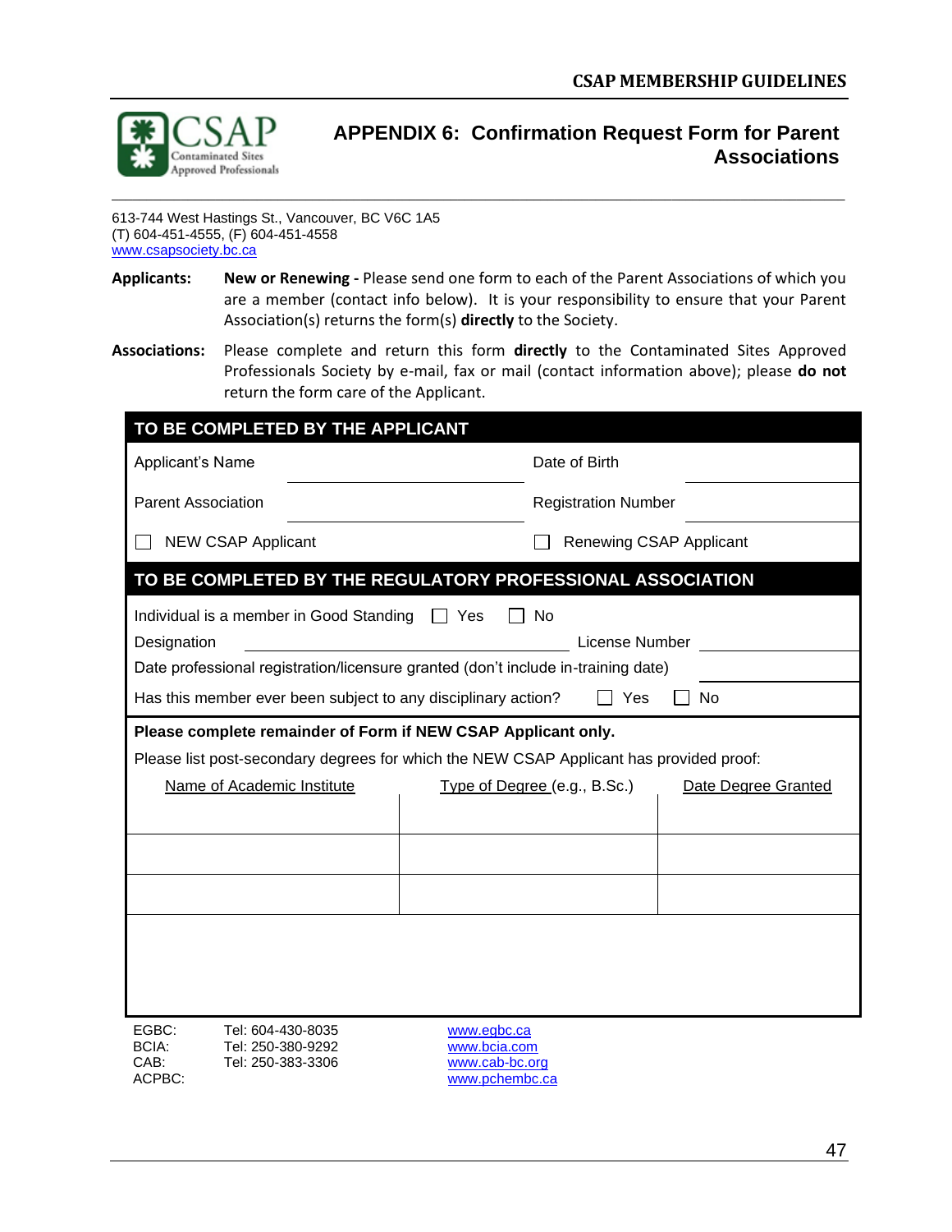# APPENDIX 6: Confirmation Request Form for Parent Associations

613-744 West Hastings St., Vancouver, BC V6C 1A5
(T) 604-451-4555, (F) 604-451-4558
www.csapsociety.bc.ca

**Applicants:** **New or Renewing -** Please send one form to each of the Parent Associations of which you are a member (contact info below). It is your responsibility to ensure that your Parent Association(s) returns the form(s) **directly** to the Society.

**Associations:** Please complete and return this form **directly** to the Contaminated Sites Approved Professionals Society by e-mail, fax or mail (contact information above); please **do not** return the form care of the Applicant.

## TO BE COMPLETED BY THE APPLICANT

| | | | |
|---|---|---|---|
| Applicant's Name | | Date of Birth | |
| Parent Association | | Registration Number | |
| ☐ NEW CSAP Applicant | | ☐ Renewing CSAP Applicant | |

## TO BE COMPLETED BY THE REGULATORY PROFESSIONAL ASSOCIATION

Individual is a member in Good Standing ☐ Yes ☐ No

Designation \_\_\_\_\_\_\_\_\_\_ License Number \_\_\_\_\_\_\_\_\_\_

Date professional registration/licensure granted (don't include in-training date) \_\_\_\_\_\_\_\_\_\_

Has this member ever been subject to any disciplinary action? ☐ Yes ☐ No

**Please complete remainder of Form if NEW CSAP Applicant only.**

Please list post-secondary degrees for which the NEW CSAP Applicant has provided proof:

| Name of Academic Institute | Type of Degree (e.g., B.Sc.) | Date Degree Granted |
|---|---|---|
| | | |
| | | |
| | | |

| | | |
|---|---|---|
| EGBC: | Tel: 604-430-8035 | www.egbc.ca |
| BCIA: | Tel: 250-380-9292 | www.bcia.com |
| CAB: | Tel: 250-383-3306 | www.cab-bc.org |
| ACPBC: | | www.pchembc.ca |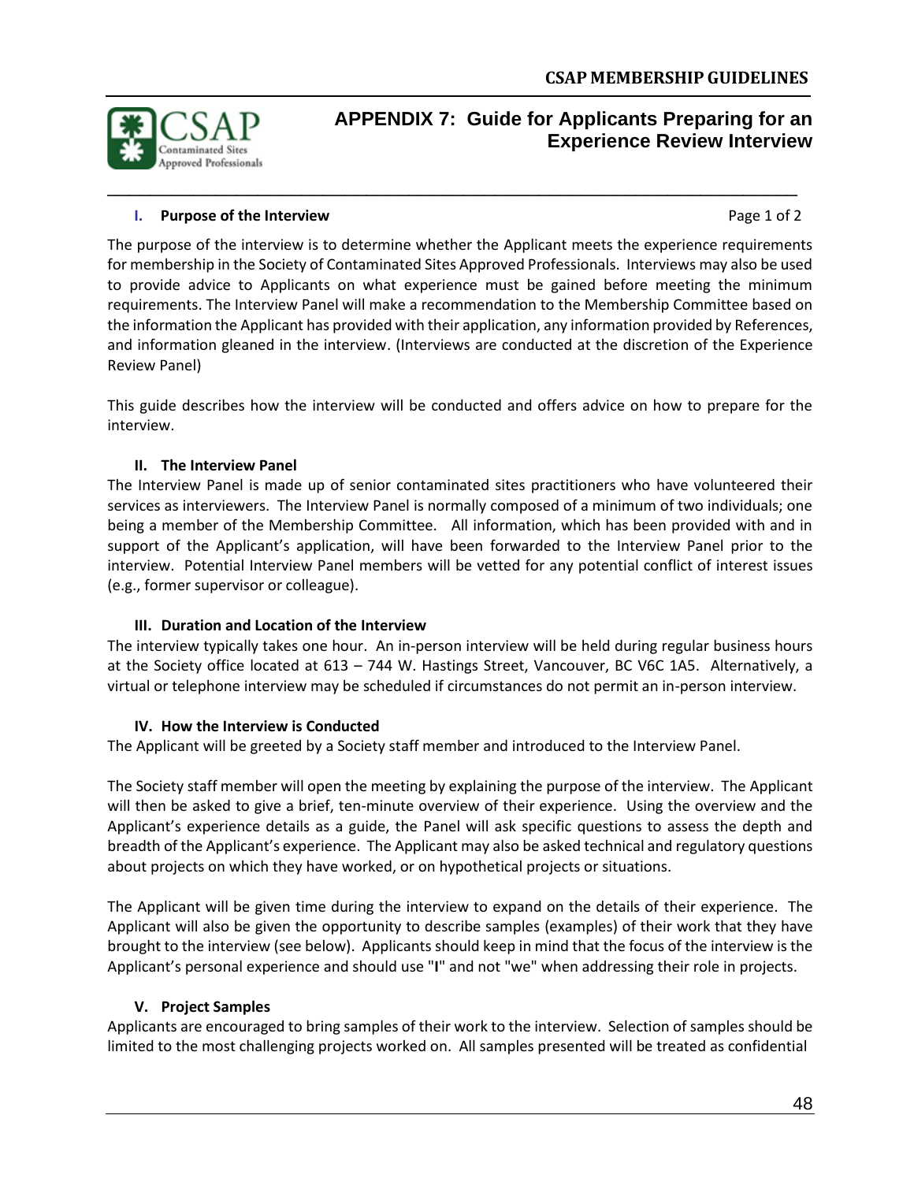# APPENDIX 7: Guide for Applicants Preparing for an Experience Review Interview

## I. Purpose of the Interview

The purpose of the interview is to determine whether the Applicant meets the experience requirements for membership in the Society of Contaminated Sites Approved Professionals. Interviews may also be used to provide advice to Applicants on what experience must be gained before meeting the minimum requirements. The Interview Panel will make a recommendation to the Membership Committee based on the information the Applicant has provided with their application, any information provided by References, and information gleaned in the interview. (Interviews are conducted at the discretion of the Experience Review Panel)

This guide describes how the interview will be conducted and offers advice on how to prepare for the interview.

## II. The Interview Panel

The Interview Panel is made up of senior contaminated sites practitioners who have volunteered their services as interviewers. The Interview Panel is normally composed of a minimum of two individuals; one being a member of the Membership Committee. All information, which has been provided with and in support of the Applicant's application, will have been forwarded to the Interview Panel prior to the interview. Potential Interview Panel members will be vetted for any potential conflict of interest issues (e.g., former supervisor or colleague).

## III. Duration and Location of the Interview

The interview typically takes one hour. An in-person interview will be held during regular business hours at the Society office located at 613 – 744 W. Hastings Street, Vancouver, BC V6C 1A5. Alternatively, a virtual or telephone interview may be scheduled if circumstances do not permit an in-person interview.

## IV. How the Interview is Conducted

The Applicant will be greeted by a Society staff member and introduced to the Interview Panel.

The Society staff member will open the meeting by explaining the purpose of the interview. The Applicant will then be asked to give a brief, ten-minute overview of their experience. Using the overview and the Applicant's experience details as a guide, the Panel will ask specific questions to assess the depth and breadth of the Applicant's experience. The Applicant may also be asked technical and regulatory questions about projects on which they have worked, or on hypothetical projects or situations.

The Applicant will be given time during the interview to expand on the details of their experience. The Applicant will also be given the opportunity to describe samples (examples) of their work that they have brought to the interview (see below). Applicants should keep in mind that the focus of the interview is the Applicant's personal experience and should use "**I**" and not "we" when addressing their role in projects.

## V. Project Samples

Applicants are encouraged to bring samples of their work to the interview. Selection of samples should be limited to the most challenging projects worked on. All samples presented will be treated as confidential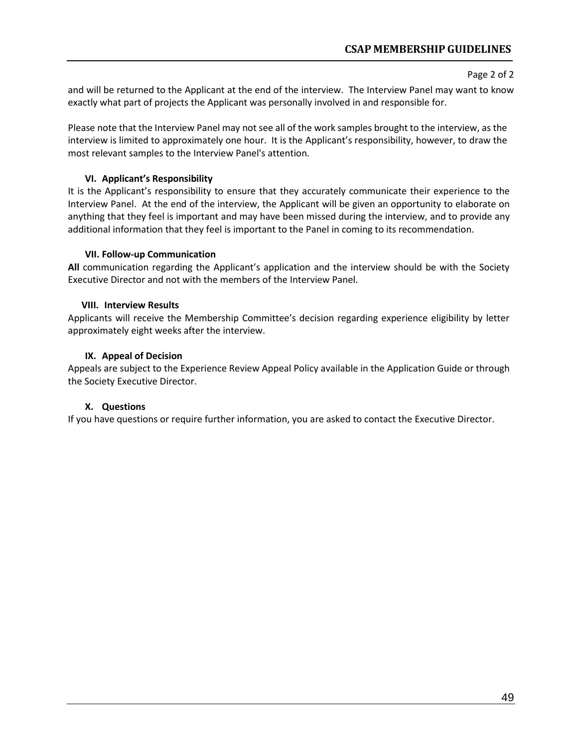and will be returned to the Applicant at the end of the interview. The Interview Panel may want to know exactly what part of projects the Applicant was personally involved in and responsible for.

Please note that the Interview Panel may not see all of the work samples brought to the interview, as the interview is limited to approximately one hour. It is the Applicant's responsibility, however, to draw the most relevant samples to the Interview Panel's attention.

### VI. Applicant's Responsibility

It is the Applicant's responsibility to ensure that they accurately communicate their experience to the Interview Panel. At the end of the interview, the Applicant will be given an opportunity to elaborate on anything that they feel is important and may have been missed during the interview, and to provide any additional information that they feel is important to the Panel in coming to its recommendation.

### VII. Follow-up Communication

**All** communication regarding the Applicant's application and the interview should be with the Society Executive Director and not with the members of the Interview Panel.

### VIII. Interview Results

Applicants will receive the Membership Committee's decision regarding experience eligibility by letter approximately eight weeks after the interview.

### IX. Appeal of Decision

Appeals are subject to the Experience Review Appeal Policy available in the Application Guide or through the Society Executive Director.

### X. Questions

If you have questions or require further information, you are asked to contact the Executive Director.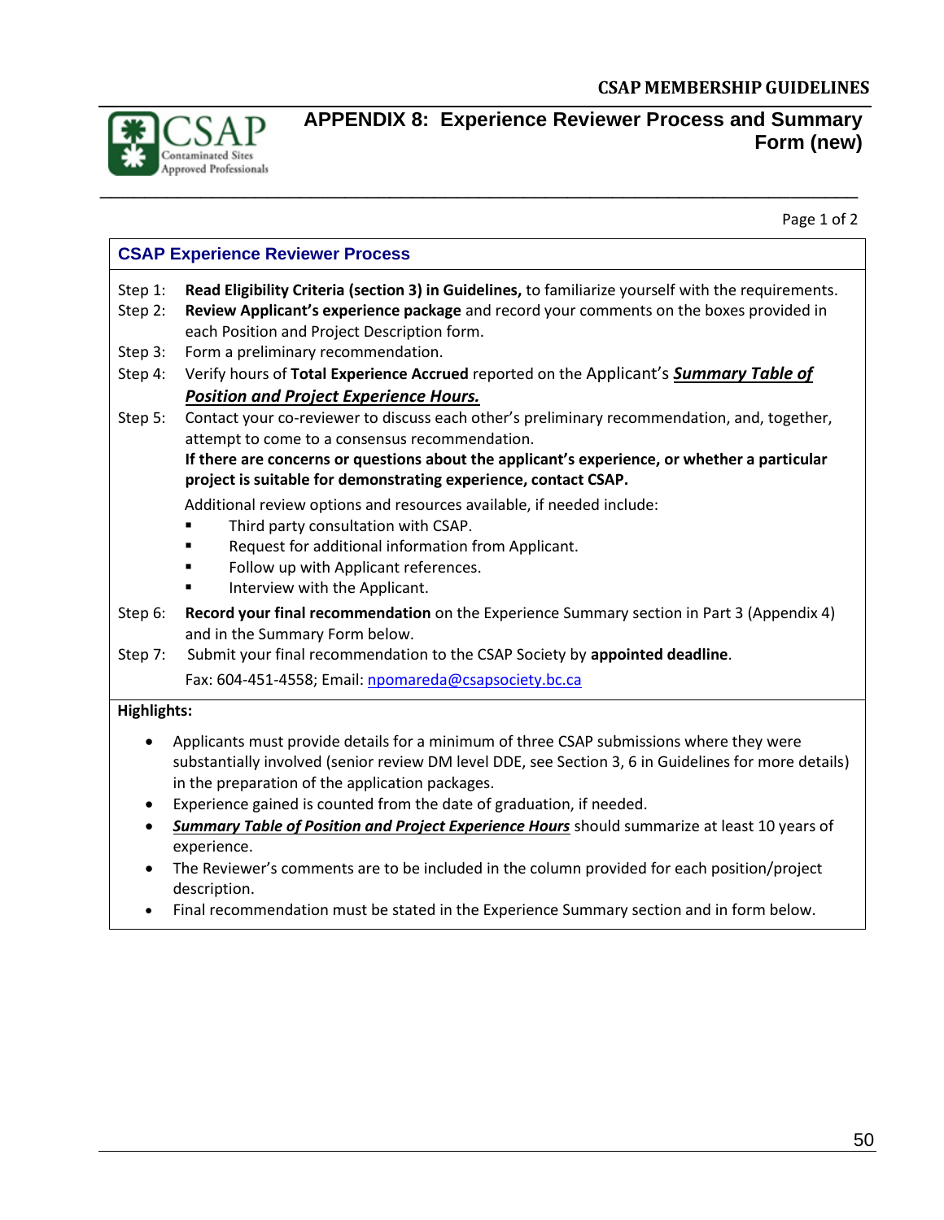# APPENDIX 8: Experience Reviewer Process and Summary Form (new)

Page 1 of 2

## CSAP Experience Reviewer Process

Step 1: **Read Eligibility Criteria (section 3) in Guidelines,** to familiarize yourself with the requirements.

Step 2: **Review Applicant's experience package** and record your comments on the boxes provided in each Position and Project Description form.

Step 3: Form a preliminary recommendation.

Step 4: Verify hours of **Total Experience Accrued** reported on the Applicant's ***Summary Table of Position and Project Experience Hours.***

Step 5: Contact your co-reviewer to discuss each other's preliminary recommendation, and, together, attempt to come to a consensus recommendation.
**If there are concerns or questions about the applicant's experience, or whether a particular project is suitable for demonstrating experience, contact CSAP.**

Additional review options and resources available, if needed include:

- Third party consultation with CSAP.
- Request for additional information from Applicant.
- Follow up with Applicant references.
- Interview with the Applicant.

Step 6: **Record your final recommendation** on the Experience Summary section in Part 3 (Appendix 4) and in the Summary Form below.

Step 7: Submit your final recommendation to the CSAP Society by **appointed deadline**.
Fax: 604-451-4558; Email: npomareda@csapsociety.bc.ca

**Highlights:**

- Applicants must provide details for a minimum of three CSAP submissions where they were substantially involved (senior review DM level DDE, see Section 3, 6 in Guidelines for more details) in the preparation of the application packages.
- Experience gained is counted from the date of graduation, if needed.
- ***Summary Table of Position and Project Experience Hours*** should summarize at least 10 years of experience.
- The Reviewer's comments are to be included in the column provided for each position/project description.
- Final recommendation must be stated in the Experience Summary section and in form below.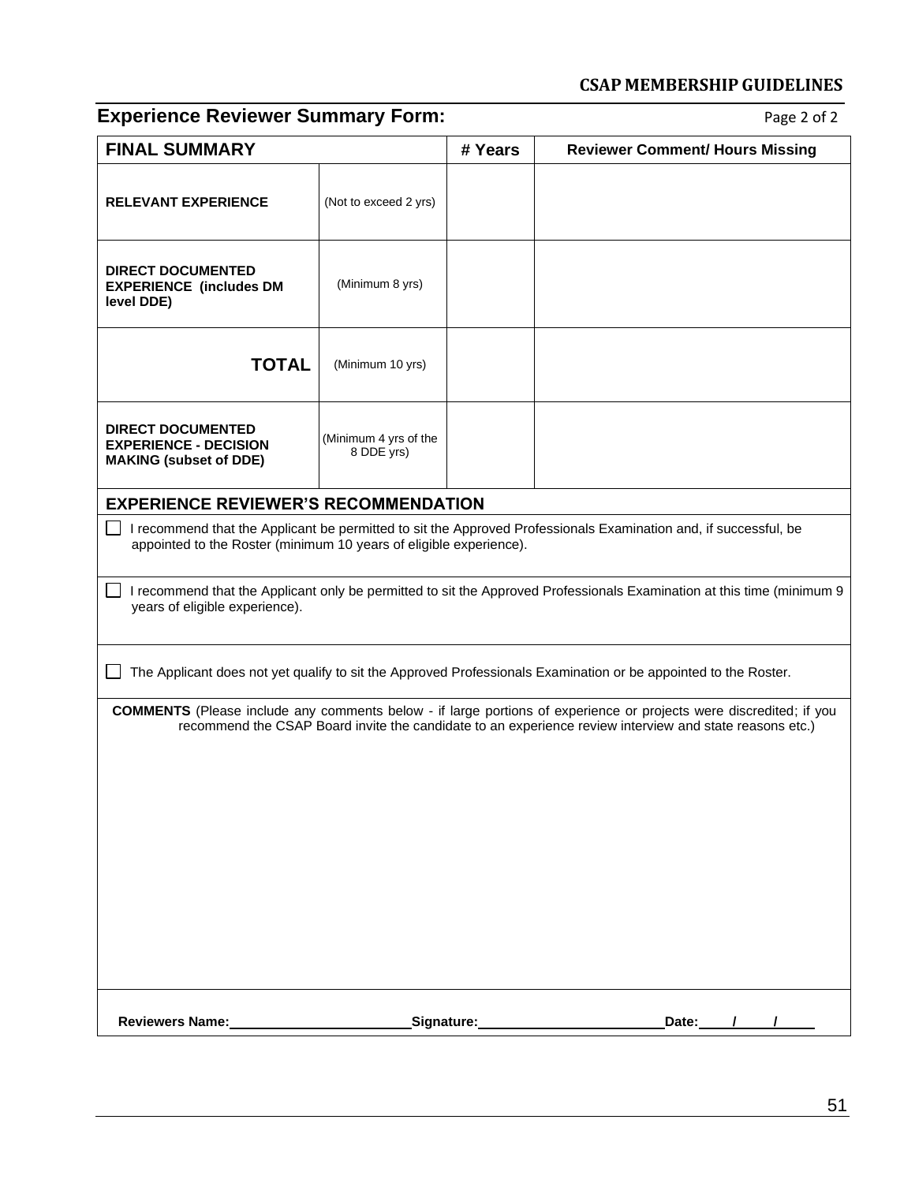## Experience Reviewer Summary Form:

Page 2 of 2

| FINAL SUMMARY | | # Years | Reviewer Comment/ Hours Missing |
|---|---|---|---|
| **RELEVANT EXPERIENCE** | (Not to exceed 2 yrs) | | |
| **DIRECT DOCUMENTED EXPERIENCE (includes DM level DDE)** | (Minimum 8 yrs) | | |
| **TOTAL** | (Minimum 10 yrs) | | |
| **DIRECT DOCUMENTED EXPERIENCE - DECISION MAKING (subset of DDE)** | (Minimum 4 yrs of the 8 DDE yrs) | | |

### EXPERIENCE REVIEWER'S RECOMMENDATION

☐ I recommend that the Applicant be permitted to sit the Approved Professionals Examination and, if successful, be appointed to the Roster (minimum 10 years of eligible experience).

☐ I recommend that the Applicant only be permitted to sit the Approved Professionals Examination at this time (minimum 9 years of eligible experience).

☐ The Applicant does not yet qualify to sit the Approved Professionals Examination or be appointed to the Roster.

**COMMENTS** (Please include any comments below - if large portions of experience or projects were discredited; if you recommend the CSAP Board invite the candidate to an experience review interview and state reasons etc.)

**Reviewers Name:**\_\_\_\_\_\_\_\_\_\_\_\_\_\_\_\_\_\_\_\_ **Signature:**\_\_\_\_\_\_\_\_\_\_\_\_\_\_\_\_\_\_\_\_ **Date:**\_\_\_\_/\_\_\_\_/\_\_\_\_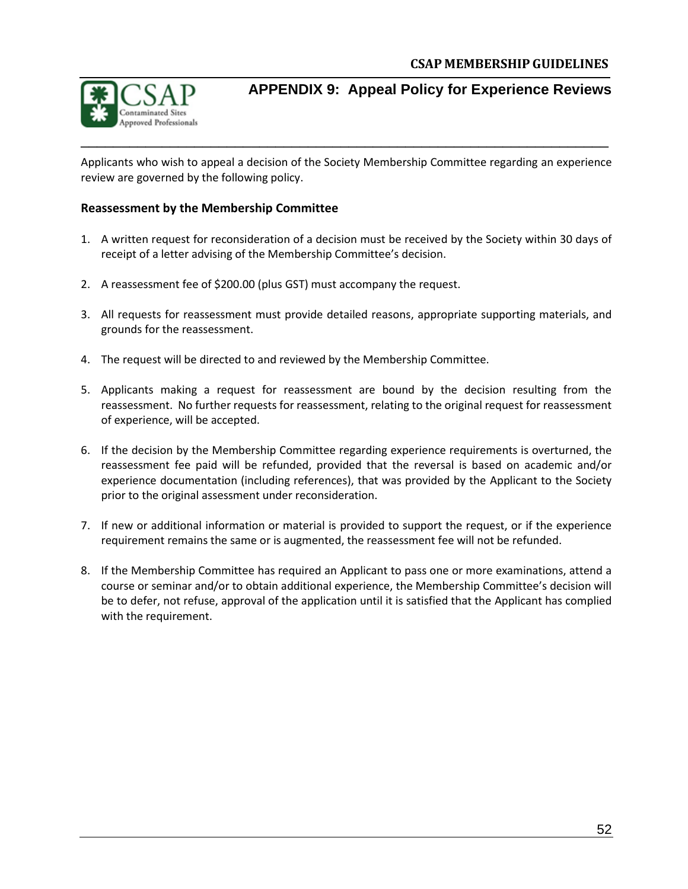## APPENDIX 9: Appeal Policy for Experience Reviews

Applicants who wish to appeal a decision of the Society Membership Committee regarding an experience review are governed by the following policy.

### Reassessment by the Membership Committee

1. A written request for reconsideration of a decision must be received by the Society within 30 days of receipt of a letter advising of the Membership Committee's decision.

2. A reassessment fee of $200.00 (plus GST) must accompany the request.

3. All requests for reassessment must provide detailed reasons, appropriate supporting materials, and grounds for the reassessment.

4. The request will be directed to and reviewed by the Membership Committee.

5. Applicants making a request for reassessment are bound by the decision resulting from the reassessment. No further requests for reassessment, relating to the original request for reassessment of experience, will be accepted.

6. If the decision by the Membership Committee regarding experience requirements is overturned, the reassessment fee paid will be refunded, provided that the reversal is based on academic and/or experience documentation (including references), that was provided by the Applicant to the Society prior to the original assessment under reconsideration.

7. If new or additional information or material is provided to support the request, or if the experience requirement remains the same or is augmented, the reassessment fee will not be refunded.

8. If the Membership Committee has required an Applicant to pass one or more examinations, attend a course or seminar and/or to obtain additional experience, the Membership Committee's decision will be to defer, not refuse, approval of the application until it is satisfied that the Applicant has complied with the requirement.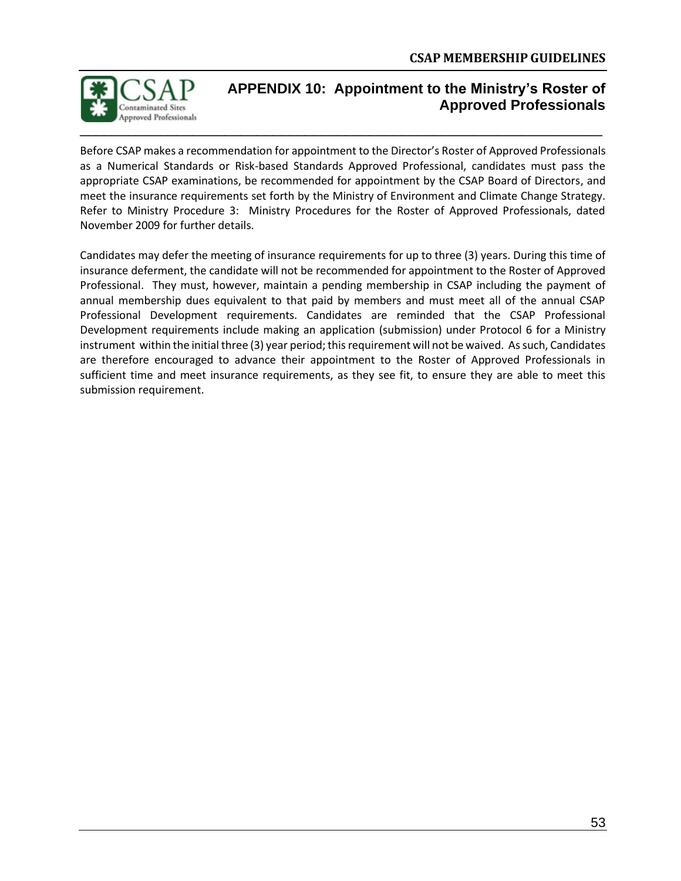# APPENDIX 10: Appointment to the Ministry's Roster of Approved Professionals

Before CSAP makes a recommendation for appointment to the Director's Roster of Approved Professionals as a Numerical Standards or Risk-based Standards Approved Professional, candidates must pass the appropriate CSAP examinations, be recommended for appointment by the CSAP Board of Directors, and meet the insurance requirements set forth by the Ministry of Environment and Climate Change Strategy. Refer to Ministry Procedure 3: Ministry Procedures for the Roster of Approved Professionals, dated November 2009 for further details.

Candidates may defer the meeting of insurance requirements for up to three (3) years. During this time of insurance deferment, the candidate will not be recommended for appointment to the Roster of Approved Professional. They must, however, maintain a pending membership in CSAP including the payment of annual membership dues equivalent to that paid by members and must meet all of the annual CSAP Professional Development requirements. Candidates are reminded that the CSAP Professional Development requirements include making an application (submission) under Protocol 6 for a Ministry instrument within the initial three (3) year period; this requirement will not be waived. As such, Candidates are therefore encouraged to advance their appointment to the Roster of Approved Professionals in sufficient time and meet insurance requirements, as they see fit, to ensure they are able to meet this submission requirement.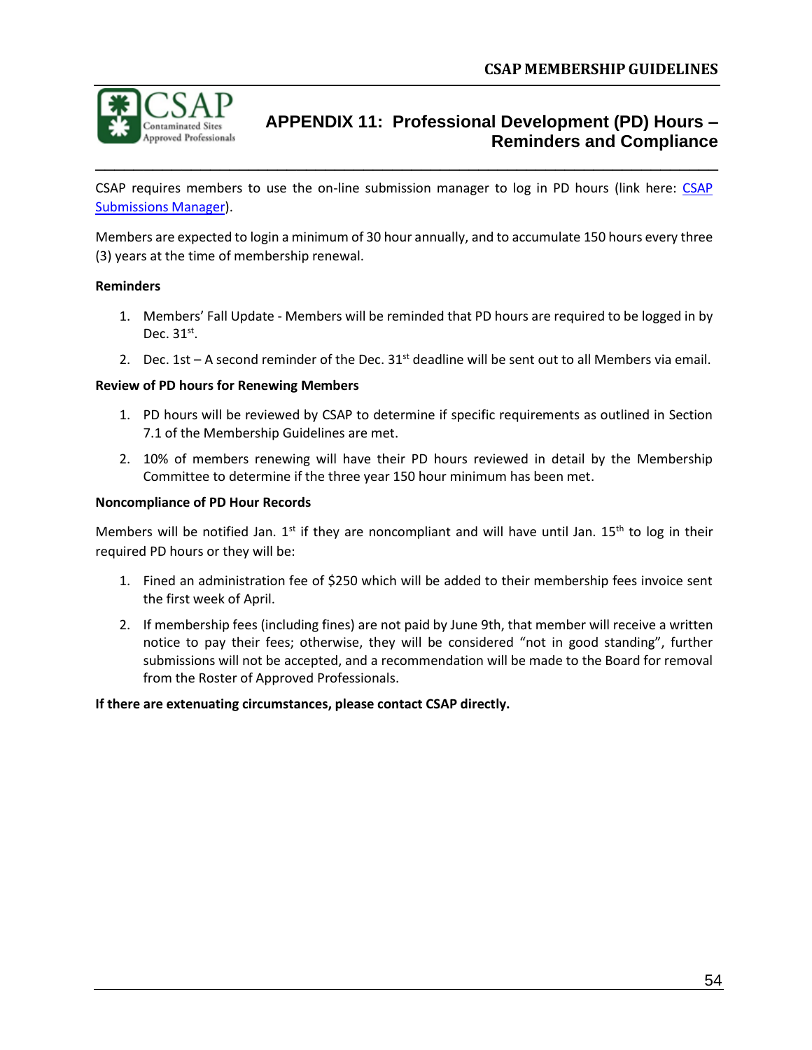# APPENDIX 11: Professional Development (PD) Hours – Reminders and Compliance

CSAP requires members to use the on-line submission manager to log in PD hours (link here: [CSAP Submissions Manager](#)).

Members are expected to login a minimum of 30 hour annually, and to accumulate 150 hours every three (3) years at the time of membership renewal.

**Reminders**

1. Members' Fall Update - Members will be reminded that PD hours are required to be logged in by Dec. 31st.
2. Dec. 1st – A second reminder of the Dec. 31st deadline will be sent out to all Members via email.

**Review of PD hours for Renewing Members**

1. PD hours will be reviewed by CSAP to determine if specific requirements as outlined in Section 7.1 of the Membership Guidelines are met.
2. 10% of members renewing will have their PD hours reviewed in detail by the Membership Committee to determine if the three year 150 hour minimum has been met.

**Noncompliance of PD Hour Records**

Members will be notified Jan. 1st if they are noncompliant and will have until Jan. 15th to log in their required PD hours or they will be:

1. Fined an administration fee of $250 which will be added to their membership fees invoice sent the first week of April.
2. If membership fees (including fines) are not paid by June 9th, that member will receive a written notice to pay their fees; otherwise, they will be considered "not in good standing", further submissions will not be accepted, and a recommendation will be made to the Board for removal from the Roster of Approved Professionals.

**If there are extenuating circumstances, please contact CSAP directly.**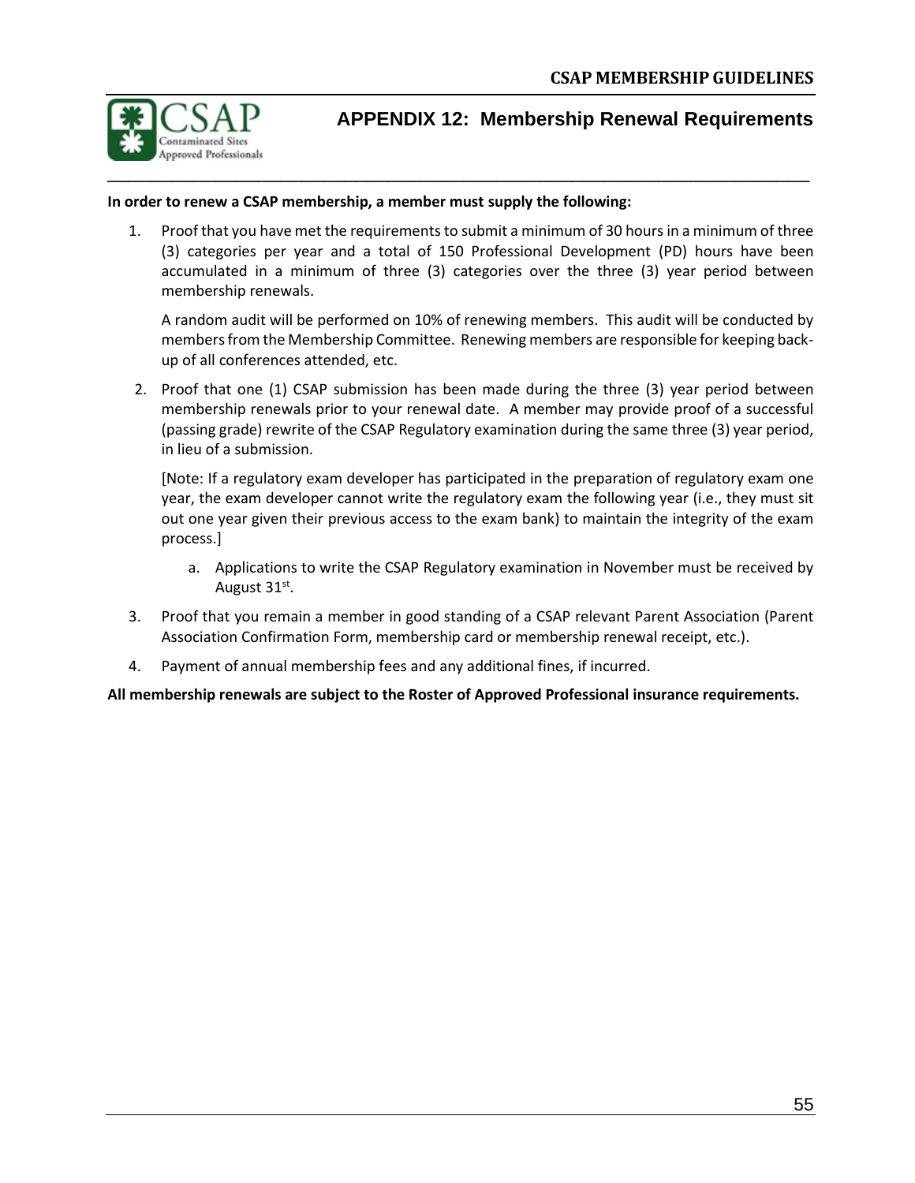# APPENDIX 12: Membership Renewal Requirements

**In order to renew a CSAP membership, a member must supply the following:**

1. Proof that you have met the requirements to submit a minimum of 30 hours in a minimum of three (3) categories per year and a total of 150 Professional Development (PD) hours have been accumulated in a minimum of three (3) categories over the three (3) year period between membership renewals.

   A random audit will be performed on 10% of renewing members. This audit will be conducted by members from the Membership Committee. Renewing members are responsible for keeping back-up of all conferences attended, etc.

2. Proof that one (1) CSAP submission has been made during the three (3) year period between membership renewals prior to your renewal date. A member may provide proof of a successful (passing grade) rewrite of the CSAP Regulatory examination during the same three (3) year period, in lieu of a submission.

   [Note: If a regulatory exam developer has participated in the preparation of regulatory exam one year, the exam developer cannot write the regulatory exam the following year (i.e., they must sit out one year given their previous access to the exam bank) to maintain the integrity of the exam process.]

   a. Applications to write the CSAP Regulatory examination in November must be received by August 31st.

3. Proof that you remain a member in good standing of a CSAP relevant Parent Association (Parent Association Confirmation Form, membership card or membership renewal receipt, etc.).

4. Payment of annual membership fees and any additional fines, if incurred.

**All membership renewals are subject to the Roster of Approved Professional insurance requirements.**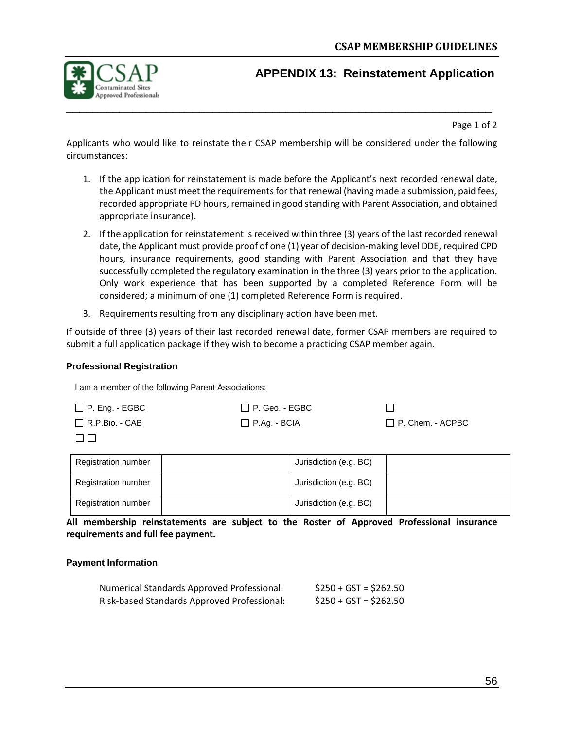# APPENDIX 13: Reinstatement Application

Applicants who would like to reinstate their CSAP membership will be considered under the following circumstances:

1. If the application for reinstatement is made before the Applicant's next recorded renewal date, the Applicant must meet the requirements for that renewal (having made a submission, paid fees, recorded appropriate PD hours, remained in good standing with Parent Association, and obtained appropriate insurance).
2. If the application for reinstatement is received within three (3) years of the last recorded renewal date, the Applicant must provide proof of one (1) year of decision-making level DDE, required CPD hours, insurance requirements, good standing with Parent Association and that they have successfully completed the regulatory examination in the three (3) years prior to the application. Only work experience that has been supported by a completed Reference Form will be considered; a minimum of one (1) completed Reference Form is required.
3. Requirements resulting from any disciplinary action have been met.

If outside of three (3) years of their last recorded renewal date, former CSAP members are required to submit a full application package if they wish to become a practicing CSAP member again.

### Professional Registration

I am a member of the following Parent Associations:

☐ P. Eng. - EGBC ☐ P. Geo. - EGBC ☐

☐ R.P.Bio. - CAB ☐ P.Ag. - BCIA ☐ P. Chem. - ACPBC

☐ ☐

| Registration number | | Jurisdiction (e.g. BC) | |
|---|---|---|---|
| Registration number | | Jurisdiction (e.g. BC) | |
| Registration number | | Jurisdiction (e.g. BC) | |

**All membership reinstatements are subject to the Roster of Approved Professional insurance requirements and full fee payment.**

### Payment Information

Numerical Standards Approved Professional: $250 + GST = $262.50
Risk-based Standards Approved Professional: $250 + GST = $262.50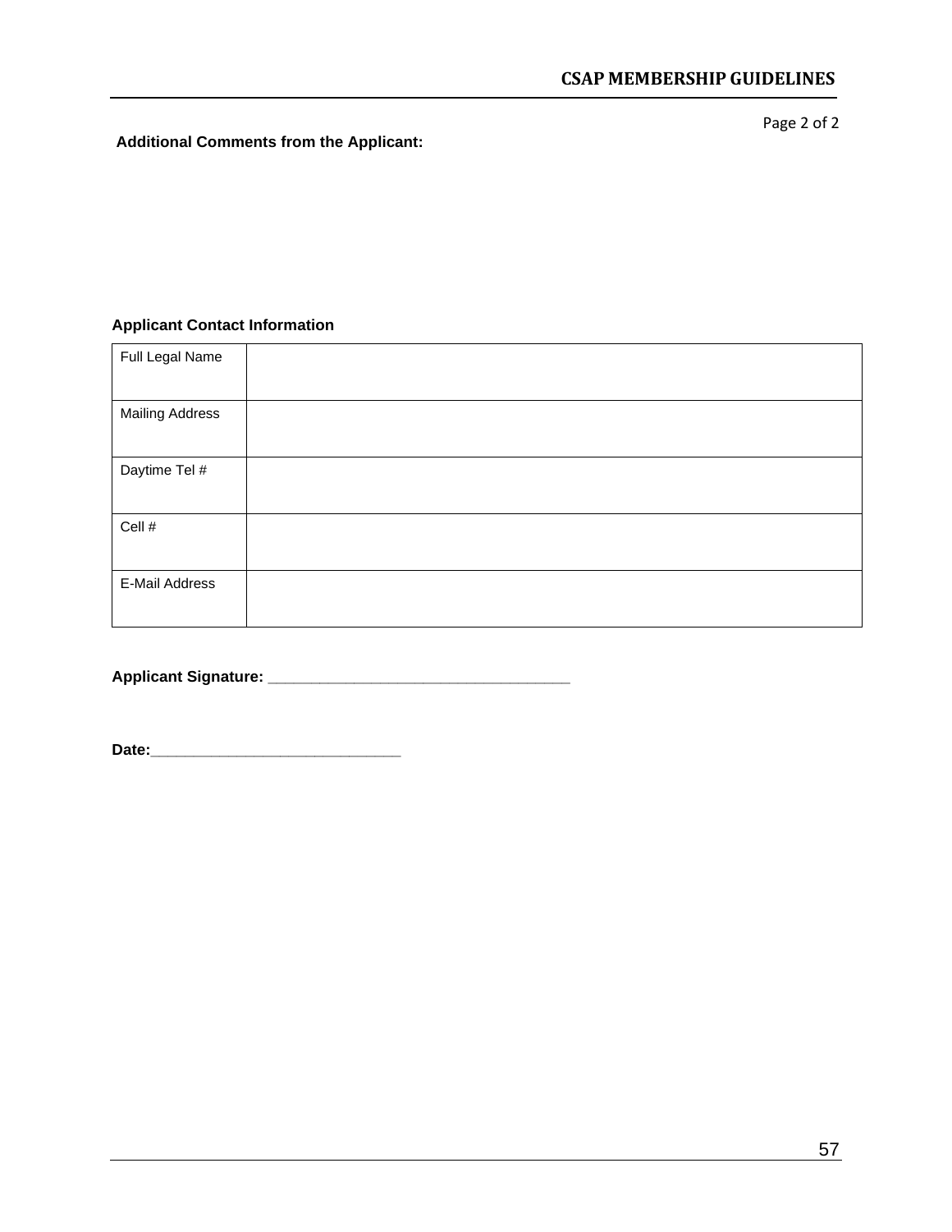**Additional Comments from the Applicant:**

**Applicant Contact Information**

| Full Legal Name | |
|---|---|
| Mailing Address | |
| Daytime Tel # | |
| Cell # | |
| E-Mail Address | |

**Applicant Signature:** ___________________________________

**Date:**_____________________________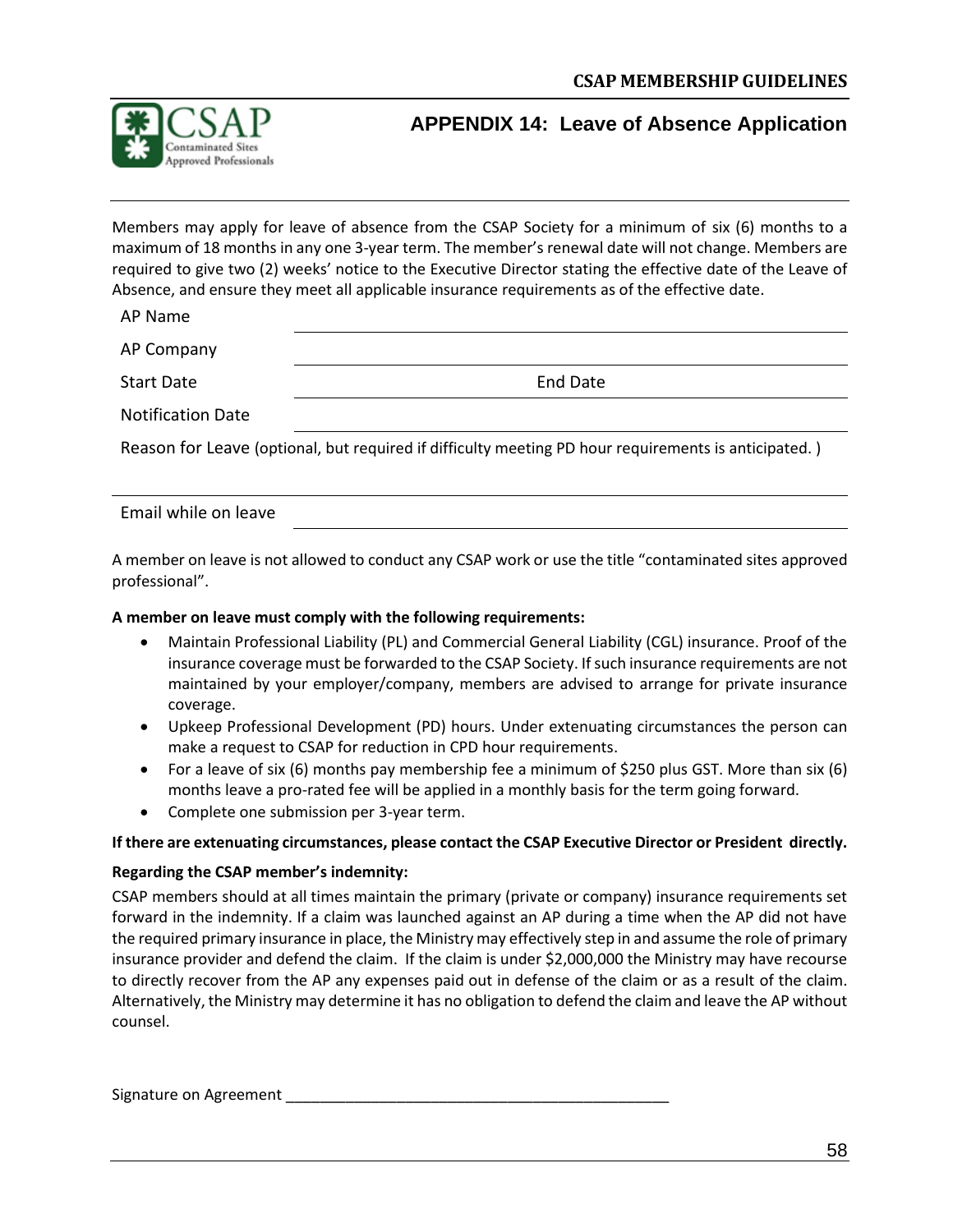## APPENDIX 14: Leave of Absence Application

Members may apply for leave of absence from the CSAP Society for a minimum of six (6) months to a maximum of 18 months in any one 3-year term. The member's renewal date will not change. Members are required to give two (2) weeks' notice to the Executive Director stating the effective date of the Leave of Absence, and ensure they meet all applicable insurance requirements as of the effective date.

AP Name \_\_\_\_\_\_\_\_\_\_\_\_\_\_\_\_\_\_\_\_\_\_\_\_\_\_\_\_\_\_\_\_\_\_\_\_\_\_\_\_

AP Company \_\_\_\_\_\_\_\_\_\_\_\_\_\_\_\_\_\_\_\_\_\_\_\_\_\_\_\_\_\_\_\_\_\_\_\_\_\_\_\_

Start Date \_\_\_\_\_\_\_\_\_\_\_\_\_\_\_\_ End Date \_\_\_\_\_\_\_\_\_\_\_\_\_\_\_\_

Notification Date \_\_\_\_\_\_\_\_\_\_\_\_\_\_\_\_\_\_\_\_\_\_\_\_\_\_\_\_\_\_\_\_\_\_\_\_\_\_\_\_

Reason for Leave (optional, but required if difficulty meeting PD hour requirements is anticipated. )

\_\_\_\_\_\_\_\_\_\_\_\_\_\_\_\_\_\_\_\_\_\_\_\_\_\_\_\_\_\_\_\_\_\_\_\_\_\_\_\_\_\_\_\_\_\_\_\_\_\_\_\_\_\_\_\_

Email while on leave \_\_\_\_\_\_\_\_\_\_\_\_\_\_\_\_\_\_\_\_\_\_\_\_\_\_\_\_\_\_\_\_\_\_\_\_\_\_\_\_

A member on leave is not allowed to conduct any CSAP work or use the title "contaminated sites approved professional".

**A member on leave must comply with the following requirements:**

- Maintain Professional Liability (PL) and Commercial General Liability (CGL) insurance. Proof of the insurance coverage must be forwarded to the CSAP Society. If such insurance requirements are not maintained by your employer/company, members are advised to arrange for private insurance coverage.
- Upkeep Professional Development (PD) hours. Under extenuating circumstances the person can make a request to CSAP for reduction in CPD hour requirements.
- For a leave of six (6) months pay membership fee a minimum of $250 plus GST. More than six (6) months leave a pro-rated fee will be applied in a monthly basis for the term going forward.
- Complete one submission per 3-year term.

**If there are extenuating circumstances, please contact the CSAP Executive Director or President directly.**

**Regarding the CSAP member's indemnity:**

CSAP members should at all times maintain the primary (private or company) insurance requirements set forward in the indemnity. If a claim was launched against an AP during a time when the AP did not have the required primary insurance in place, the Ministry may effectively step in and assume the role of primary insurance provider and defend the claim. If the claim is under $2,000,000 the Ministry may have recourse to directly recover from the AP any expenses paid out in defense of the claim or as a result of the claim. Alternatively, the Ministry may determine it has no obligation to defend the claim and leave the AP without counsel.

Signature on Agreement \_\_\_\_\_\_\_\_\_\_\_\_\_\_\_\_\_\_\_\_\_\_\_\_\_\_\_\_\_\_\_\_\_\_\_\_\_\_\_\_\_\_\_\_\_\_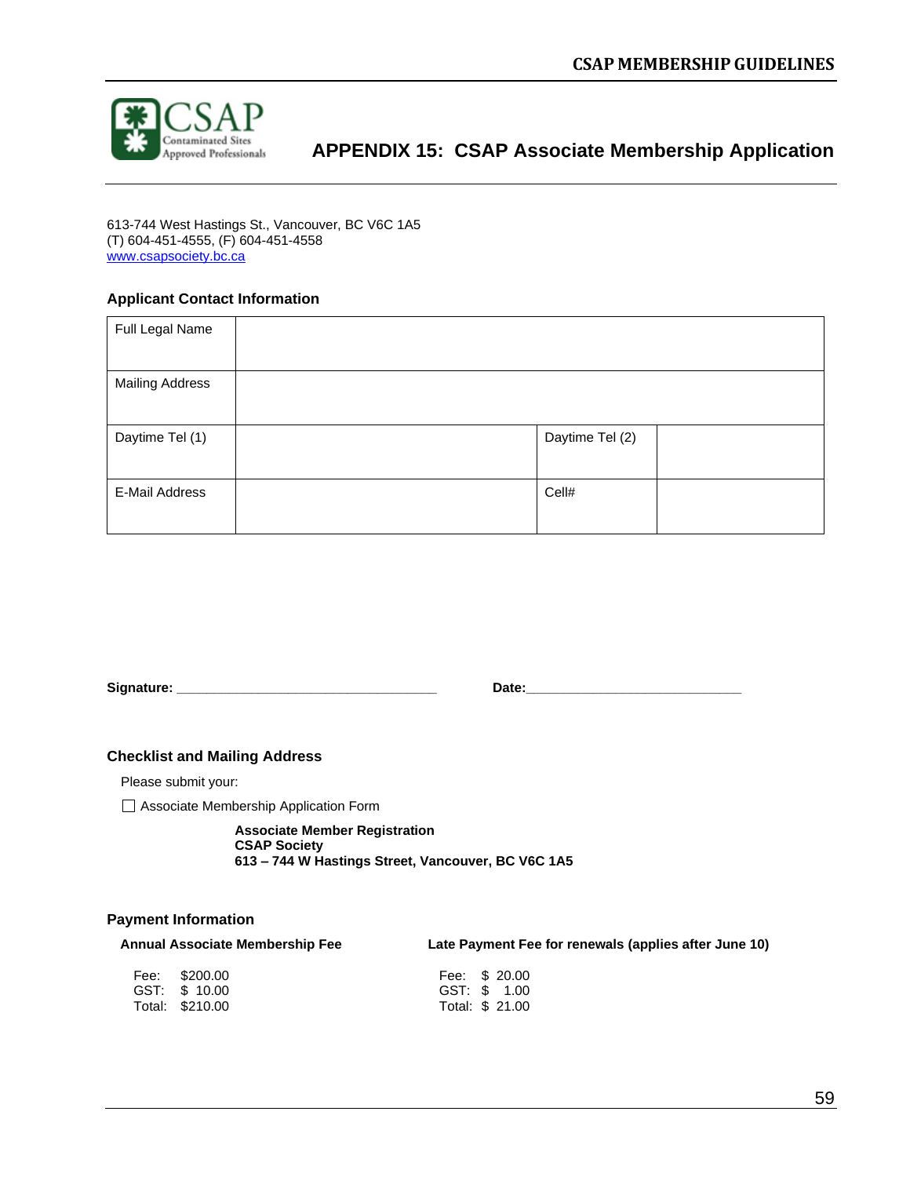# APPENDIX 15: CSAP Associate Membership Application

613-744 West Hastings St., Vancouver, BC V6C 1A5
(T) 604-451-4555, (F) 604-451-4558
www.csapsociety.bc.ca

## Applicant Contact Information

| | | | |
|---|---|---|---|
| Full Legal Name | | | |
| Mailing Address | | | |
| Daytime Tel (1) | | Daytime Tel (2) | |
| E-Mail Address | | Cell# | |

**Signature:** ___________________________________ **Date:**_____________________________

## Checklist and Mailing Address

Please submit your:

☐ Associate Membership Application Form

**Associate Member Registration**
**CSAP Society**
**613 – 744 W Hastings Street, Vancouver, BC V6C 1A5**

## Payment Information

**Annual Associate Membership Fee**

Fee: $200.00
GST: $ 10.00
Total: $210.00

**Late Payment Fee for renewals (applies after June 10)**

Fee: $ 20.00
GST: $ 1.00
Total: $ 21.00